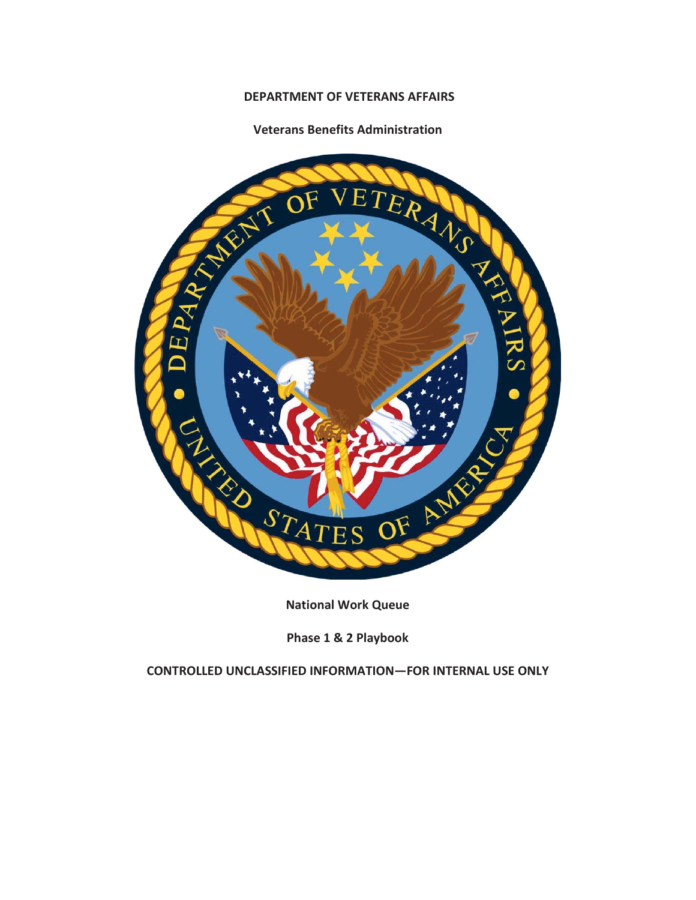**DEPARTMENT OF VETERANS AFFAIRS**

**Veterans Benefits Administration**

**National Work Queue**

**Phase 1 & 2 Playbook**

**CONTROLLED UNCLASSIFIED INFORMATION—FOR INTERNAL USE ONLY**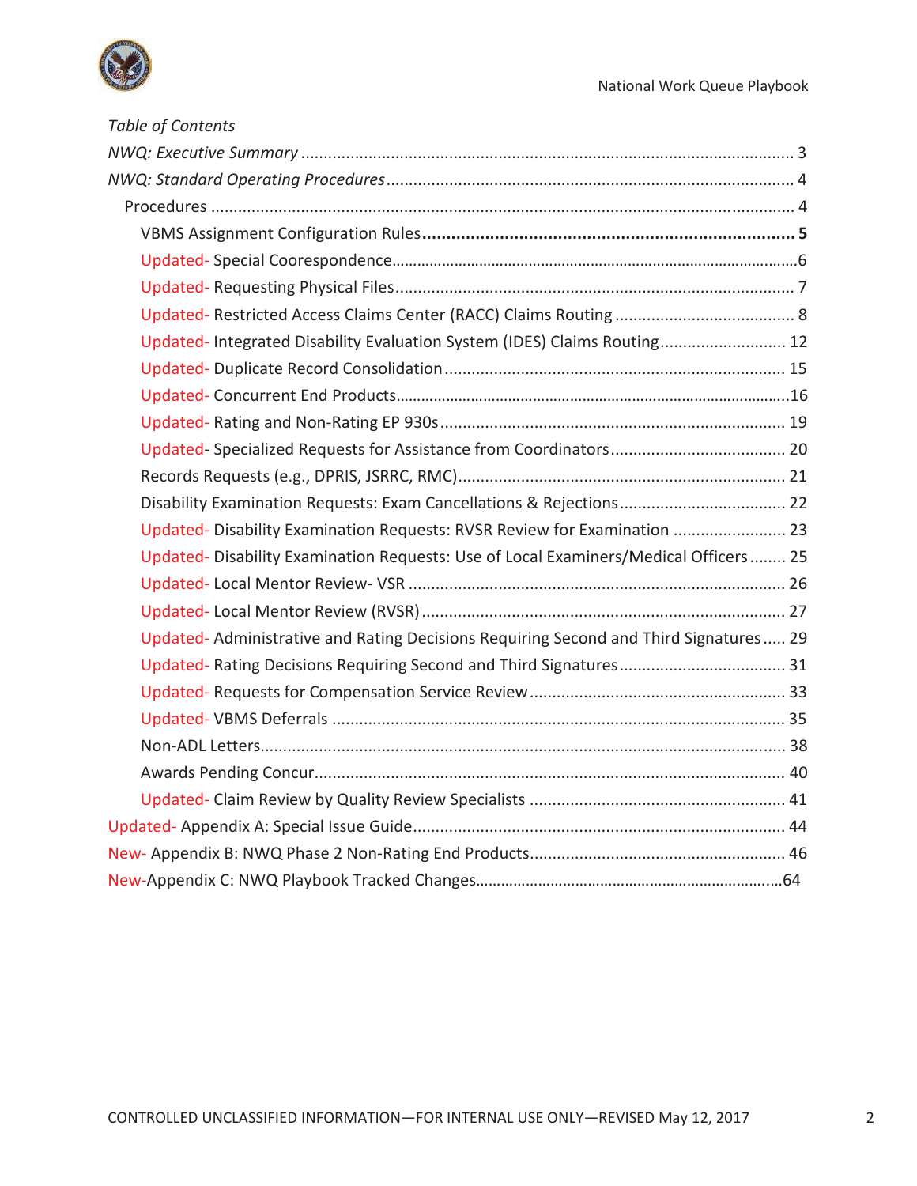*Table of Contents*

*NWQ: Executive Summary* ............................................................................................................ 3

*NWQ: Standard Operating Procedures* ........................................................................................ 4

- Procedures ................................................................................................................................. 4
  - **VBMS Assignment Configuration Rules** ............................................................................ **5**
  - Updated- Special Coorespondence..............................................................................................6
  - Updated- Requesting Physical Files........................................................................................ 7
  - Updated- Restricted Access Claims Center (RACC) Claims Routing ........................................ 8
  - Updated- Integrated Disability Evaluation System (IDES) Claims Routing............................ 12
  - Updated- Duplicate Record Consolidation ........................................................................... 15
  - Updated- Concurrent End Products...........................................................................................16
  - Updated- Rating and Non-Rating EP 930s............................................................................ 19
  - Updated- Specialized Requests for Assistance from Coordinators....................................... 20
  - Records Requests (e.g., DPRIS, JSRRC, RMC)......................................................................... 21
  - Disability Examination Requests: Exam Cancellations & Rejections..................................... 22
  - Updated- Disability Examination Requests: RVSR Review for Examination ......................... 23
  - Updated- Disability Examination Requests: Use of Local Examiners/Medical Officers........ 25
  - Updated- Local Mentor Review- VSR ................................................................................... 26
  - Updated- Local Mentor Review (RVSR) ................................................................................ 27
  - Updated- Administrative and Rating Decisions Requiring Second and Third Signatures..... 29
  - Updated- Rating Decisions Requiring Second and Third Signatures..................................... 31
  - Updated- Requests for Compensation Service Review ......................................................... 33
  - Updated- VBMS Deferrals .................................................................................................... 35
  - Non-ADL Letters.................................................................................................................... 38
  - Awards Pending Concur........................................................................................................ 40
  - Updated- Claim Review by Quality Review Specialists ......................................................... 41

Updated- Appendix A: Special Issue Guide.................................................................................. 44

New- Appendix B: NWQ Phase 2 Non-Rating End Products......................................................... 46

New-Appendix C: NWQ Playbook Tracked Changes.........................................................................64

CONTROLLED UNCLASSIFIED INFORMATION—FOR INTERNAL USE ONLY—REVISED May 12, 2017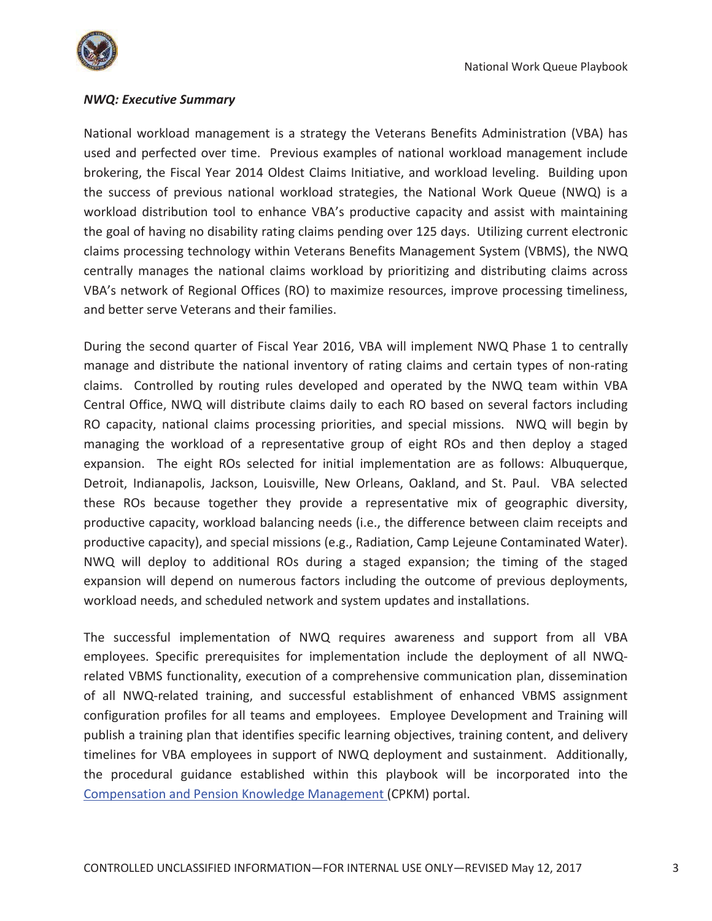***NWQ: Executive Summary***

National workload management is a strategy the Veterans Benefits Administration (VBA) has used and perfected over time. Previous examples of national workload management include brokering, the Fiscal Year 2014 Oldest Claims Initiative, and workload leveling. Building upon the success of previous national workload strategies, the National Work Queue (NWQ) is a workload distribution tool to enhance VBA's productive capacity and assist with maintaining the goal of having no disability rating claims pending over 125 days. Utilizing current electronic claims processing technology within Veterans Benefits Management System (VBMS), the NWQ centrally manages the national claims workload by prioritizing and distributing claims across VBA's network of Regional Offices (RO) to maximize resources, improve processing timeliness, and better serve Veterans and their families.

During the second quarter of Fiscal Year 2016, VBA will implement NWQ Phase 1 to centrally manage and distribute the national inventory of rating claims and certain types of non-rating claims. Controlled by routing rules developed and operated by the NWQ team within VBA Central Office, NWQ will distribute claims daily to each RO based on several factors including RO capacity, national claims processing priorities, and special missions. NWQ will begin by managing the workload of a representative group of eight ROs and then deploy a staged expansion. The eight ROs selected for initial implementation are as follows: Albuquerque, Detroit, Indianapolis, Jackson, Louisville, New Orleans, Oakland, and St. Paul. VBA selected these ROs because together they provide a representative mix of geographic diversity, productive capacity, workload balancing needs (i.e., the difference between claim receipts and productive capacity), and special missions (e.g., Radiation, Camp Lejeune Contaminated Water). NWQ will deploy to additional ROs during a staged expansion; the timing of the staged expansion will depend on numerous factors including the outcome of previous deployments, workload needs, and scheduled network and system updates and installations.

The successful implementation of NWQ requires awareness and support from all VBA employees. Specific prerequisites for implementation include the deployment of all NWQ-related VBMS functionality, execution of a comprehensive communication plan, dissemination of all NWQ-related training, and successful establishment of enhanced VBMS assignment configuration profiles for all teams and employees. Employee Development and Training will publish a training plan that identifies specific learning objectives, training content, and delivery timelines for VBA employees in support of NWQ deployment and sustainment. Additionally, the procedural guidance established within this playbook will be incorporated into the Compensation and Pension Knowledge Management (CPKM) portal.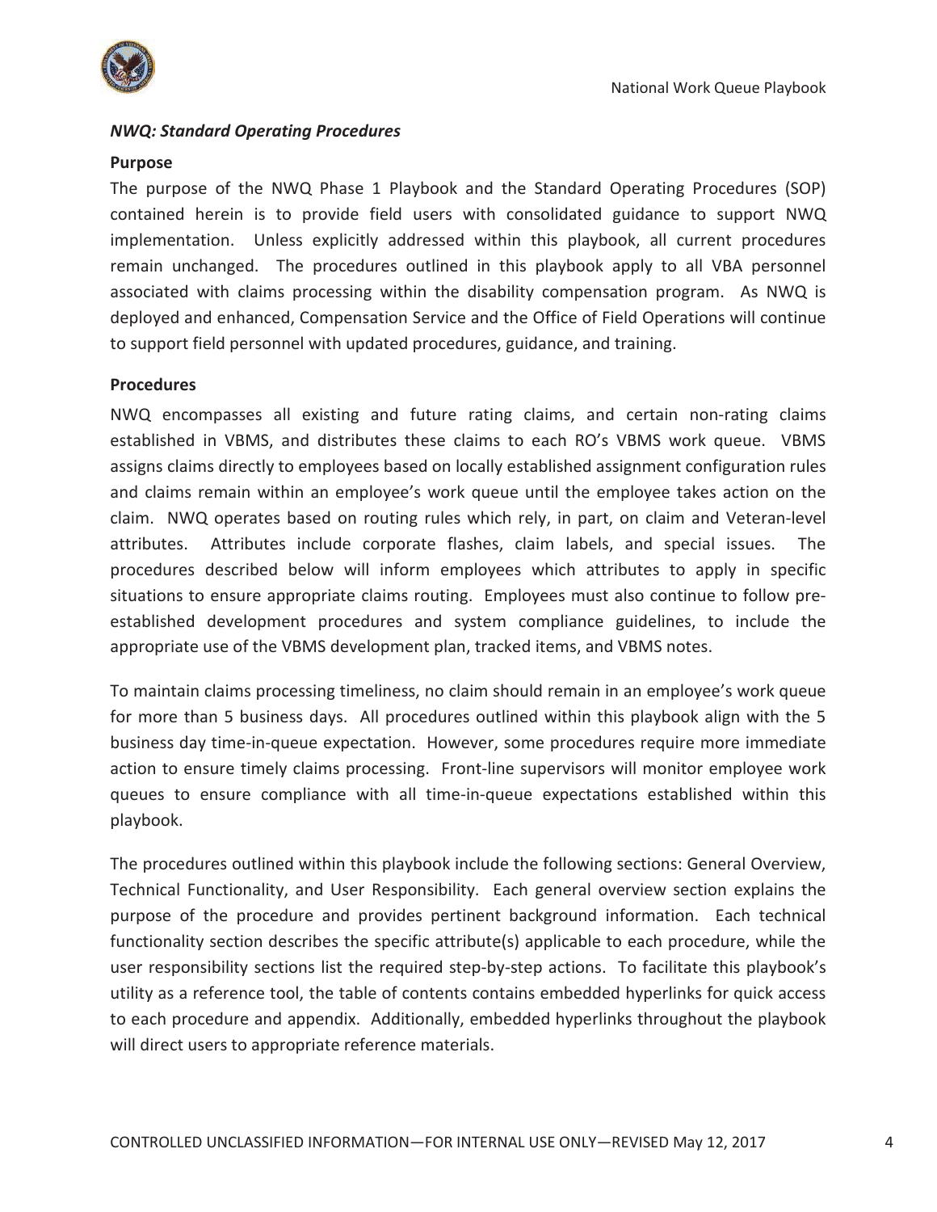***NWQ: Standard Operating Procedures***

**Purpose**

The purpose of the NWQ Phase 1 Playbook and the Standard Operating Procedures (SOP) contained herein is to provide field users with consolidated guidance to support NWQ implementation. Unless explicitly addressed within this playbook, all current procedures remain unchanged. The procedures outlined in this playbook apply to all VBA personnel associated with claims processing within the disability compensation program. As NWQ is deployed and enhanced, Compensation Service and the Office of Field Operations will continue to support field personnel with updated procedures, guidance, and training.

**Procedures**

NWQ encompasses all existing and future rating claims, and certain non-rating claims established in VBMS, and distributes these claims to each RO's VBMS work queue. VBMS assigns claims directly to employees based on locally established assignment configuration rules and claims remain within an employee's work queue until the employee takes action on the claim. NWQ operates based on routing rules which rely, in part, on claim and Veteran-level attributes. Attributes include corporate flashes, claim labels, and special issues. The procedures described below will inform employees which attributes to apply in specific situations to ensure appropriate claims routing. Employees must also continue to follow pre-established development procedures and system compliance guidelines, to include the appropriate use of the VBMS development plan, tracked items, and VBMS notes.

To maintain claims processing timeliness, no claim should remain in an employee's work queue for more than 5 business days. All procedures outlined within this playbook align with the 5 business day time-in-queue expectation. However, some procedures require more immediate action to ensure timely claims processing. Front-line supervisors will monitor employee work queues to ensure compliance with all time-in-queue expectations established within this playbook.

The procedures outlined within this playbook include the following sections: General Overview, Technical Functionality, and User Responsibility. Each general overview section explains the purpose of the procedure and provides pertinent background information. Each technical functionality section describes the specific attribute(s) applicable to each procedure, while the user responsibility sections list the required step-by-step actions. To facilitate this playbook's utility as a reference tool, the table of contents contains embedded hyperlinks for quick access to each procedure and appendix. Additionally, embedded hyperlinks throughout the playbook will direct users to appropriate reference materials.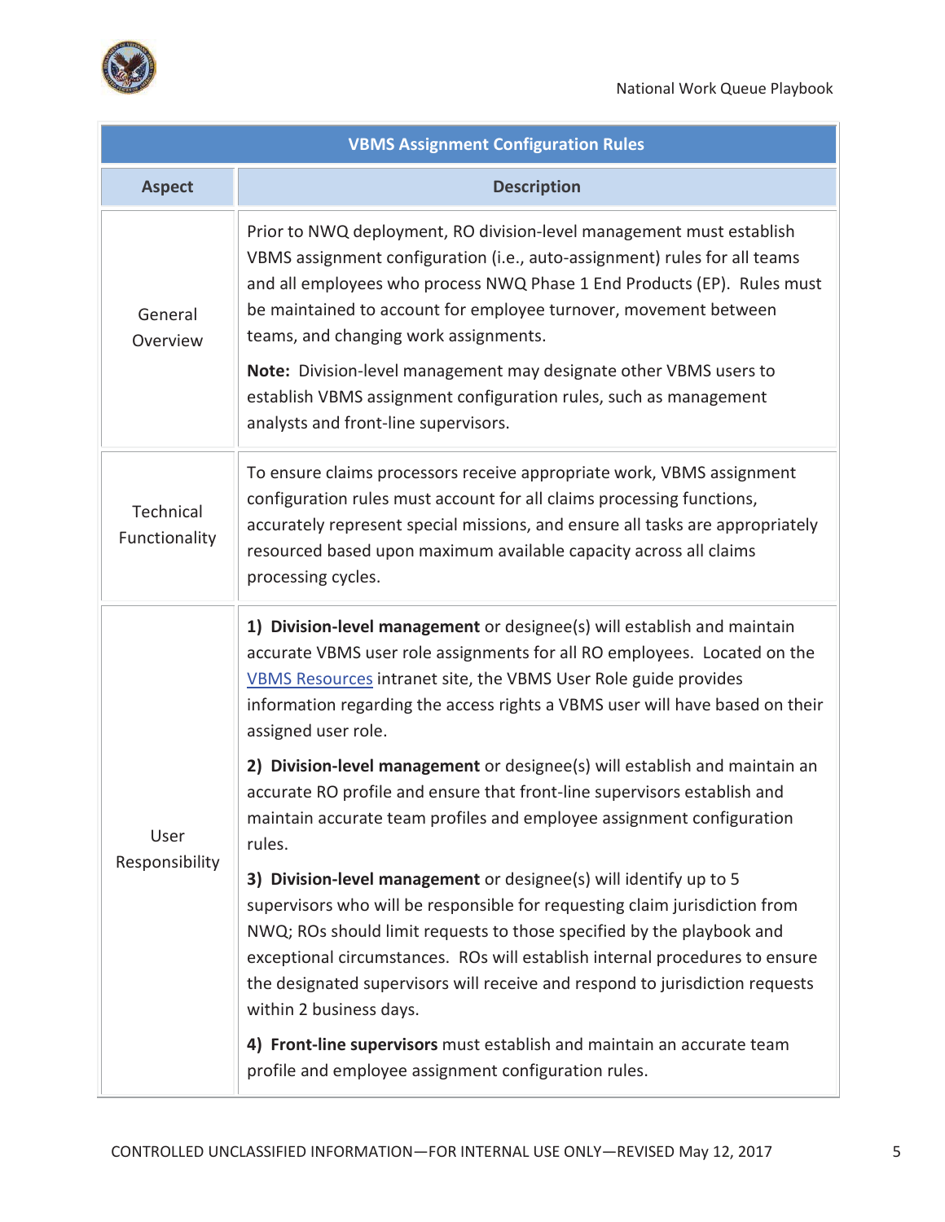| VBMS Assignment Configuration Rules | |
|---|---|
| **Aspect** | **Description** |
| General Overview | Prior to NWQ deployment, RO division-level management must establish VBMS assignment configuration (i.e., auto-assignment) rules for all teams and all employees who process NWQ Phase 1 End Products (EP). Rules must be maintained to account for employee turnover, movement between teams, and changing work assignments.<br><br>**Note:** Division-level management may designate other VBMS users to establish VBMS assignment configuration rules, such as management analysts and front-line supervisors. |
| Technical Functionality | To ensure claims processors receive appropriate work, VBMS assignment configuration rules must account for all claims processing functions, accurately represent special missions, and ensure all tasks are appropriately resourced based upon maximum available capacity across all claims processing cycles. |
| User Responsibility | **1) Division-level management** or designee(s) will establish and maintain accurate VBMS user role assignments for all RO employees. Located on the VBMS Resources intranet site, the VBMS User Role guide provides information regarding the access rights a VBMS user will have based on their assigned user role.<br><br>**2) Division-level management** or designee(s) will establish and maintain an accurate RO profile and ensure that front-line supervisors establish and maintain accurate team profiles and employee assignment configuration rules.<br><br>**3) Division-level management** or designee(s) will identify up to 5 supervisors who will be responsible for requesting claim jurisdiction from NWQ; ROs should limit requests to those specified by the playbook and exceptional circumstances. ROs will establish internal procedures to ensure the designated supervisors will receive and respond to jurisdiction requests within 2 business days.<br><br>**4) Front-line supervisors** must establish and maintain an accurate team profile and employee assignment configuration rules. |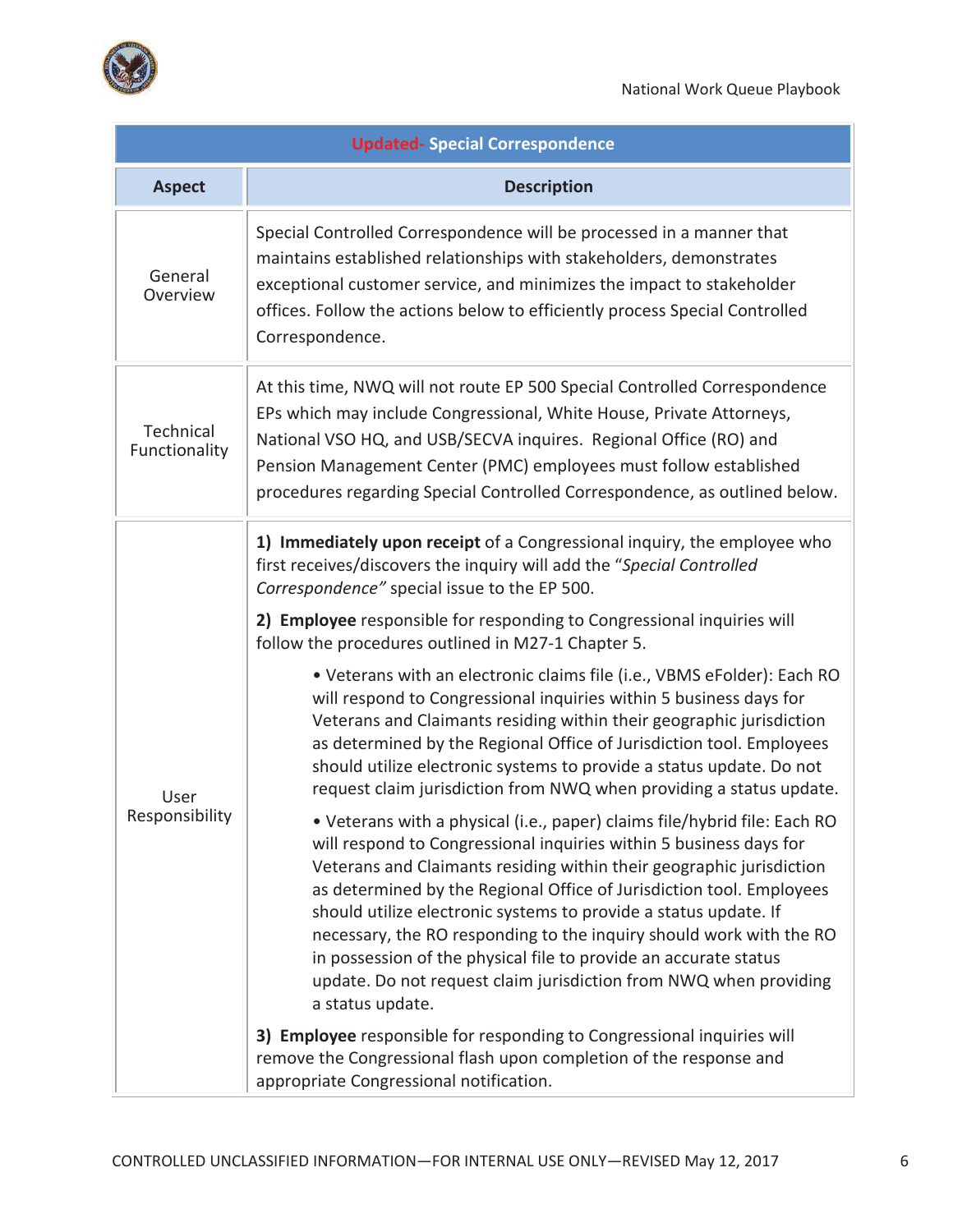| Updated- Special Correspondence | |
|---|---|
| **Aspect** | **Description** |
| General Overview | Special Controlled Correspondence will be processed in a manner that maintains established relationships with stakeholders, demonstrates exceptional customer service, and minimizes the impact to stakeholder offices. Follow the actions below to efficiently process Special Controlled Correspondence. |
| Technical Functionality | At this time, NWQ will not route EP 500 Special Controlled Correspondence EPs which may include Congressional, White House, Private Attorneys, National VSO HQ, and USB/SECVA inquires. Regional Office (RO) and Pension Management Center (PMC) employees must follow established procedures regarding Special Controlled Correspondence, as outlined below. |
| User Responsibility | **1) Immediately upon receipt** of a Congressional inquiry, the employee who first receives/discovers the inquiry will add the "*Special Controlled Correspondence"* special issue to the EP 500.<br><br>**2) Employee** responsible for responding to Congressional inquiries will follow the procedures outlined in M27-1 Chapter 5.<br><br>• Veterans with an electronic claims file (i.e., VBMS eFolder): Each RO will respond to Congressional inquiries within 5 business days for Veterans and Claimants residing within their geographic jurisdiction as determined by the Regional Office of Jurisdiction tool. Employees should utilize electronic systems to provide a status update. Do not request claim jurisdiction from NWQ when providing a status update.<br><br>• Veterans with a physical (i.e., paper) claims file/hybrid file: Each RO will respond to Congressional inquiries within 5 business days for Veterans and Claimants residing within their geographic jurisdiction as determined by the Regional Office of Jurisdiction tool. Employees should utilize electronic systems to provide a status update. If necessary, the RO responding to the inquiry should work with the RO in possession of the physical file to provide an accurate status update. Do not request claim jurisdiction from NWQ when providing a status update.<br><br>**3) Employee** responsible for responding to Congressional inquiries will remove the Congressional flash upon completion of the response and appropriate Congressional notification. |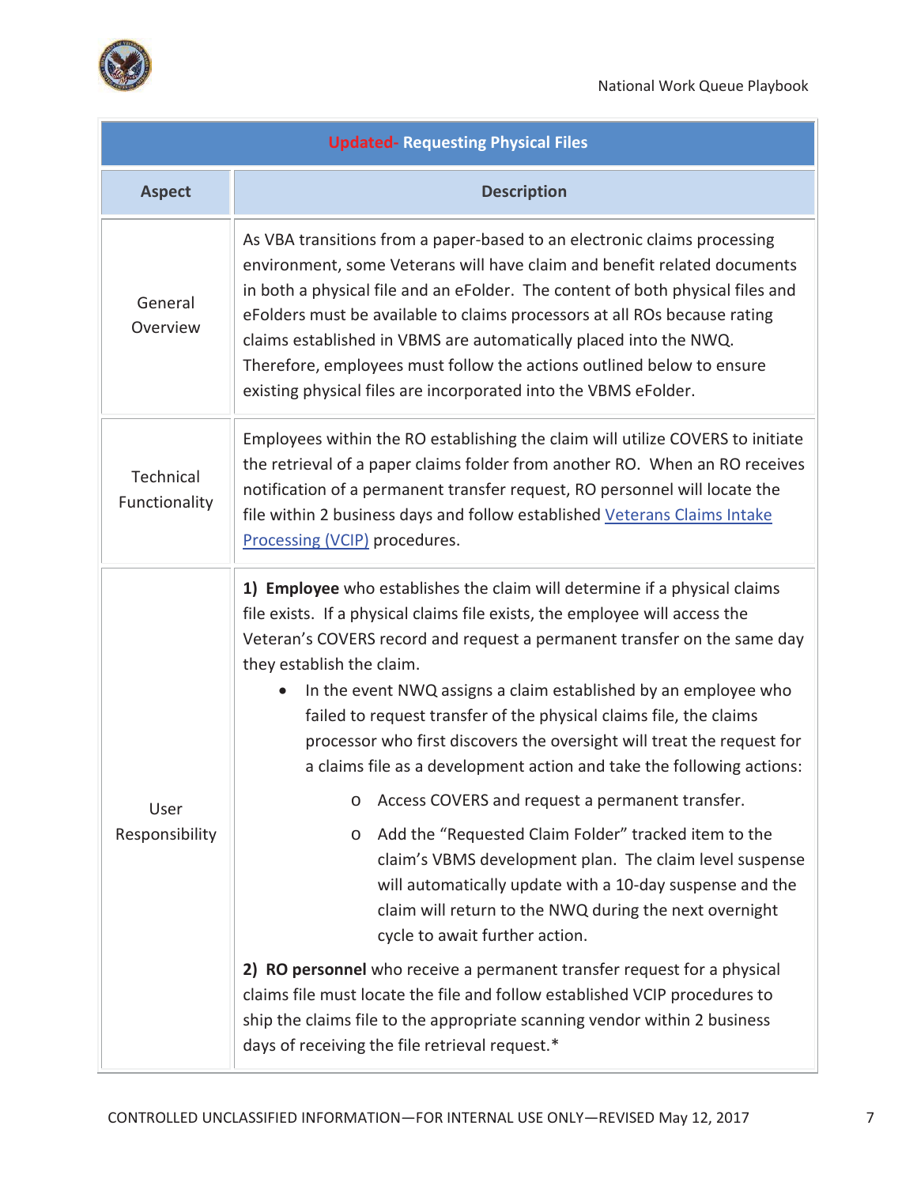| Updated- Requesting Physical Files | |
|---|---|
| **Aspect** | **Description** |
| General Overview | As VBA transitions from a paper-based to an electronic claims processing environment, some Veterans will have claim and benefit related documents in both a physical file and an eFolder. The content of both physical files and eFolders must be available to claims processors at all ROs because rating claims established in VBMS are automatically placed into the NWQ. Therefore, employees must follow the actions outlined below to ensure existing physical files are incorporated into the VBMS eFolder. |
| Technical Functionality | Employees within the RO establishing the claim will utilize COVERS to initiate the retrieval of a paper claims folder from another RO. When an RO receives notification of a permanent transfer request, RO personnel will locate the file within 2 business days and follow established Veterans Claims Intake Processing (VCIP) procedures. |
| User Responsibility | 1) **Employee** who establishes the claim will determine if a physical claims file exists. If a physical claims file exists, the employee will access the Veteran's COVERS record and request a permanent transfer on the same day they establish the claim.<br>• In the event NWQ assigns a claim established by an employee who failed to request transfer of the physical claims file, the claims processor who first discovers the oversight will treat the request for a claims file as a development action and take the following actions:<br>o Access COVERS and request a permanent transfer.<br>o Add the "Requested Claim Folder" tracked item to the claim's VBMS development plan. The claim level suspense will automatically update with a 10-day suspense and the claim will return to the NWQ during the next overnight cycle to await further action.<br><br>2) **RO personnel** who receive a permanent transfer request for a physical claims file must locate the file and follow established VCIP procedures to ship the claims file to the appropriate scanning vendor within 2 business days of receiving the file retrieval request.* |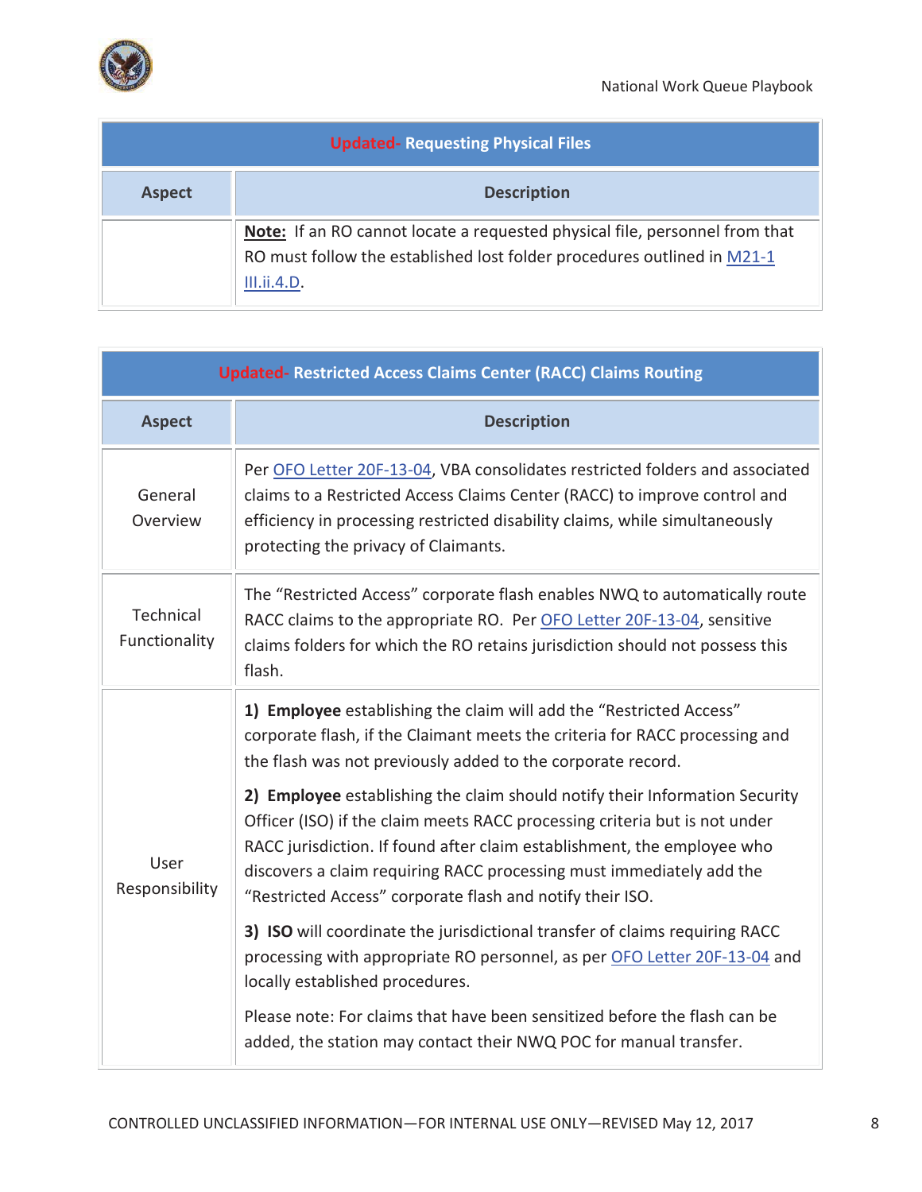| Updated- Requesting Physical Files | |
|---|---|
| **Aspect** | **Description** |
| | **Note:** If an RO cannot locate a requested physical file, personnel from that RO must follow the established lost folder procedures outlined in M21-1 III.ii.4.D. |

| Updated- Restricted Access Claims Center (RACC) Claims Routing | |
|---|---|
| **Aspect** | **Description** |
| General Overview | Per OFO Letter 20F-13-04, VBA consolidates restricted folders and associated claims to a Restricted Access Claims Center (RACC) to improve control and efficiency in processing restricted disability claims, while simultaneously protecting the privacy of Claimants. |
| Technical Functionality | The "Restricted Access" corporate flash enables NWQ to automatically route RACC claims to the appropriate RO. Per OFO Letter 20F-13-04, sensitive claims folders for which the RO retains jurisdiction should not possess this flash. |
| User Responsibility | **1) Employee** establishing the claim will add the "Restricted Access" corporate flash, if the Claimant meets the criteria for RACC processing and the flash was not previously added to the corporate record.<br><br>**2) Employee** establishing the claim should notify their Information Security Officer (ISO) if the claim meets RACC processing criteria but is not under RACC jurisdiction. If found after claim establishment, the employee who discovers a claim requiring RACC processing must immediately add the "Restricted Access" corporate flash and notify their ISO.<br><br>**3) ISO** will coordinate the jurisdictional transfer of claims requiring RACC processing with appropriate RO personnel, as per OFO Letter 20F-13-04 and locally established procedures.<br><br>Please note: For claims that have been sensitized before the flash can be added, the station may contact their NWQ POC for manual transfer. |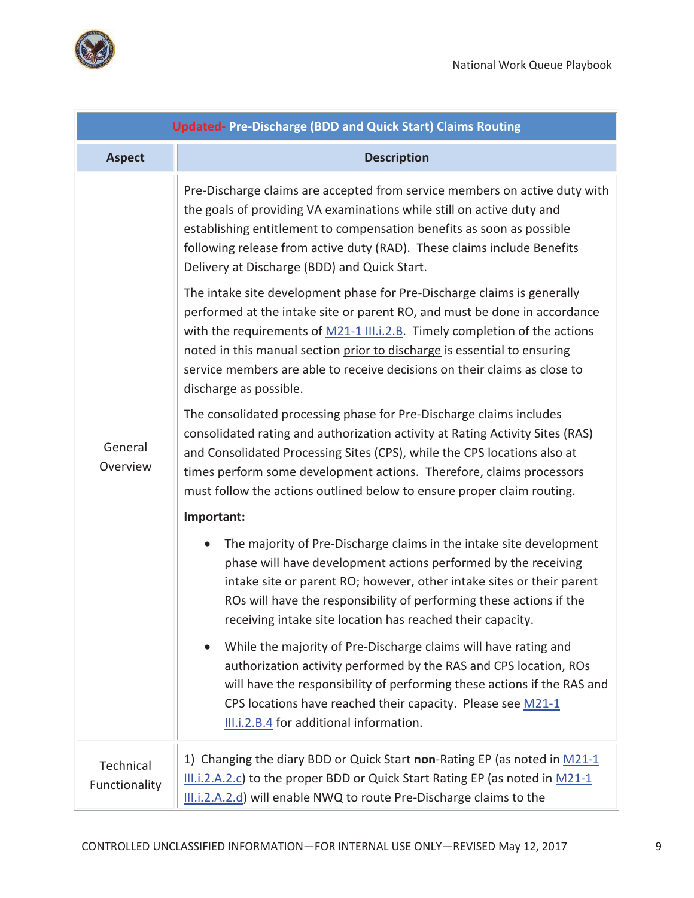| Updated- Pre-Discharge (BDD and Quick Start) Claims Routing | |
|---|---|
| **Aspect** | **Description** |
| General Overview | Pre-Discharge claims are accepted from service members on active duty with the goals of providing VA examinations while still on active duty and establishing entitlement to compensation benefits as soon as possible following release from active duty (RAD). These claims include Benefits Delivery at Discharge (BDD) and Quick Start.<br><br>The intake site development phase for Pre-Discharge claims is generally performed at the intake site or parent RO, and must be done in accordance with the requirements of M21-1 III.i.2.B. Timely completion of the actions noted in this manual section prior to discharge is essential to ensuring service members are able to receive decisions on their claims as close to discharge as possible.<br><br>The consolidated processing phase for Pre-Discharge claims includes consolidated rating and authorization activity at Rating Activity Sites (RAS) and Consolidated Processing Sites (CPS), while the CPS locations also at times perform some development actions. Therefore, claims processors must follow the actions outlined below to ensure proper claim routing.<br><br>**Important:**<br><br>• The majority of Pre-Discharge claims in the intake site development phase will have development actions performed by the receiving intake site or parent RO; however, other intake sites or their parent ROs will have the responsibility of performing these actions if the receiving intake site location has reached their capacity.<br><br>• While the majority of Pre-Discharge claims will have rating and authorization activity performed by the RAS and CPS location, ROs will have the responsibility of performing these actions if the RAS and CPS locations have reached their capacity. Please see M21-1 III.i.2.B.4 for additional information. |
| Technical Functionality | 1) Changing the diary BDD or Quick Start **non**-Rating EP (as noted in M21-1 III.i.2.A.2.c) to the proper BDD or Quick Start Rating EP (as noted in M21-1 III.i.2.A.2.d) will enable NWQ to route Pre-Discharge claims to the |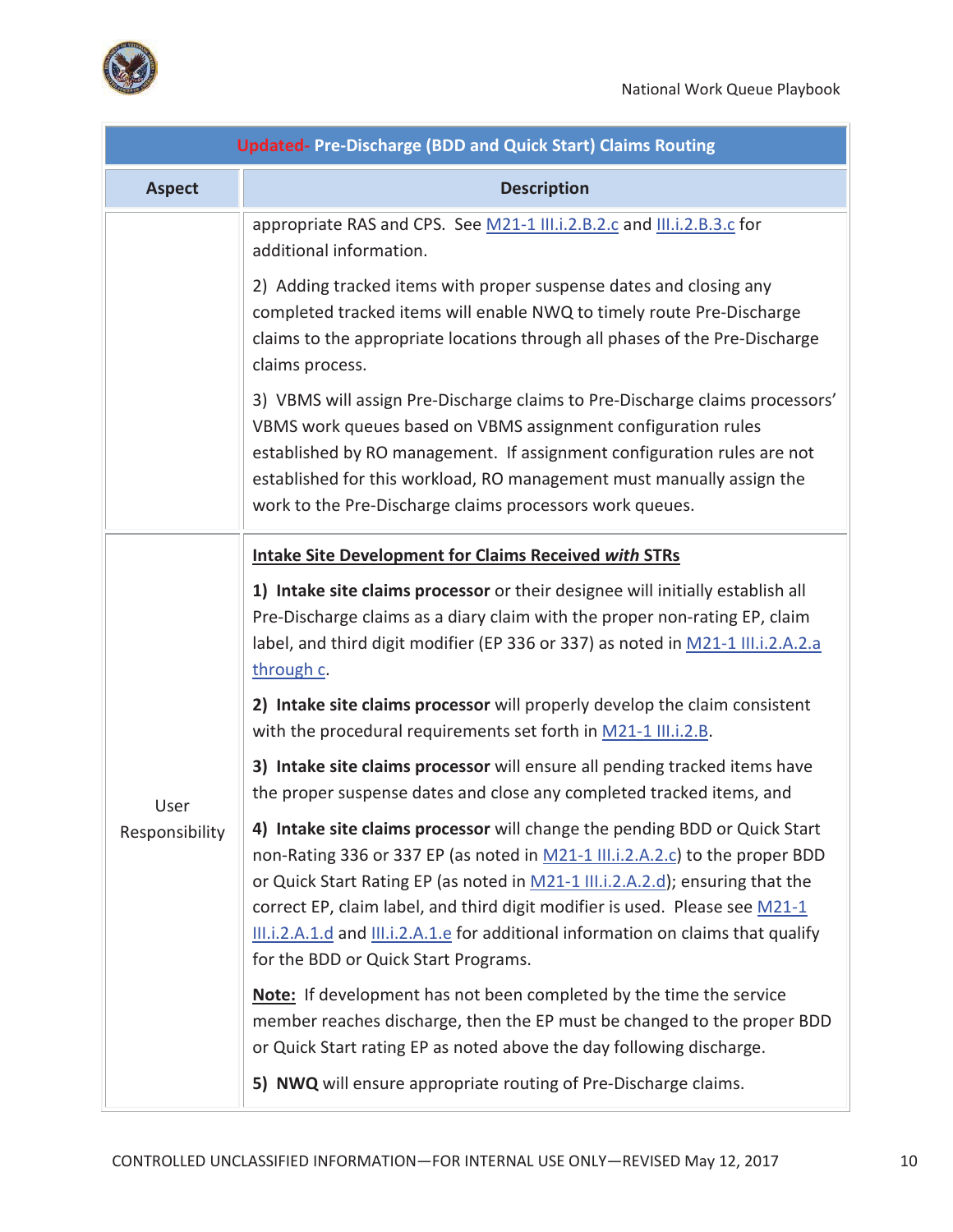| Updated- Pre-Discharge (BDD and Quick Start) Claims Routing | |
|---|---|
| **Aspect** | **Description** |
| | appropriate RAS and CPS. See M21-1 III.i.2.B.2.c and III.i.2.B.3.c for additional information.<br><br>2) Adding tracked items with proper suspense dates and closing any completed tracked items will enable NWQ to timely route Pre-Discharge claims to the appropriate locations through all phases of the Pre-Discharge claims process.<br><br>3) VBMS will assign Pre-Discharge claims to Pre-Discharge claims processors' VBMS work queues based on VBMS assignment configuration rules established by RO management. If assignment configuration rules are not established for this workload, RO management must manually assign the work to the Pre-Discharge claims processors work queues. |
| User Responsibility | **Intake Site Development for Claims Received *with* STRs**<br><br>**1) Intake site claims processor** or their designee will initially establish all Pre-Discharge claims as a diary claim with the proper non-rating EP, claim label, and third digit modifier (EP 336 or 337) as noted in M21-1 III.i.2.A.2.a through c.<br><br>**2) Intake site claims processor** will properly develop the claim consistent with the procedural requirements set forth in M21-1 III.i.2.B.<br><br>**3) Intake site claims processor** will ensure all pending tracked items have the proper suspense dates and close any completed tracked items, and<br><br>**4) Intake site claims processor** will change the pending BDD or Quick Start non-Rating 336 or 337 EP (as noted in M21-1 III.i.2.A.2.c) to the proper BDD or Quick Start Rating EP (as noted in M21-1 III.i.2.A.2.d); ensuring that the correct EP, claim label, and third digit modifier is used. Please see M21-1 III.i.2.A.1.d and III.i.2.A.1.e for additional information on claims that qualify for the BDD or Quick Start Programs.<br><br>**Note:** If development has not been completed by the time the service member reaches discharge, then the EP must be changed to the proper BDD or Quick Start rating EP as noted above the day following discharge.<br><br>**5) NWQ** will ensure appropriate routing of Pre-Discharge claims. |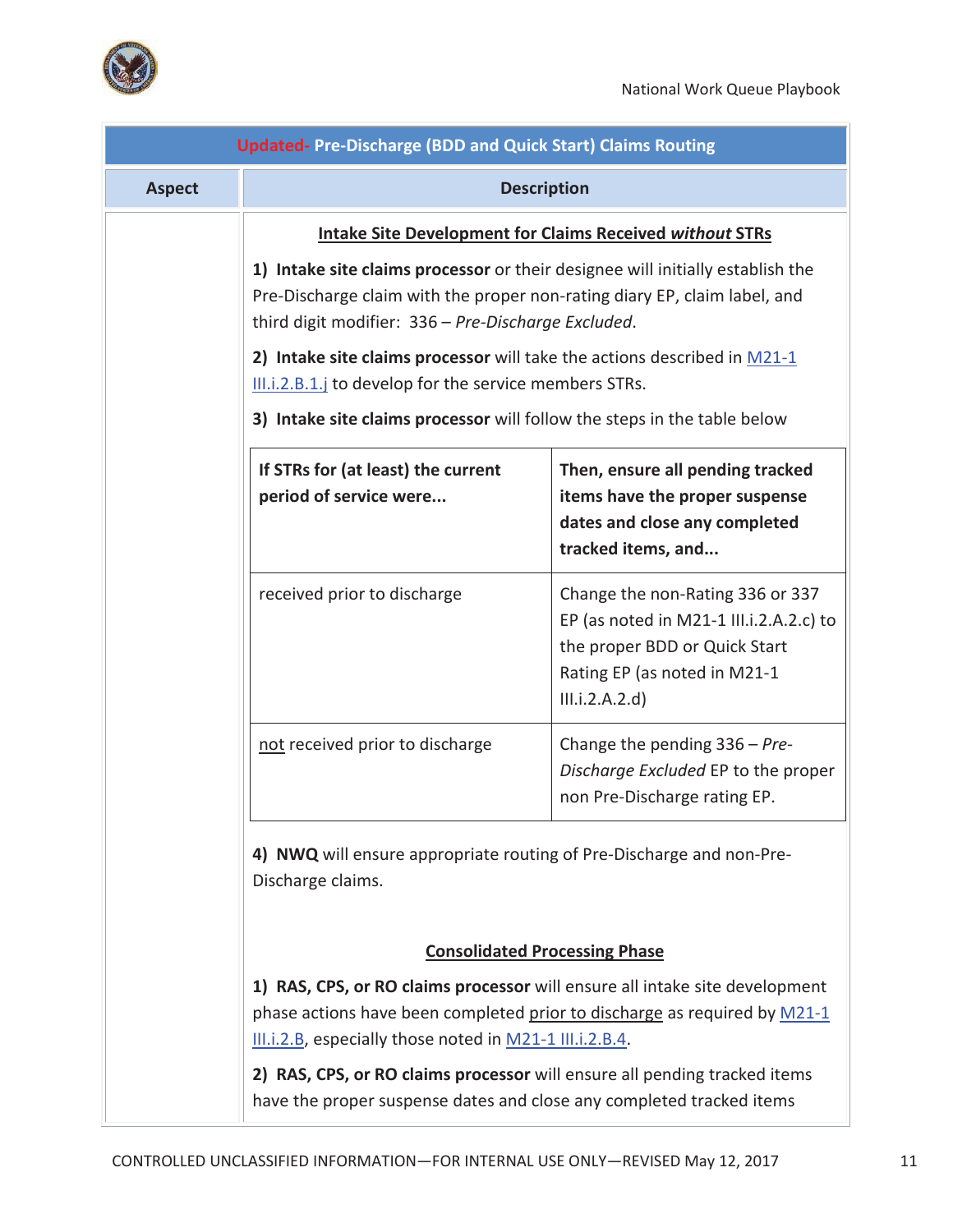| **Updated- Pre-Discharge (BDD and Quick Start) Claims Routing** | |
|---|---|
| **Aspect** | **Description** |
| | **Intake Site Development for Claims Received *without* STRs**<br><br>**1) Intake site claims processor** or their designee will initially establish the Pre-Discharge claim with the proper non-rating diary EP, claim label, and third digit modifier: 336 – *Pre-Discharge Excluded*.<br><br>**2) Intake site claims processor** will take the actions described in M21-1 III.i.2.B.1.j to develop for the service members STRs.<br><br>**3) Intake site claims processor** will follow the steps in the table below<br><br>*(see nested table below)*<br><br>**4) NWQ** will ensure appropriate routing of Pre-Discharge and non-Pre-Discharge claims.<br><br>**Consolidated Processing Phase**<br><br>**1) RAS, CPS, or RO claims processor** will ensure all intake site development phase actions have been completed prior to discharge as required by M21-1 III.i.2.B, especially those noted in M21-1 III.i.2.B.4.<br><br>**2) RAS, CPS, or RO claims processor** will ensure all pending tracked items have the proper suspense dates and close any completed tracked items |

| **If STRs for (at least) the current period of service were...** | **Then, ensure all pending tracked items have the proper suspense dates and close any completed tracked items, and...** |
|---|---|
| received prior to discharge | Change the non-Rating 336 or 337 EP (as noted in M21-1 III.i.2.A.2.c) to the proper BDD or Quick Start Rating EP (as noted in M21-1 III.i.2.A.2.d) |
| not received prior to discharge | Change the pending 336 – *Pre-Discharge Excluded* EP to the proper non Pre-Discharge rating EP. |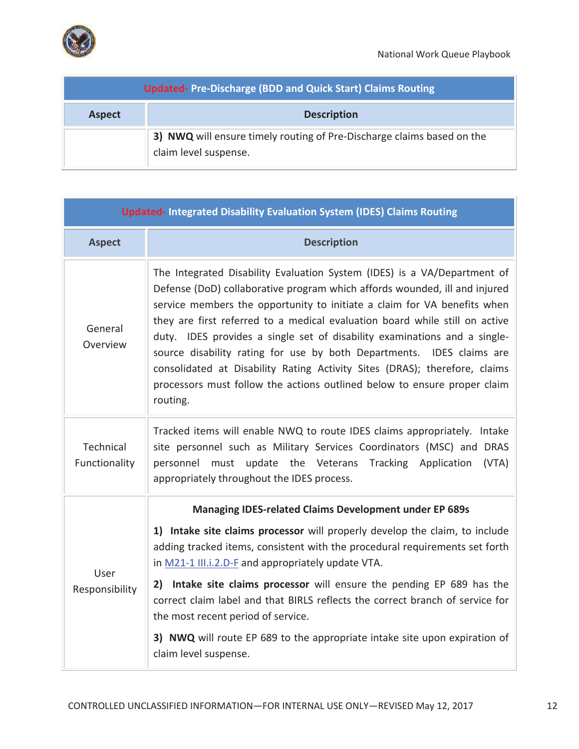| Updated- Pre-Discharge (BDD and Quick Start) Claims Routing | |
|---|---|
| **Aspect** | **Description** |
| | **3) NWQ** will ensure timely routing of Pre-Discharge claims based on the claim level suspense. |

| Updated- Integrated Disability Evaluation System (IDES) Claims Routing | |
|---|---|
| **Aspect** | **Description** |
| General Overview | The Integrated Disability Evaluation System (IDES) is a VA/Department of Defense (DoD) collaborative program which affords wounded, ill and injured service members the opportunity to initiate a claim for VA benefits when they are first referred to a medical evaluation board while still on active duty. IDES provides a single set of disability examinations and a single-source disability rating for use by both Departments. IDES claims are consolidated at Disability Rating Activity Sites (DRAS); therefore, claims processors must follow the actions outlined below to ensure proper claim routing. |
| Technical Functionality | Tracked items will enable NWQ to route IDES claims appropriately. Intake site personnel such as Military Services Coordinators (MSC) and DRAS personnel must update the Veterans Tracking Application (VTA) appropriately throughout the IDES process. |
| User Responsibility | **Managing IDES-related Claims Development under EP 689s**<br><br>**1) Intake site claims processor** will properly develop the claim, to include adding tracked items, consistent with the procedural requirements set forth in [M21-1 III.i.2.D-F]() and appropriately update VTA.<br><br>**2) Intake site claims processor** will ensure the pending EP 689 has the correct claim label and that BIRLS reflects the correct branch of service for the most recent period of service.<br><br>**3) NWQ** will route EP 689 to the appropriate intake site upon expiration of claim level suspense. |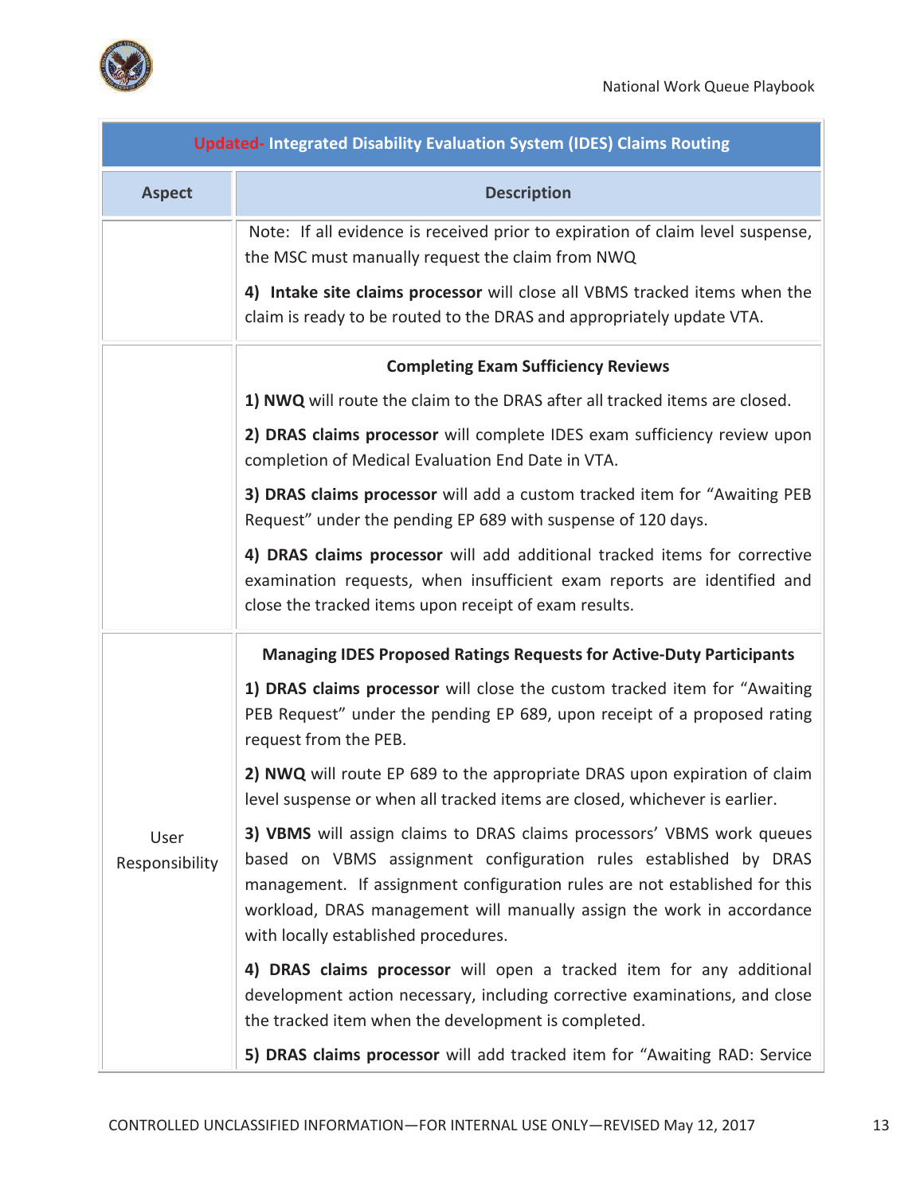| Updated- Integrated Disability Evaluation System (IDES) Claims Routing | |
|---|---|
| **Aspect** | **Description** |
| | Note: If all evidence is received prior to expiration of claim level suspense, the MSC must manually request the claim from NWQ<br><br>**4) Intake site claims processor** will close all VBMS tracked items when the claim is ready to be routed to the DRAS and appropriately update VTA. |
| | **Completing Exam Sufficiency Reviews**<br><br>**1) NWQ** will route the claim to the DRAS after all tracked items are closed.<br><br>**2) DRAS claims processor** will complete IDES exam sufficiency review upon completion of Medical Evaluation End Date in VTA.<br><br>**3) DRAS claims processor** will add a custom tracked item for "Awaiting PEB Request" under the pending EP 689 with suspense of 120 days.<br><br>**4) DRAS claims processor** will add additional tracked items for corrective examination requests, when insufficient exam reports are identified and close the tracked items upon receipt of exam results. |
| User Responsibility | **Managing IDES Proposed Ratings Requests for Active-Duty Participants**<br><br>**1) DRAS claims processor** will close the custom tracked item for "Awaiting PEB Request" under the pending EP 689, upon receipt of a proposed rating request from the PEB.<br><br>**2) NWQ** will route EP 689 to the appropriate DRAS upon expiration of claim level suspense or when all tracked items are closed, whichever is earlier.<br><br>**3) VBMS** will assign claims to DRAS claims processors' VBMS work queues based on VBMS assignment configuration rules established by DRAS management. If assignment configuration rules are not established for this workload, DRAS management will manually assign the work in accordance with locally established procedures.<br><br>**4) DRAS claims processor** will open a tracked item for any additional development action necessary, including corrective examinations, and close the tracked item when the development is completed.<br><br>**5) DRAS claims processor** will add tracked item for "Awaiting RAD: Service |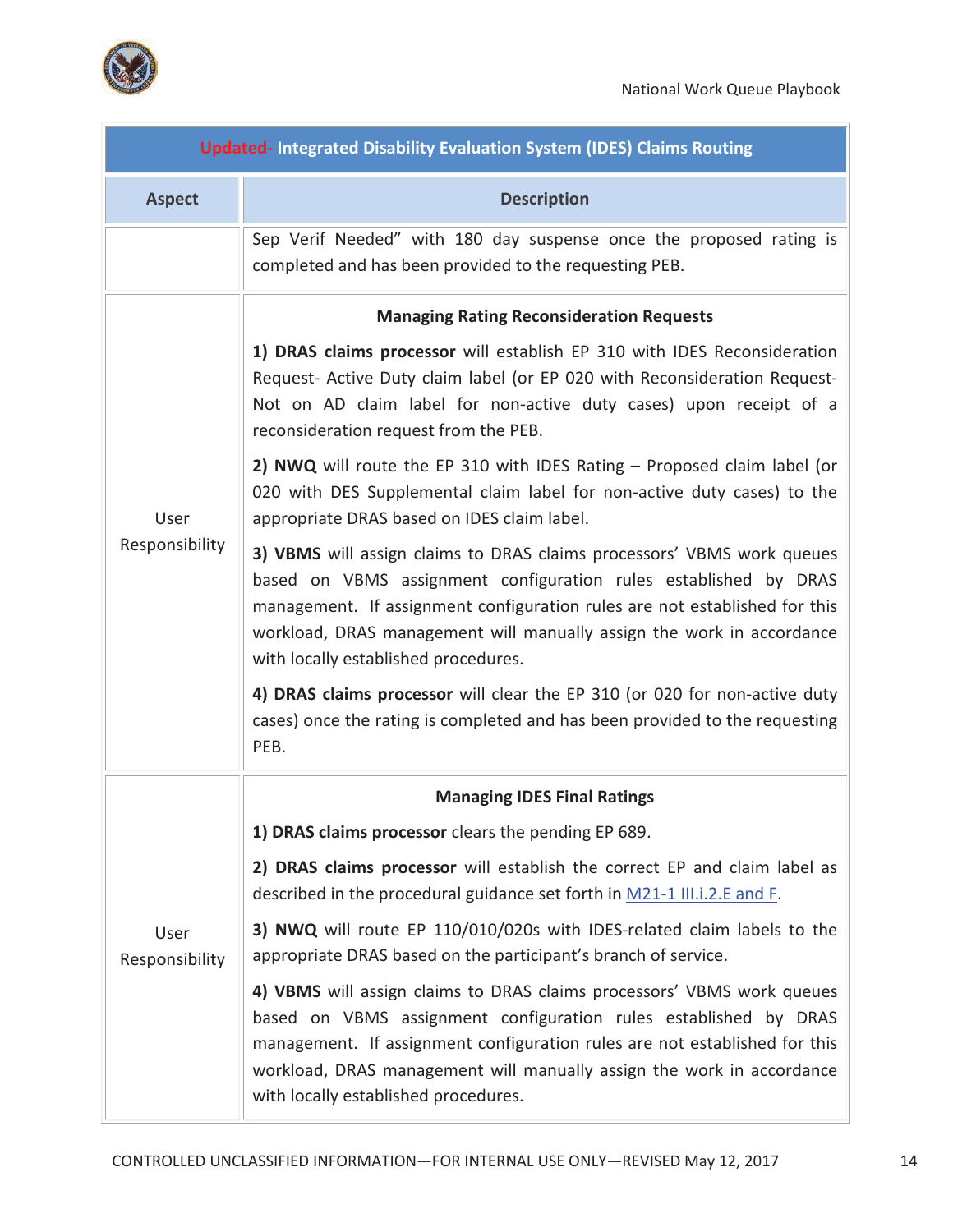| Updated- Integrated Disability Evaluation System (IDES) Claims Routing | |
|---|---|
| **Aspect** | **Description** |
| | Sep Verif Needed" with 180 day suspense once the proposed rating is completed and has been provided to the requesting PEB. |
| User Responsibility | **Managing Rating Reconsideration Requests**<br><br>**1) DRAS claims processor** will establish EP 310 with IDES Reconsideration Request- Active Duty claim label (or EP 020 with Reconsideration Request- Not on AD claim label for non-active duty cases) upon receipt of a reconsideration request from the PEB.<br><br>**2) NWQ** will route the EP 310 with IDES Rating – Proposed claim label (or 020 with DES Supplemental claim label for non-active duty cases) to the appropriate DRAS based on IDES claim label.<br><br>**3) VBMS** will assign claims to DRAS claims processors' VBMS work queues based on VBMS assignment configuration rules established by DRAS management. If assignment configuration rules are not established for this workload, DRAS management will manually assign the work in accordance with locally established procedures.<br><br>**4) DRAS claims processor** will clear the EP 310 (or 020 for non-active duty cases) once the rating is completed and has been provided to the requesting PEB. |
| User Responsibility | **Managing IDES Final Ratings**<br><br>**1) DRAS claims processor** clears the pending EP 689.<br><br>**2) DRAS claims processor** will establish the correct EP and claim label as described in the procedural guidance set forth in M21-1 III.i.2.E and F.<br><br>**3) NWQ** will route EP 110/010/020s with IDES-related claim labels to the appropriate DRAS based on the participant's branch of service.<br><br>**4) VBMS** will assign claims to DRAS claims processors' VBMS work queues based on VBMS assignment configuration rules established by DRAS management. If assignment configuration rules are not established for this workload, DRAS management will manually assign the work in accordance with locally established procedures. |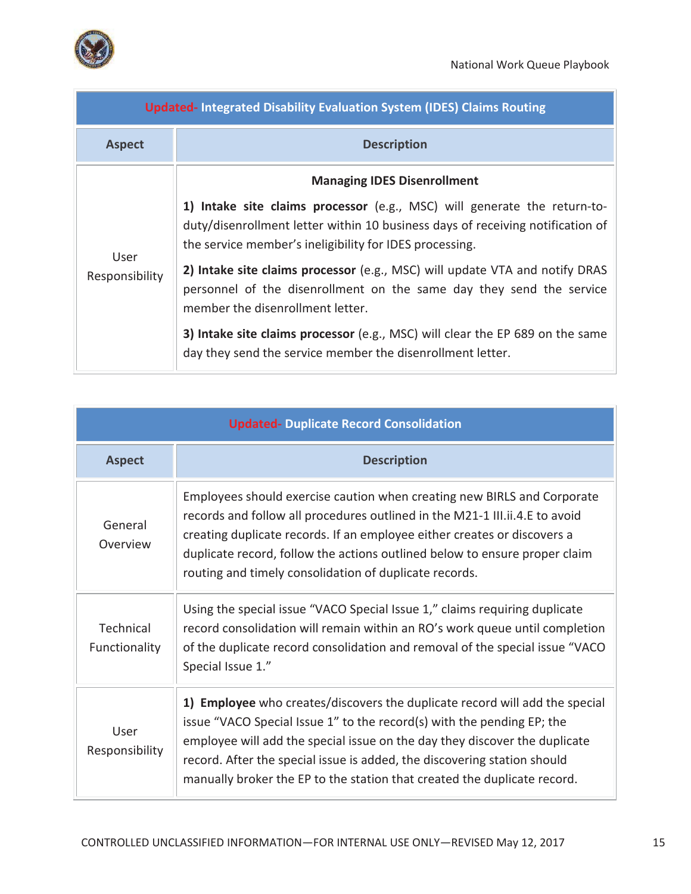| Updated- Integrated Disability Evaluation System (IDES) Claims Routing | |
|---|---|
| **Aspect** | **Description** |
| User Responsibility | **Managing IDES Disenrollment**<br><br>**1) Intake site claims processor** (e.g., MSC) will generate the return-to-duty/disenrollment letter within 10 business days of receiving notification of the service member's ineligibility for IDES processing.<br><br>**2) Intake site claims processor** (e.g., MSC) will update VTA and notify DRAS personnel of the disenrollment on the same day they send the service member the disenrollment letter.<br><br>**3) Intake site claims processor** (e.g., MSC) will clear the EP 689 on the same day they send the service member the disenrollment letter. |

| Updated- Duplicate Record Consolidation | |
|---|---|
| **Aspect** | **Description** |
| General Overview | Employees should exercise caution when creating new BIRLS and Corporate records and follow all procedures outlined in the M21-1 III.ii.4.E to avoid creating duplicate records. If an employee either creates or discovers a duplicate record, follow the actions outlined below to ensure proper claim routing and timely consolidation of duplicate records. |
| Technical Functionality | Using the special issue "VACO Special Issue 1," claims requiring duplicate record consolidation will remain within an RO's work queue until completion of the duplicate record consolidation and removal of the special issue "VACO Special Issue 1." |
| User Responsibility | **1) Employee** who creates/discovers the duplicate record will add the special issue "VACO Special Issue 1" to the record(s) with the pending EP; the employee will add the special issue on the day they discover the duplicate record. After the special issue is added, the discovering station should manually broker the EP to the station that created the duplicate record. |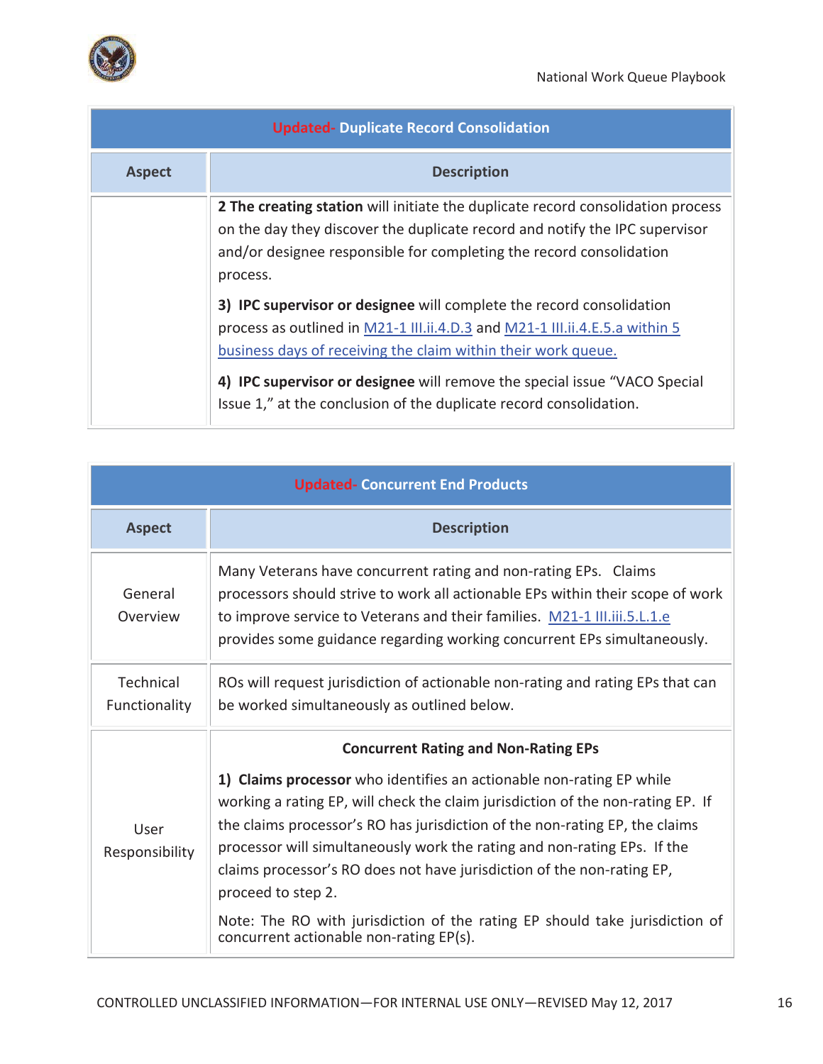| Updated- Duplicate Record Consolidation | |
|---|---|
| **Aspect** | **Description** |
| | **2 The creating station** will initiate the duplicate record consolidation process on the day they discover the duplicate record and notify the IPC supervisor and/or designee responsible for completing the record consolidation process.<br><br>**3) IPC supervisor or designee** will complete the record consolidation process as outlined in M21-1 III.ii.4.D.3 and M21-1 III.ii.4.E.5.a within 5 business days of receiving the claim within their work queue.<br><br>**4) IPC supervisor or designee** will remove the special issue "VACO Special Issue 1," at the conclusion of the duplicate record consolidation. |

| Updated- Concurrent End Products | |
|---|---|
| **Aspect** | **Description** |
| General Overview | Many Veterans have concurrent rating and non-rating EPs. Claims processors should strive to work all actionable EPs within their scope of work to improve service to Veterans and their families. M21-1 III.iii.5.L.1.e provides some guidance regarding working concurrent EPs simultaneously. |
| Technical Functionality | ROs will request jurisdiction of actionable non-rating and rating EPs that can be worked simultaneously as outlined below. |
| User Responsibility | **Concurrent Rating and Non-Rating EPs**<br><br>**1) Claims processor** who identifies an actionable non-rating EP while working a rating EP, will check the claim jurisdiction of the non-rating EP. If the claims processor's RO has jurisdiction of the non-rating EP, the claims processor will simultaneously work the rating and non-rating EPs. If the claims processor's RO does not have jurisdiction of the non-rating EP, proceed to step 2.<br><br>Note: The RO with jurisdiction of the rating EP should take jurisdiction of concurrent actionable non-rating EP(s). |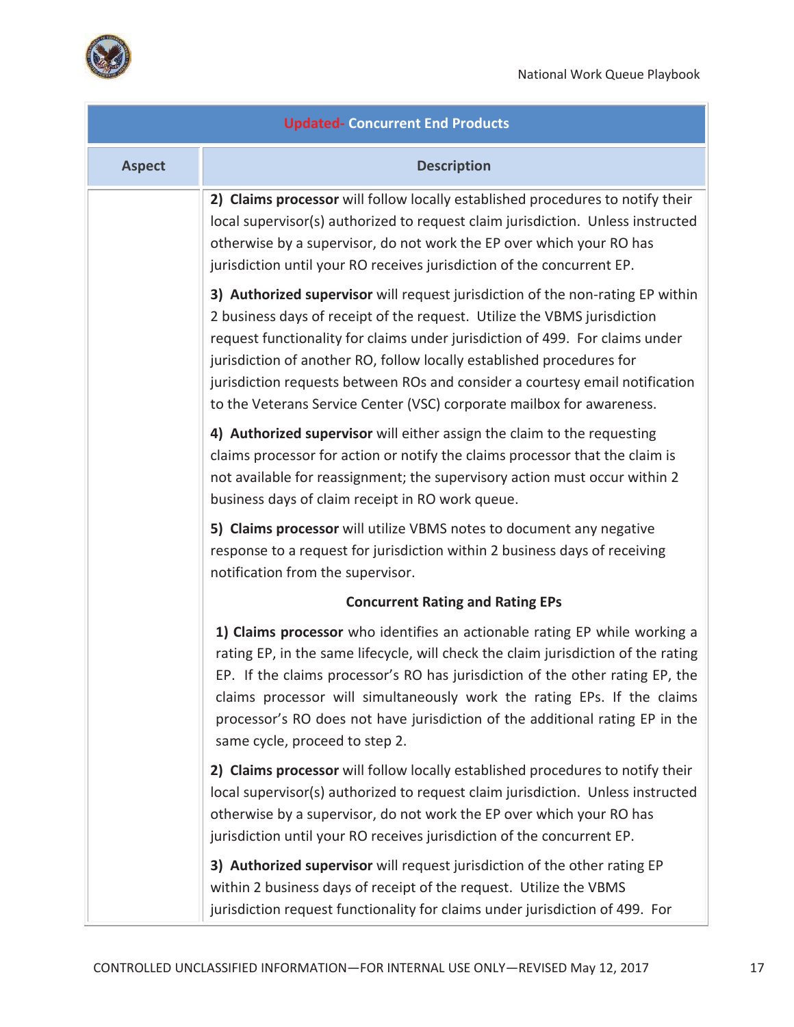| Updated- Concurrent End Products | |
|---|---|
| **Aspect** | **Description** |
| | **2) Claims processor** will follow locally established procedures to notify their local supervisor(s) authorized to request claim jurisdiction. Unless instructed otherwise by a supervisor, do not work the EP over which your RO has jurisdiction until your RO receives jurisdiction of the concurrent EP.<br><br>**3) Authorized supervisor** will request jurisdiction of the non-rating EP within 2 business days of receipt of the request. Utilize the VBMS jurisdiction request functionality for claims under jurisdiction of 499. For claims under jurisdiction of another RO, follow locally established procedures for jurisdiction requests between ROs and consider a courtesy email notification to the Veterans Service Center (VSC) corporate mailbox for awareness.<br><br>**4) Authorized supervisor** will either assign the claim to the requesting claims processor for action or notify the claims processor that the claim is not available for reassignment; the supervisory action must occur within 2 business days of claim receipt in RO work queue.<br><br>**5) Claims processor** will utilize VBMS notes to document any negative response to a request for jurisdiction within 2 business days of receiving notification from the supervisor.<br><br>**Concurrent Rating and Rating EPs**<br><br>**1) Claims processor** who identifies an actionable rating EP while working a rating EP, in the same lifecycle, will check the claim jurisdiction of the rating EP. If the claims processor's RO has jurisdiction of the other rating EP, the claims processor will simultaneously work the rating EPs. If the claims processor's RO does not have jurisdiction of the additional rating EP in the same cycle, proceed to step 2.<br><br>**2) Claims processor** will follow locally established procedures to notify their local supervisor(s) authorized to request claim jurisdiction. Unless instructed otherwise by a supervisor, do not work the EP over which your RO has jurisdiction until your RO receives jurisdiction of the concurrent EP.<br><br>**3) Authorized supervisor** will request jurisdiction of the other rating EP within 2 business days of receipt of the request. Utilize the VBMS jurisdiction request functionality for claims under jurisdiction of 499. For |

CONTROLLED UNCLASSIFIED INFORMATION—FOR INTERNAL USE ONLY—REVISED May 12, 2017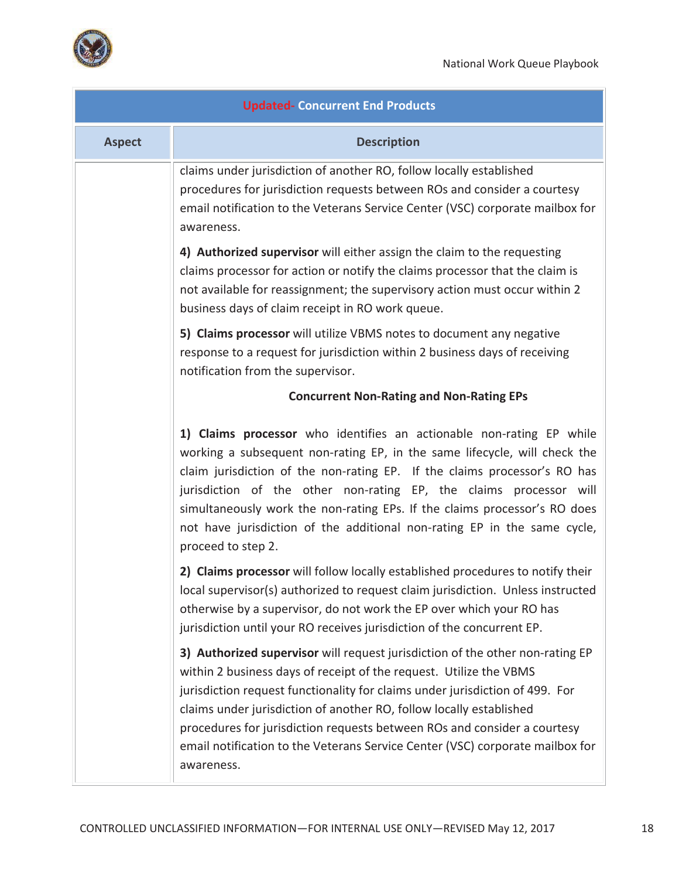| Updated- Concurrent End Products | |
|---|---|
| **Aspect** | **Description** |
| | claims under jurisdiction of another RO, follow locally established procedures for jurisdiction requests between ROs and consider a courtesy email notification to the Veterans Service Center (VSC) corporate mailbox for awareness.<br><br>**4) Authorized supervisor** will either assign the claim to the requesting claims processor for action or notify the claims processor that the claim is not available for reassignment; the supervisory action must occur within 2 business days of claim receipt in RO work queue.<br><br>**5) Claims processor** will utilize VBMS notes to document any negative response to a request for jurisdiction within 2 business days of receiving notification from the supervisor.<br><br>**Concurrent Non-Rating and Non-Rating EPs**<br><br>**1) Claims processor** who identifies an actionable non-rating EP while working a subsequent non-rating EP, in the same lifecycle, will check the claim jurisdiction of the non-rating EP. If the claims processor's RO has jurisdiction of the other non-rating EP, the claims processor will simultaneously work the non-rating EPs. If the claims processor's RO does not have jurisdiction of the additional non-rating EP in the same cycle, proceed to step 2.<br><br>**2) Claims processor** will follow locally established procedures to notify their local supervisor(s) authorized to request claim jurisdiction. Unless instructed otherwise by a supervisor, do not work the EP over which your RO has jurisdiction until your RO receives jurisdiction of the concurrent EP.<br><br>**3) Authorized supervisor** will request jurisdiction of the other non-rating EP within 2 business days of receipt of the request. Utilize the VBMS jurisdiction request functionality for claims under jurisdiction of 499. For claims under jurisdiction of another RO, follow locally established procedures for jurisdiction requests between ROs and consider a courtesy email notification to the Veterans Service Center (VSC) corporate mailbox for awareness. |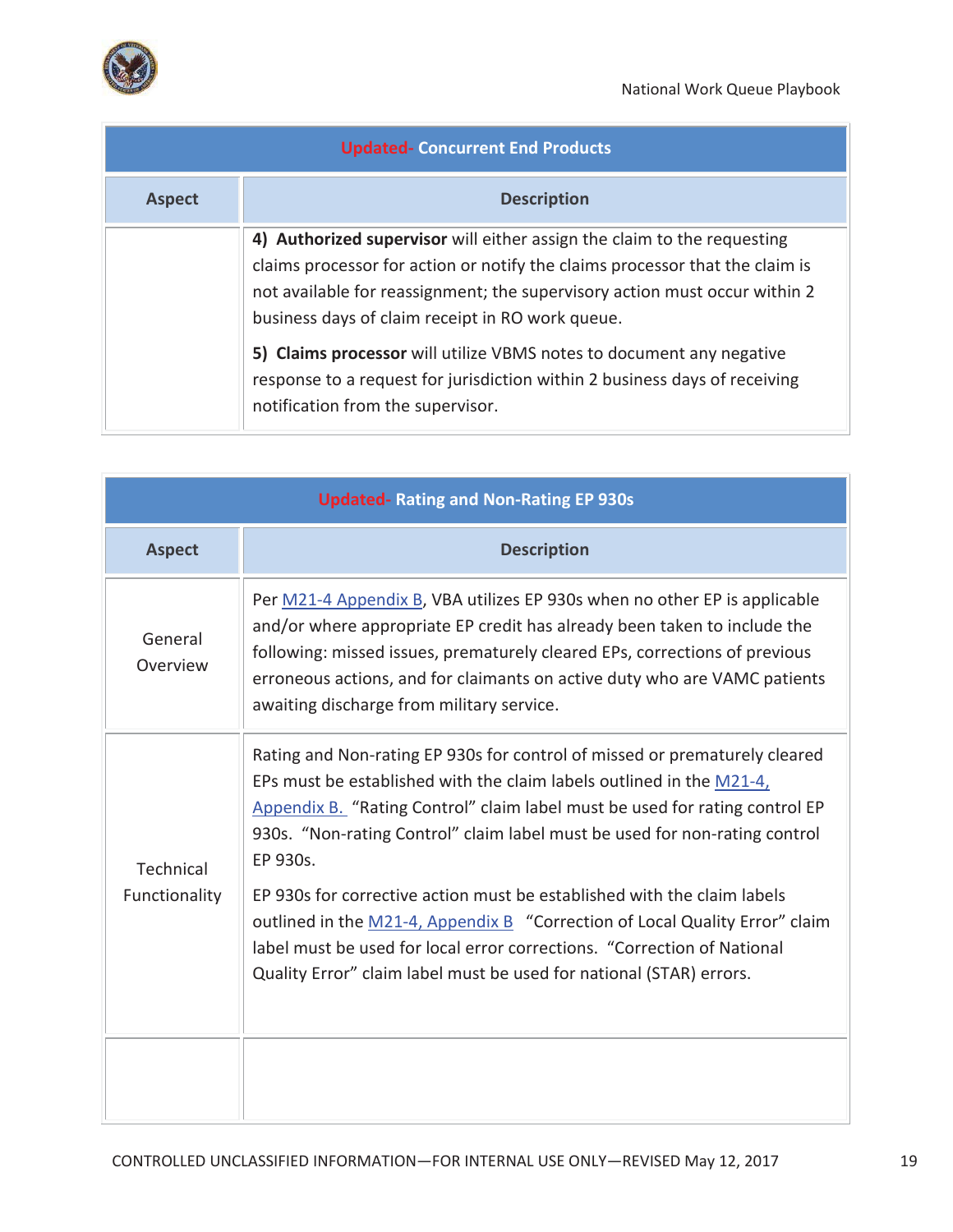| Updated- Concurrent End Products | |
|---|---|
| **Aspect** | **Description** |
| | **4) Authorized supervisor** will either assign the claim to the requesting claims processor for action or notify the claims processor that the claim is not available for reassignment; the supervisory action must occur within 2 business days of claim receipt in RO work queue.<br><br>**5) Claims processor** will utilize VBMS notes to document any negative response to a request for jurisdiction within 2 business days of receiving notification from the supervisor. |

| Updated- Rating and Non-Rating EP 930s | |
|---|---|
| **Aspect** | **Description** |
| General Overview | Per M21-4 Appendix B, VBA utilizes EP 930s when no other EP is applicable and/or where appropriate EP credit has already been taken to include the following: missed issues, prematurely cleared EPs, corrections of previous erroneous actions, and for claimants on active duty who are VAMC patients awaiting discharge from military service. |
| Technical Functionality | Rating and Non-rating EP 930s for control of missed or prematurely cleared EPs must be established with the claim labels outlined in the M21-4, Appendix B. "Rating Control" claim label must be used for rating control EP 930s. "Non-rating Control" claim label must be used for non-rating control EP 930s.<br><br>EP 930s for corrective action must be established with the claim labels outlined in the M21-4, Appendix B "Correction of Local Quality Error" claim label must be used for local error corrections. "Correction of National Quality Error" claim label must be used for national (STAR) errors. |
| | |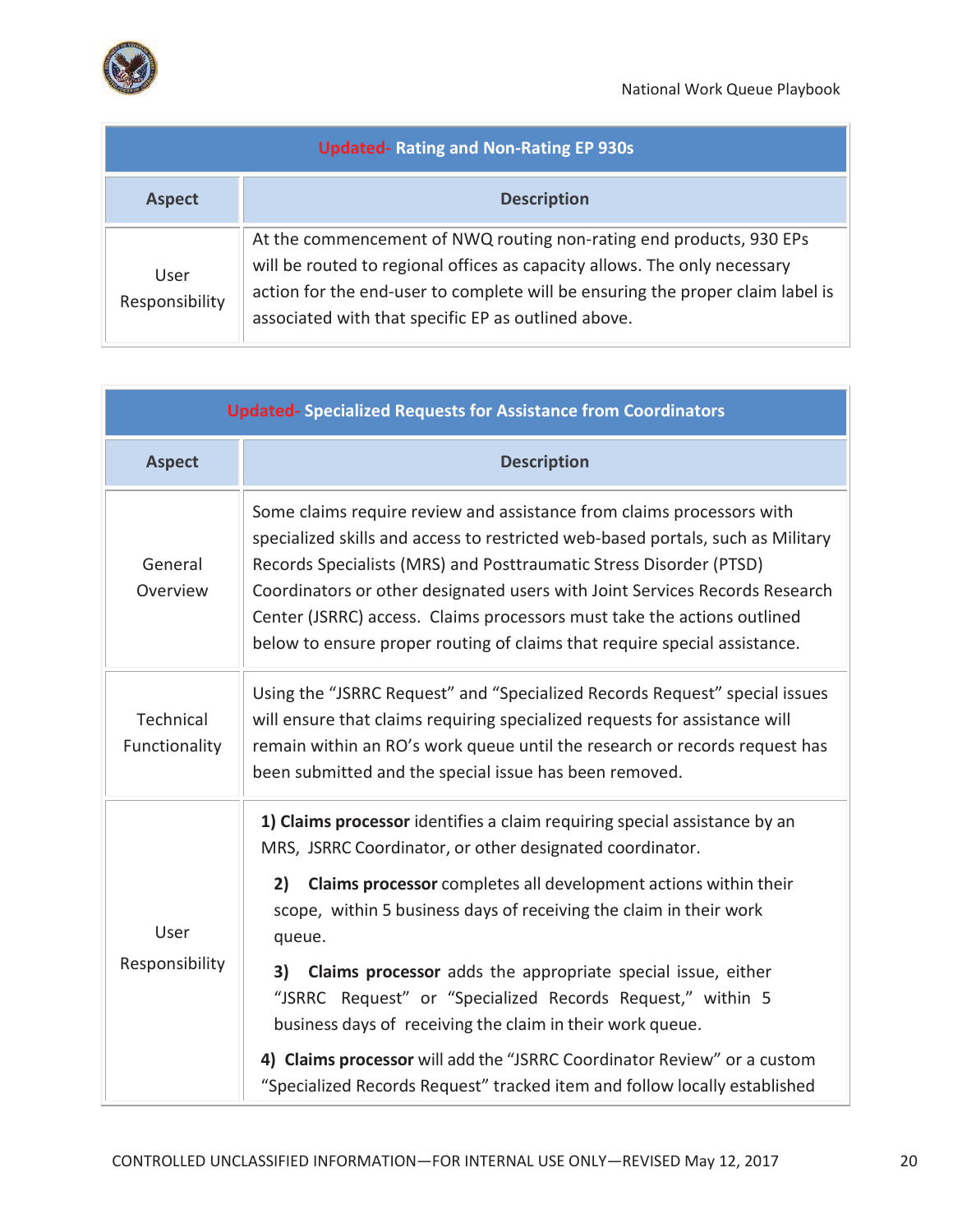| Updated- Rating and Non-Rating EP 930s | |
|---|---|
| **Aspect** | **Description** |
| User Responsibility | At the commencement of NWQ routing non-rating end products, 930 EPs will be routed to regional offices as capacity allows. The only necessary action for the end-user to complete will be ensuring the proper claim label is associated with that specific EP as outlined above. |

| Updated- Specialized Requests for Assistance from Coordinators | |
|---|---|
| **Aspect** | **Description** |
| General Overview | Some claims require review and assistance from claims processors with specialized skills and access to restricted web-based portals, such as Military Records Specialists (MRS) and Posttraumatic Stress Disorder (PTSD) Coordinators or other designated users with Joint Services Records Research Center (JSRRC) access. Claims processors must take the actions outlined below to ensure proper routing of claims that require special assistance. |
| Technical Functionality | Using the "JSRRC Request" and "Specialized Records Request" special issues will ensure that claims requiring specialized requests for assistance will remain within an RO's work queue until the research or records request has been submitted and the special issue has been removed. |
| User Responsibility | **1) Claims processor** identifies a claim requiring special assistance by an MRS, JSRRC Coordinator, or other designated coordinator.<br><br>**2) Claims processor** completes all development actions within their scope, within 5 business days of receiving the claim in their work queue.<br><br>**3) Claims processor** adds the appropriate special issue, either "JSRRC Request" or "Specialized Records Request," within 5 business days of receiving the claim in their work queue.<br><br>**4) Claims processor** will add the "JSRRC Coordinator Review" or a custom "Specialized Records Request" tracked item and follow locally established |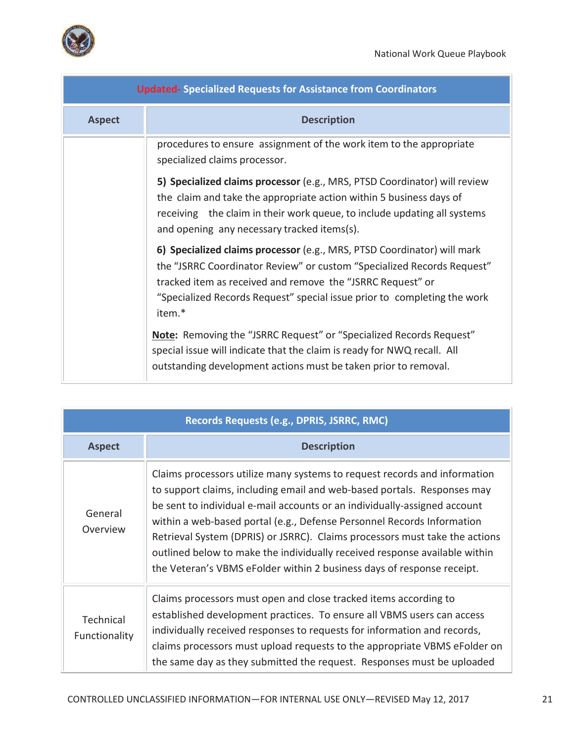| Updated- Specialized Requests for Assistance from Coordinators | |
|---|---|
| **Aspect** | **Description** |
| | procedures to ensure assignment of the work item to the appropriate specialized claims processor.<br><br>**5) Specialized claims processor** (e.g., MRS, PTSD Coordinator) will review the claim and take the appropriate action within 5 business days of receiving the claim in their work queue, to include updating all systems and opening any necessary tracked items(s).<br><br>**6) Specialized claims processor** (e.g., MRS, PTSD Coordinator) will mark the "JSRRC Coordinator Review" or custom "Specialized Records Request" tracked item as received and remove the "JSRRC Request" or "Specialized Records Request" special issue prior to completing the work item.*<br><br>**Note:** Removing the "JSRRC Request" or "Specialized Records Request" special issue will indicate that the claim is ready for NWQ recall. All outstanding development actions must be taken prior to removal. |

| Records Requests (e.g., DPRIS, JSRRC, RMC) | |
|---|---|
| **Aspect** | **Description** |
| General Overview | Claims processors utilize many systems to request records and information to support claims, including email and web-based portals. Responses may be sent to individual e-mail accounts or an individually-assigned account within a web-based portal (e.g., Defense Personnel Records Information Retrieval System (DPRIS) or JSRRC). Claims processors must take the actions outlined below to make the individually received response available within the Veteran's VBMS eFolder within 2 business days of response receipt. |
| Technical Functionality | Claims processors must open and close tracked items according to established development practices. To ensure all VBMS users can access individually received responses to requests for information and records, claims processors must upload requests to the appropriate VBMS eFolder on the same day as they submitted the request. Responses must be uploaded |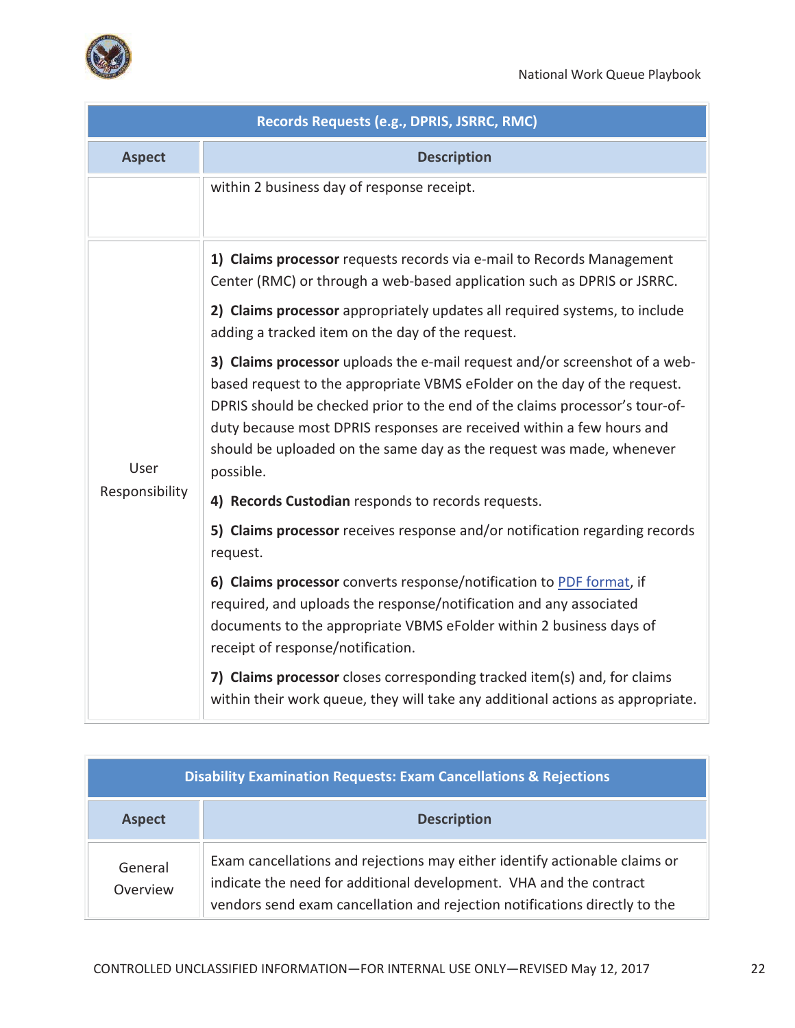| Records Requests (e.g., DPRIS, JSRRC, RMC) | |
|---|---|
| **Aspect** | **Description** |
| | within 2 business day of response receipt. |
| User Responsibility | **1) Claims processor** requests records via e-mail to Records Management Center (RMC) or through a web-based application such as DPRIS or JSRRC.<br><br>**2) Claims processor** appropriately updates all required systems, to include adding a tracked item on the day of the request.<br><br>**3) Claims processor** uploads the e-mail request and/or screenshot of a web-based request to the appropriate VBMS eFolder on the day of the request. DPRIS should be checked prior to the end of the claims processor's tour-of-duty because most DPRIS responses are received within a few hours and should be uploaded on the same day as the request was made, whenever possible.<br><br>**4) Records Custodian** responds to records requests.<br><br>**5) Claims processor** receives response and/or notification regarding records request.<br><br>**6) Claims processor** converts response/notification to PDF format, if required, and uploads the response/notification and any associated documents to the appropriate VBMS eFolder within 2 business days of receipt of response/notification.<br><br>**7) Claims processor** closes corresponding tracked item(s) and, for claims within their work queue, they will take any additional actions as appropriate. |

| Disability Examination Requests: Exam Cancellations & Rejections | |
|---|---|
| **Aspect** | **Description** |
| General Overview | Exam cancellations and rejections may either identify actionable claims or indicate the need for additional development. VHA and the contract vendors send exam cancellation and rejection notifications directly to the |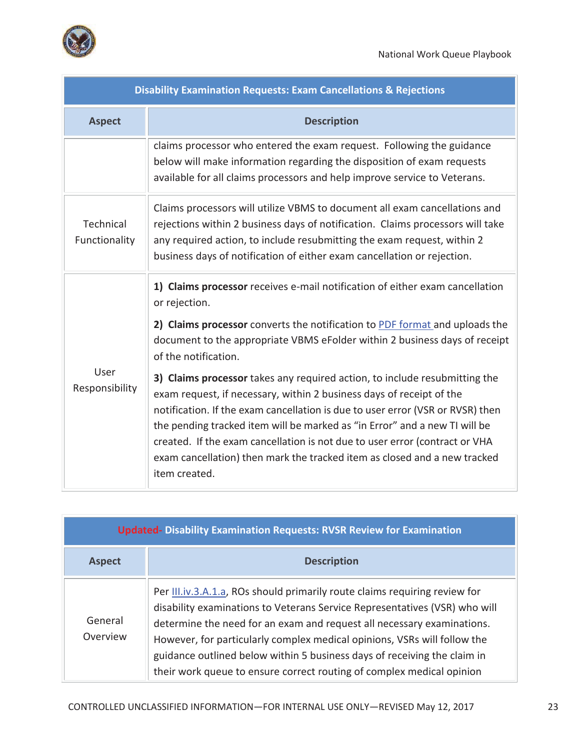| Disability Examination Requests: Exam Cancellations & Rejections | |
|---|---|
| **Aspect** | **Description** |
| | claims processor who entered the exam request. Following the guidance below will make information regarding the disposition of exam requests available for all claims processors and help improve service to Veterans. |
| Technical Functionality | Claims processors will utilize VBMS to document all exam cancellations and rejections within 2 business days of notification. Claims processors will take any required action, to include resubmitting the exam request, within 2 business days of notification of either exam cancellation or rejection. |
| User Responsibility | **1) Claims processor** receives e-mail notification of either exam cancellation or rejection.<br><br>**2) Claims processor** converts the notification to PDF format and uploads the document to the appropriate VBMS eFolder within 2 business days of receipt of the notification.<br><br>**3) Claims processor** takes any required action, to include resubmitting the exam request, if necessary, within 2 business days of receipt of the notification. If the exam cancellation is due to user error (VSR or RVSR) then the pending tracked item will be marked as "in Error" and a new TI will be created. If the exam cancellation is not due to user error (contract or VHA exam cancellation) then mark the tracked item as closed and a new tracked item created. |

| Updated- Disability Examination Requests: RVSR Review for Examination | |
|---|---|
| **Aspect** | **Description** |
| General Overview | Per III.iv.3.A.1.a, ROs should primarily route claims requiring review for disability examinations to Veterans Service Representatives (VSR) who will determine the need for an exam and request all necessary examinations. However, for particularly complex medical opinions, VSRs will follow the guidance outlined below within 5 business days of receiving the claim in their work queue to ensure correct routing of complex medical opinion |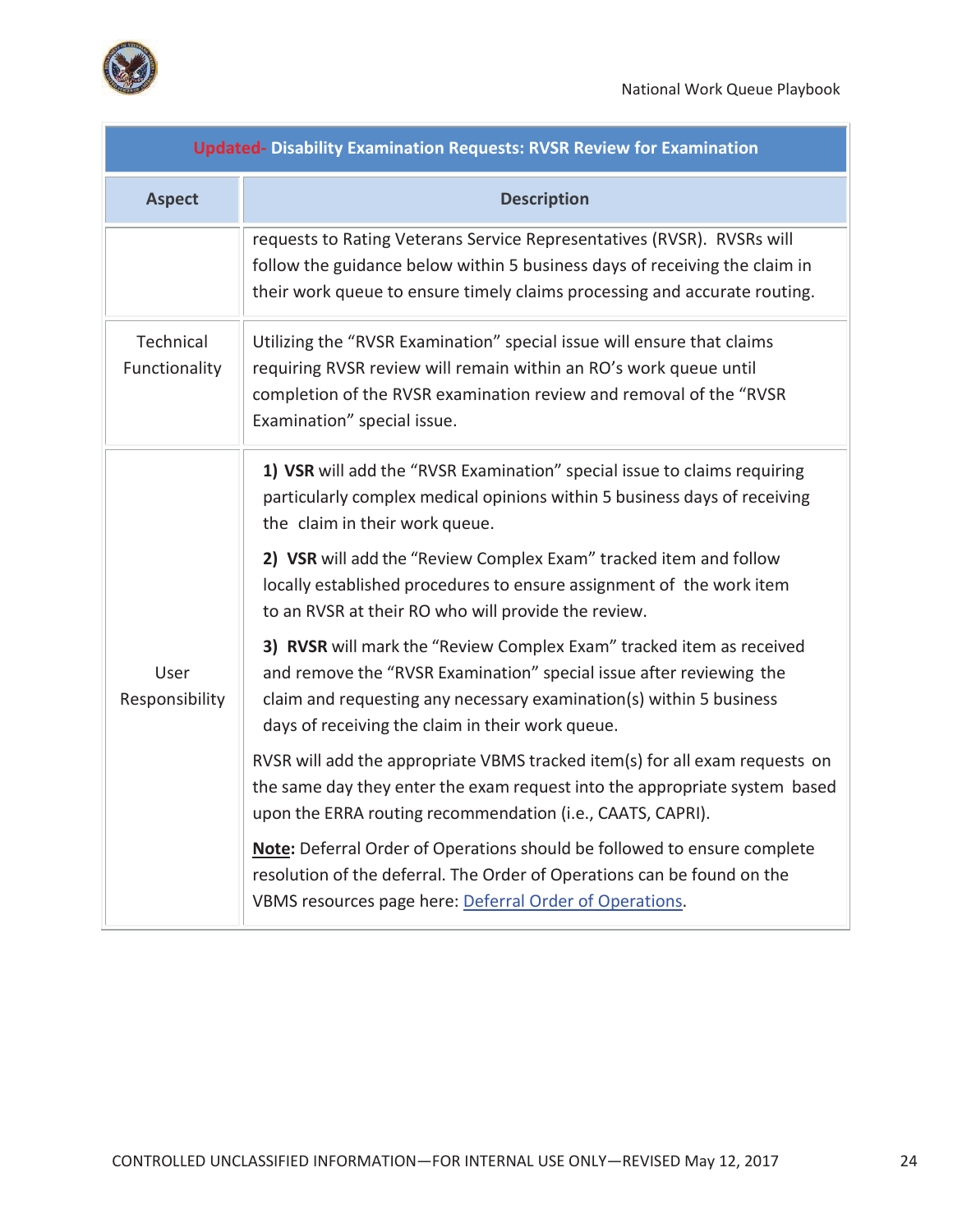| Updated- Disability Examination Requests: RVSR Review for Examination | |
|---|---|
| **Aspect** | **Description** |
| | requests to Rating Veterans Service Representatives (RVSR). RVSRs will follow the guidance below within 5 business days of receiving the claim in their work queue to ensure timely claims processing and accurate routing. |
| Technical Functionality | Utilizing the "RVSR Examination" special issue will ensure that claims requiring RVSR review will remain within an RO's work queue until completion of the RVSR examination review and removal of the "RVSR Examination" special issue. |
| User Responsibility | **1) VSR** will add the "RVSR Examination" special issue to claims requiring particularly complex medical opinions within 5 business days of receiving the claim in their work queue.<br><br>**2) VSR** will add the "Review Complex Exam" tracked item and follow locally established procedures to ensure assignment of the work item to an RVSR at their RO who will provide the review.<br><br>**3) RVSR** will mark the "Review Complex Exam" tracked item as received and remove the "RVSR Examination" special issue after reviewing the claim and requesting any necessary examination(s) within 5 business days of receiving the claim in their work queue.<br><br>RVSR will add the appropriate VBMS tracked item(s) for all exam requests on the same day they enter the exam request into the appropriate system based upon the ERRA routing recommendation (i.e., CAATS, CAPRI).<br><br>**Note:** Deferral Order of Operations should be followed to ensure complete resolution of the deferral. The Order of Operations can be found on the VBMS resources page here: Deferral Order of Operations. |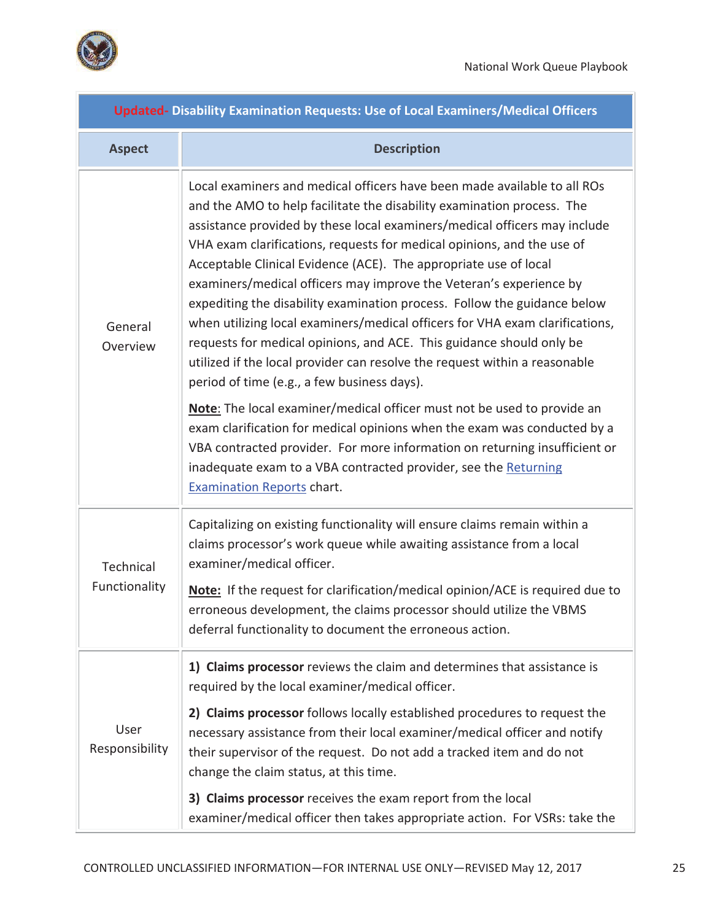| Updated- Disability Examination Requests: Use of Local Examiners/Medical Officers | |
|---|---|
| **Aspect** | **Description** |
| General Overview | Local examiners and medical officers have been made available to all ROs and the AMO to help facilitate the disability examination process. The assistance provided by these local examiners/medical officers may include VHA exam clarifications, requests for medical opinions, and the use of Acceptable Clinical Evidence (ACE). The appropriate use of local examiners/medical officers may improve the Veteran's experience by expediting the disability examination process. Follow the guidance below when utilizing local examiners/medical officers for VHA exam clarifications, requests for medical opinions, and ACE. This guidance should only be utilized if the local provider can resolve the request within a reasonable period of time (e.g., a few business days).<br><br>**Note**: The local examiner/medical officer must not be used to provide an exam clarification for medical opinions when the exam was conducted by a VBA contracted provider. For more information on returning insufficient or inadequate exam to a VBA contracted provider, see the Returning Examination Reports chart. |
| Technical Functionality | Capitalizing on existing functionality will ensure claims remain within a claims processor's work queue while awaiting assistance from a local examiner/medical officer.<br><br>**Note:** If the request for clarification/medical opinion/ACE is required due to erroneous development, the claims processor should utilize the VBMS deferral functionality to document the erroneous action. |
| User Responsibility | **1) Claims processor** reviews the claim and determines that assistance is required by the local examiner/medical officer.<br><br>**2) Claims processor** follows locally established procedures to request the necessary assistance from their local examiner/medical officer and notify their supervisor of the request. Do not add a tracked item and do not change the claim status, at this time.<br><br>**3) Claims processor** receives the exam report from the local examiner/medical officer then takes appropriate action. For VSRs: take the |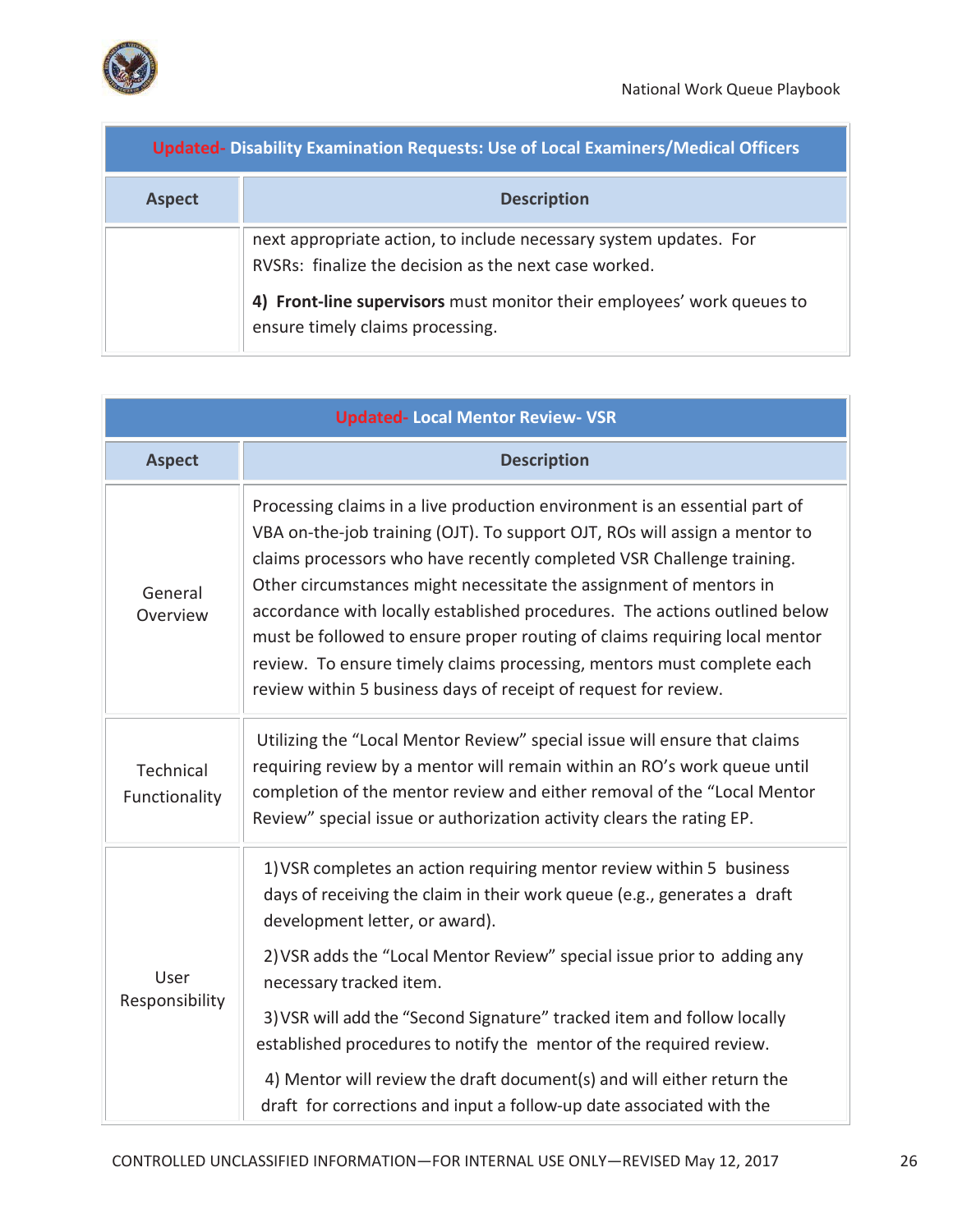| Updated- Disability Examination Requests: Use of Local Examiners/Medical Officers | |
|---|---|
| **Aspect** | **Description** |
| | next appropriate action, to include necessary system updates. For RVSRs: finalize the decision as the next case worked.<br><br>**4) Front-line supervisors** must monitor their employees' work queues to ensure timely claims processing. |

| Updated- Local Mentor Review- VSR | |
|---|---|
| **Aspect** | **Description** |
| General Overview | Processing claims in a live production environment is an essential part of VBA on-the-job training (OJT). To support OJT, ROs will assign a mentor to claims processors who have recently completed VSR Challenge training. Other circumstances might necessitate the assignment of mentors in accordance with locally established procedures. The actions outlined below must be followed to ensure proper routing of claims requiring local mentor review. To ensure timely claims processing, mentors must complete each review within 5 business days of receipt of request for review. |
| Technical Functionality | Utilizing the "Local Mentor Review" special issue will ensure that claims requiring review by a mentor will remain within an RO's work queue until completion of the mentor review and either removal of the "Local Mentor Review" special issue or authorization activity clears the rating EP. |
| User Responsibility | 1) VSR completes an action requiring mentor review within 5 business days of receiving the claim in their work queue (e.g., generates a draft development letter, or award).<br><br>2) VSR adds the "Local Mentor Review" special issue prior to adding any necessary tracked item.<br><br>3) VSR will add the "Second Signature" tracked item and follow locally established procedures to notify the mentor of the required review.<br><br>4) Mentor will review the draft document(s) and will either return the draft for corrections and input a follow-up date associated with the |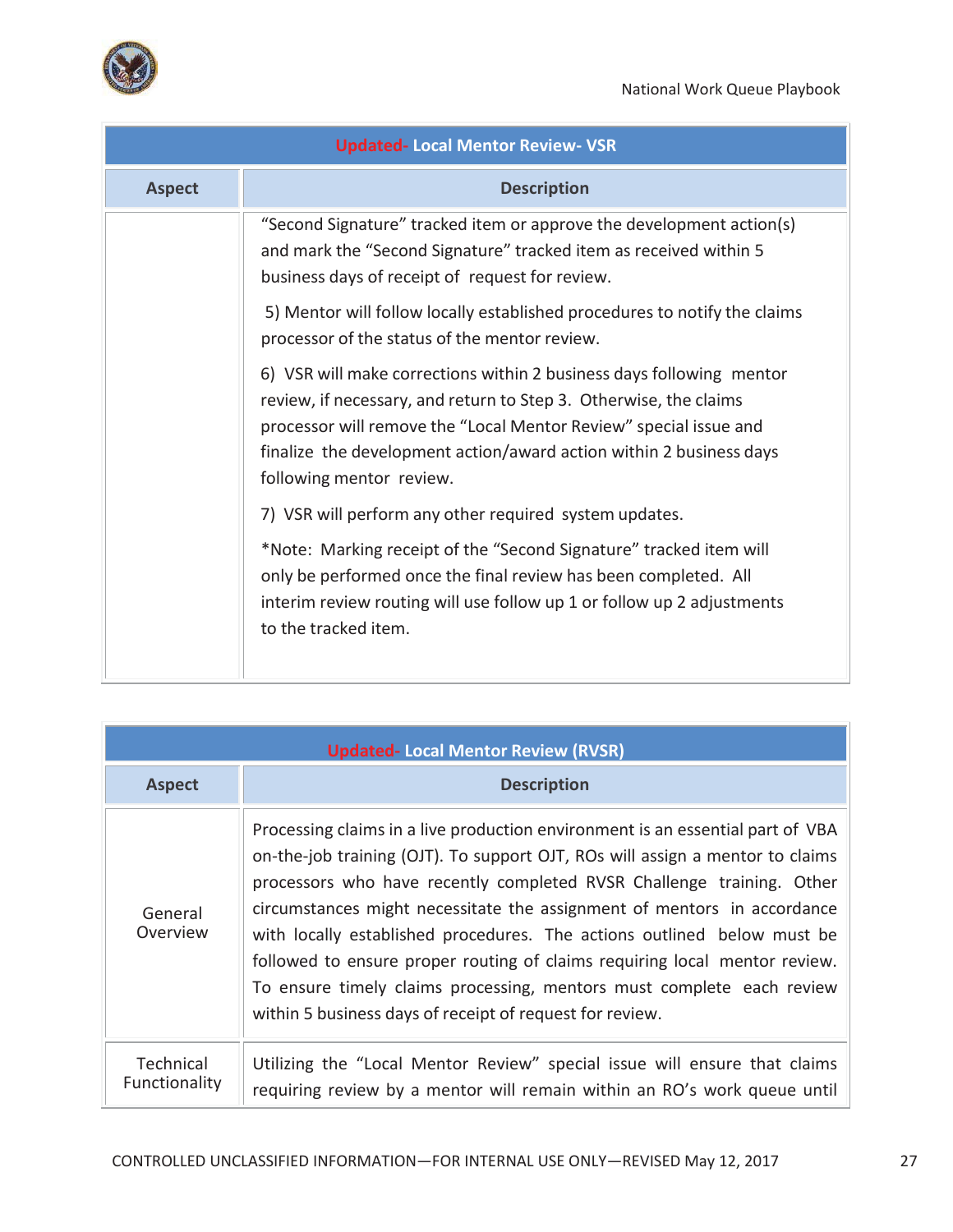| Updated- Local Mentor Review- VSR | |
|---|---|
| **Aspect** | **Description** |
| | "Second Signature" tracked item or approve the development action(s) and mark the "Second Signature" tracked item as received within 5 business days of receipt of request for review.<br><br>5) Mentor will follow locally established procedures to notify the claims processor of the status of the mentor review.<br><br>6) VSR will make corrections within 2 business days following mentor review, if necessary, and return to Step 3. Otherwise, the claims processor will remove the "Local Mentor Review" special issue and finalize the development action/award action within 2 business days following mentor review.<br><br>7) VSR will perform any other required system updates.<br><br>*Note: Marking receipt of the "Second Signature" tracked item will only be performed once the final review has been completed. All interim review routing will use follow up 1 or follow up 2 adjustments to the tracked item. |

| Updated- Local Mentor Review (RVSR) | |
|---|---|
| **Aspect** | **Description** |
| General Overview | Processing claims in a live production environment is an essential part of VBA on-the-job training (OJT). To support OJT, ROs will assign a mentor to claims processors who have recently completed RVSR Challenge training. Other circumstances might necessitate the assignment of mentors in accordance with locally established procedures. The actions outlined below must be followed to ensure proper routing of claims requiring local mentor review. To ensure timely claims processing, mentors must complete each review within 5 business days of receipt of request for review. |
| Technical Functionality | Utilizing the "Local Mentor Review" special issue will ensure that claims requiring review by a mentor will remain within an RO's work queue until |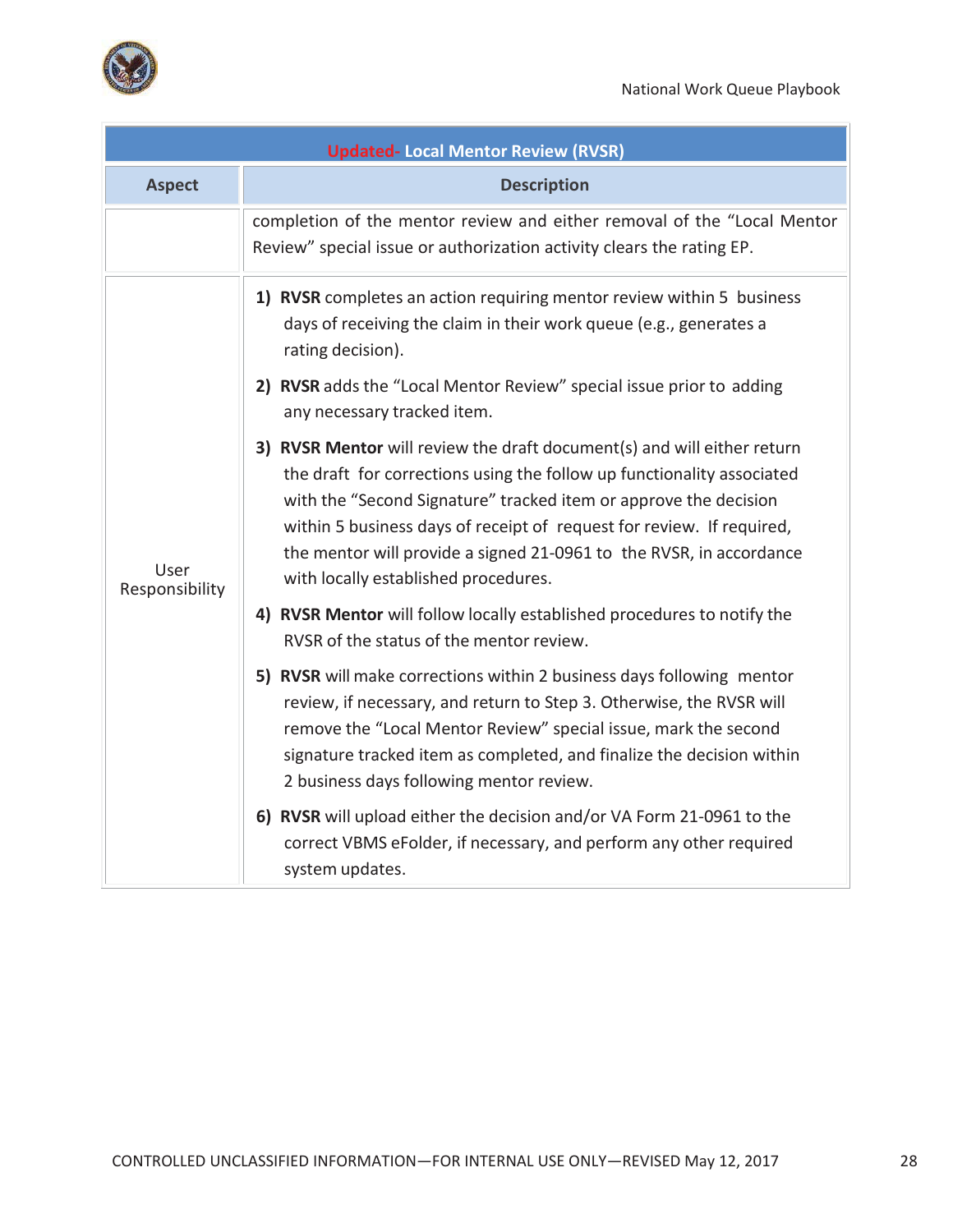| Updated- Local Mentor Review (RVSR) | |
|---|---|
| **Aspect** | **Description** |
| | completion of the mentor review and either removal of the “Local Mentor Review” special issue or authorization activity clears the rating EP. |
| User Responsibility | 1) **RVSR** completes an action requiring mentor review within 5 business days of receiving the claim in their work queue (e.g., generates a rating decision).<br>2) **RVSR** adds the “Local Mentor Review” special issue prior to adding any necessary tracked item.<br>3) **RVSR Mentor** will review the draft document(s) and will either return the draft for corrections using the follow up functionality associated with the “Second Signature” tracked item or approve the decision within 5 business days of receipt of request for review. If required, the mentor will provide a signed 21-0961 to the RVSR, in accordance with locally established procedures.<br>4) **RVSR Mentor** will follow locally established procedures to notify the RVSR of the status of the mentor review.<br>5) **RVSR** will make corrections within 2 business days following mentor review, if necessary, and return to Step 3. Otherwise, the RVSR will remove the “Local Mentor Review” special issue, mark the second signature tracked item as completed, and finalize the decision within 2 business days following mentor review.<br>6) **RVSR** will upload either the decision and/or VA Form 21-0961 to the correct VBMS eFolder, if necessary, and perform any other required system updates. |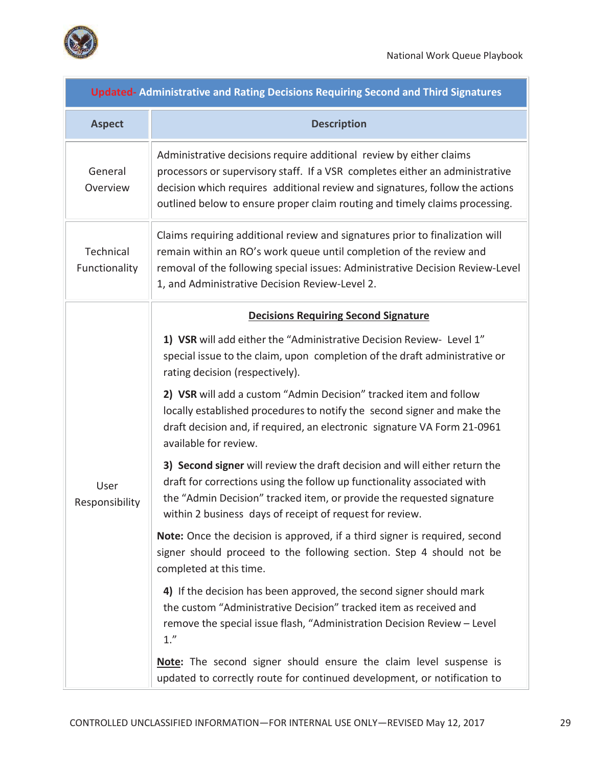| Updated- Administrative and Rating Decisions Requiring Second and Third Signatures | |
|---|---|
| **Aspect** | **Description** |
| General Overview | Administrative decisions require additional review by either claims processors or supervisory staff. If a VSR completes either an administrative decision which requires additional review and signatures, follow the actions outlined below to ensure proper claim routing and timely claims processing. |
| Technical Functionality | Claims requiring additional review and signatures prior to finalization will remain within an RO's work queue until completion of the review and removal of the following special issues: Administrative Decision Review-Level 1, and Administrative Decision Review-Level 2. |
| User Responsibility | **Decisions Requiring Second Signature**<br><br>**1) VSR** will add either the "Administrative Decision Review- Level 1" special issue to the claim, upon completion of the draft administrative or rating decision (respectively).<br><br>**2) VSR** will add a custom "Admin Decision" tracked item and follow locally established procedures to notify the second signer and make the draft decision and, if required, an electronic signature VA Form 21-0961 available for review.<br><br>**3) Second signer** will review the draft decision and will either return the draft for corrections using the follow up functionality associated with the "Admin Decision" tracked item, or provide the requested signature within 2 business days of receipt of request for review.<br><br>**Note:** Once the decision is approved, if a third signer is required, second signer should proceed to the following section. Step 4 should not be completed at this time.<br><br>**4)** If the decision has been approved, the second signer should mark the custom "Administrative Decision" tracked item as received and remove the special issue flash, "Administration Decision Review – Level 1."<br><br>**Note:** The second signer should ensure the claim level suspense is updated to correctly route for continued development, or notification to |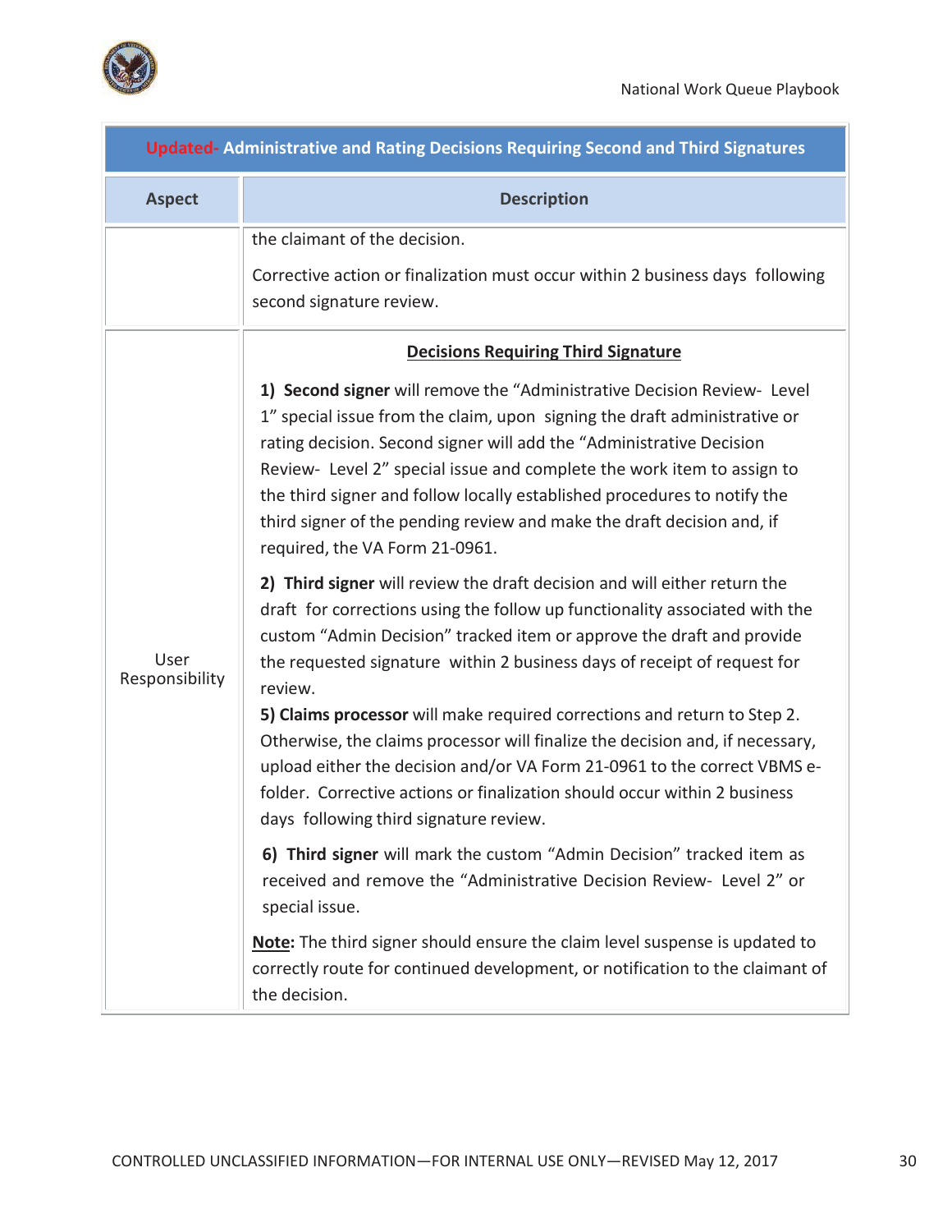| Updated- Administrative and Rating Decisions Requiring Second and Third Signatures | |
|---|---|
| **Aspect** | **Description** |
| | the claimant of the decision.<br><br>Corrective action or finalization must occur within 2 business days following second signature review. |
| User Responsibility | **Decisions Requiring Third Signature**<br><br>**1) Second signer** will remove the "Administrative Decision Review- Level 1" special issue from the claim, upon signing the draft administrative or rating decision. Second signer will add the "Administrative Decision Review- Level 2" special issue and complete the work item to assign to the third signer and follow locally established procedures to notify the third signer of the pending review and make the draft decision and, if required, the VA Form 21-0961.<br><br>**2) Third signer** will review the draft decision and will either return the draft for corrections using the follow up functionality associated with the custom "Admin Decision" tracked item or approve the draft and provide the requested signature within 2 business days of receipt of request for review.<br>**5) Claims processor** will make required corrections and return to Step 2. Otherwise, the claims processor will finalize the decision and, if necessary, upload either the decision and/or VA Form 21-0961 to the correct VBMS e-folder. Corrective actions or finalization should occur within 2 business days following third signature review.<br><br>**6) Third signer** will mark the custom "Admin Decision" tracked item as received and remove the "Administrative Decision Review- Level 2" or special issue.<br><br>**Note:** The third signer should ensure the claim level suspense is updated to correctly route for continued development, or notification to the claimant of the decision. |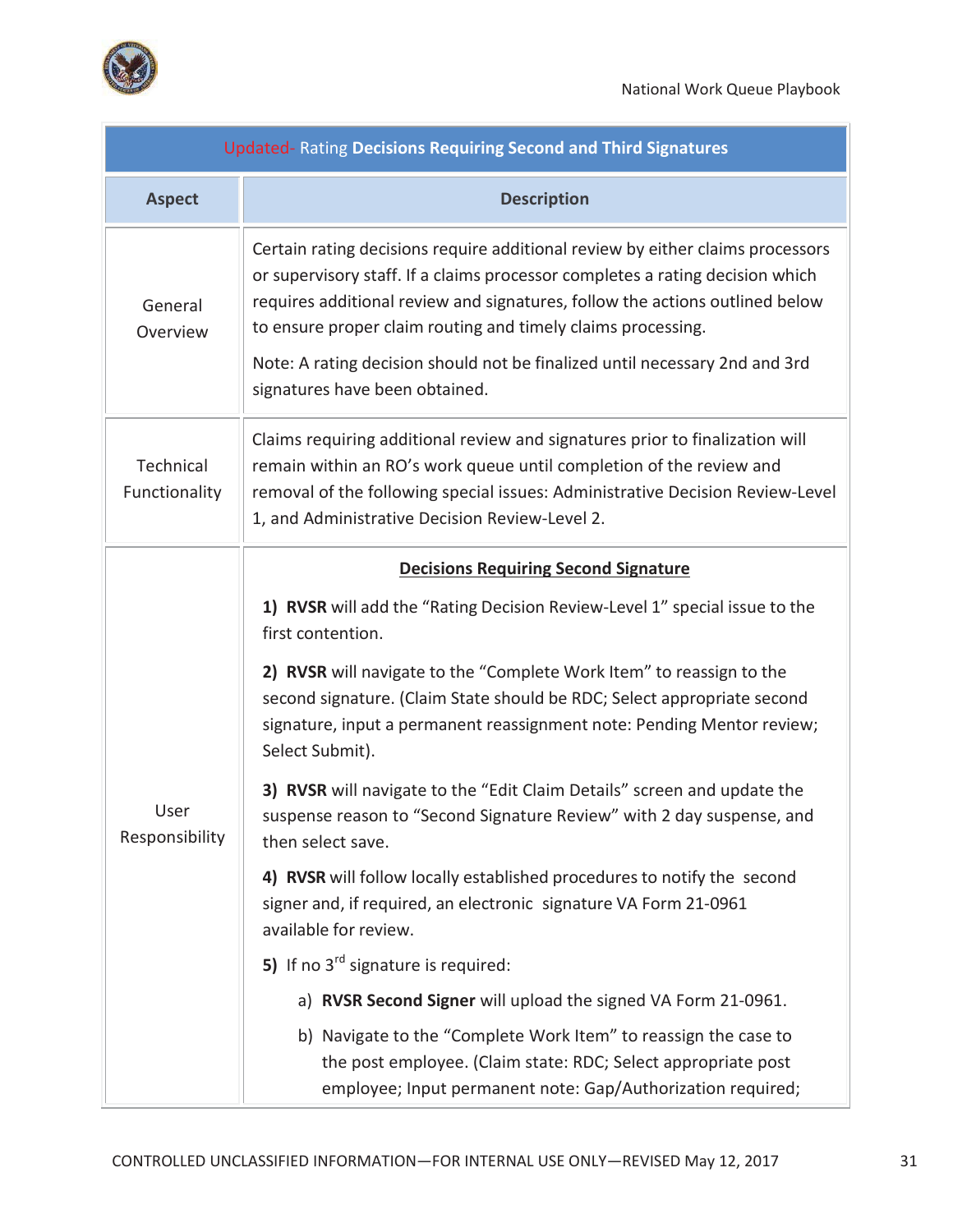| Updated- Rating **Decisions Requiring Second and Third Signatures** | |
|---|---|
| **Aspect** | **Description** |
| General Overview | Certain rating decisions require additional review by either claims processors or supervisory staff. If a claims processor completes a rating decision which requires additional review and signatures, follow the actions outlined below to ensure proper claim routing and timely claims processing.<br><br>Note: A rating decision should not be finalized until necessary 2nd and 3rd signatures have been obtained. |
| Technical Functionality | Claims requiring additional review and signatures prior to finalization will remain within an RO's work queue until completion of the review and removal of the following special issues: Administrative Decision Review-Level 1, and Administrative Decision Review-Level 2. |
| User Responsibility | **<u>Decisions Requiring Second Signature</u>**<br><br>**1) RVSR** will add the "Rating Decision Review-Level 1" special issue to the first contention.<br><br>**2) RVSR** will navigate to the "Complete Work Item" to reassign to the second signature. (Claim State should be RDC; Select appropriate second signature, input a permanent reassignment note: Pending Mentor review; Select Submit).<br><br>**3) RVSR** will navigate to the "Edit Claim Details" screen and update the suspense reason to "Second Signature Review" with 2 day suspense, and then select save.<br><br>**4) RVSR** will follow locally established procedures to notify the second signer and, if required, an electronic signature VA Form 21-0961 available for review.<br><br>**5)** If no 3rd signature is required:<br><br>a) **RVSR Second Signer** will upload the signed VA Form 21-0961.<br><br>b) Navigate to the "Complete Work Item" to reassign the case to the post employee. (Claim state: RDC; Select appropriate post employee; Input permanent note: Gap/Authorization required; |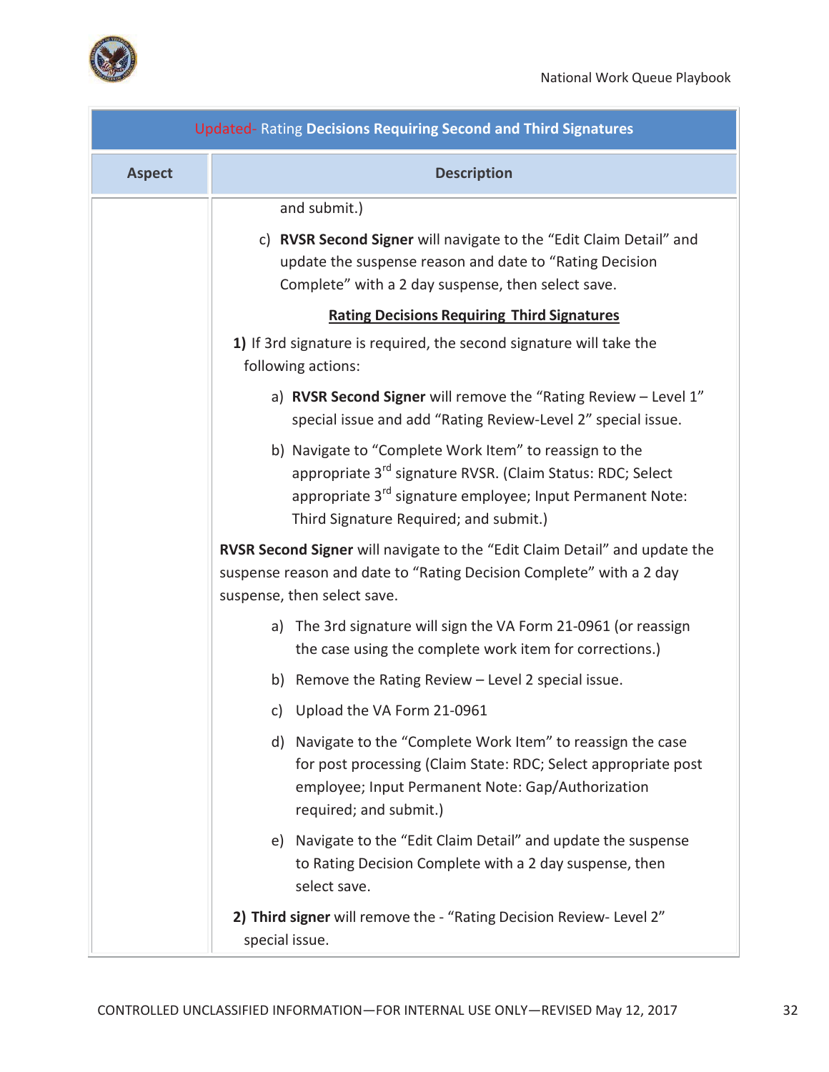| Updated- Rating Decisions Requiring Second and Third Signatures | |
|---|---|
| **Aspect** | **Description** |
| | and submit.)<br><br>c) **RVSR Second Signer** will navigate to the "Edit Claim Detail" and update the suspense reason and date to "Rating Decision Complete" with a 2 day suspense, then select save.<br><br>**Rating Decisions Requiring Third Signatures**<br><br>**1)** If 3rd signature is required, the second signature will take the following actions:<br><br>a) **RVSR Second Signer** will remove the "Rating Review – Level 1" special issue and add "Rating Review-Level 2" special issue.<br><br>b) Navigate to "Complete Work Item" to reassign to the appropriate 3rd signature RVSR. (Claim Status: RDC; Select appropriate 3rd signature employee; Input Permanent Note: Third Signature Required; and submit.)<br><br>**RVSR Second Signer** will navigate to the "Edit Claim Detail" and update the suspense reason and date to "Rating Decision Complete" with a 2 day suspense, then select save.<br><br>a) The 3rd signature will sign the VA Form 21-0961 (or reassign the case using the complete work item for corrections.)<br><br>b) Remove the Rating Review – Level 2 special issue.<br><br>c) Upload the VA Form 21-0961<br><br>d) Navigate to the "Complete Work Item" to reassign the case for post processing (Claim State: RDC; Select appropriate post employee; Input Permanent Note: Gap/Authorization required; and submit.)<br><br>e) Navigate to the "Edit Claim Detail" and update the suspense to Rating Decision Complete with a 2 day suspense, then select save.<br><br>**2) Third signer** will remove the - "Rating Decision Review- Level 2" special issue. |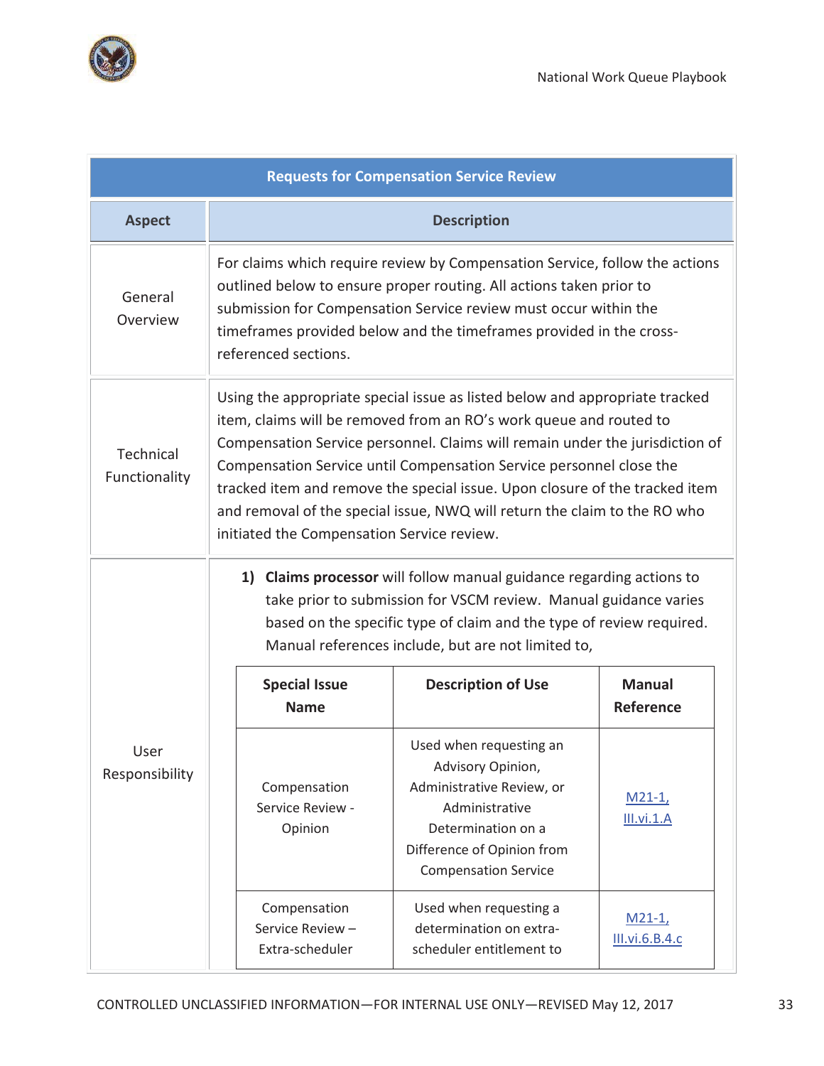| Requests for Compensation Service Review | |
|---|---|
| **Aspect** | **Description** |
| General Overview | For claims which require review by Compensation Service, follow the actions outlined below to ensure proper routing. All actions taken prior to submission for Compensation Service review must occur within the timeframes provided below and the timeframes provided in the cross-referenced sections. |
| Technical Functionality | Using the appropriate special issue as listed below and appropriate tracked item, claims will be removed from an RO's work queue and routed to Compensation Service personnel. Claims will remain under the jurisdiction of Compensation Service until Compensation Service personnel close the tracked item and remove the special issue. Upon closure of the tracked item and removal of the special issue, NWQ will return the claim to the RO who initiated the Compensation Service review. |
| User Responsibility | 1) **Claims processor** will follow manual guidance regarding actions to take prior to submission for VSCM review. Manual guidance varies based on the specific type of claim and the type of review required. Manual references include, but are not limited to, |

| **Special Issue Name** | **Description of Use** | **Manual Reference** |
|---|---|---|
| Compensation Service Review - Opinion | Used when requesting an Advisory Opinion, Administrative Review, or Administrative Determination on a Difference of Opinion from Compensation Service | M21-1, III.vi.1.A |
| Compensation Service Review – Extra-scheduler | Used when requesting a determination on extra-scheduler entitlement to | M21-1, III.vi.6.B.4.c |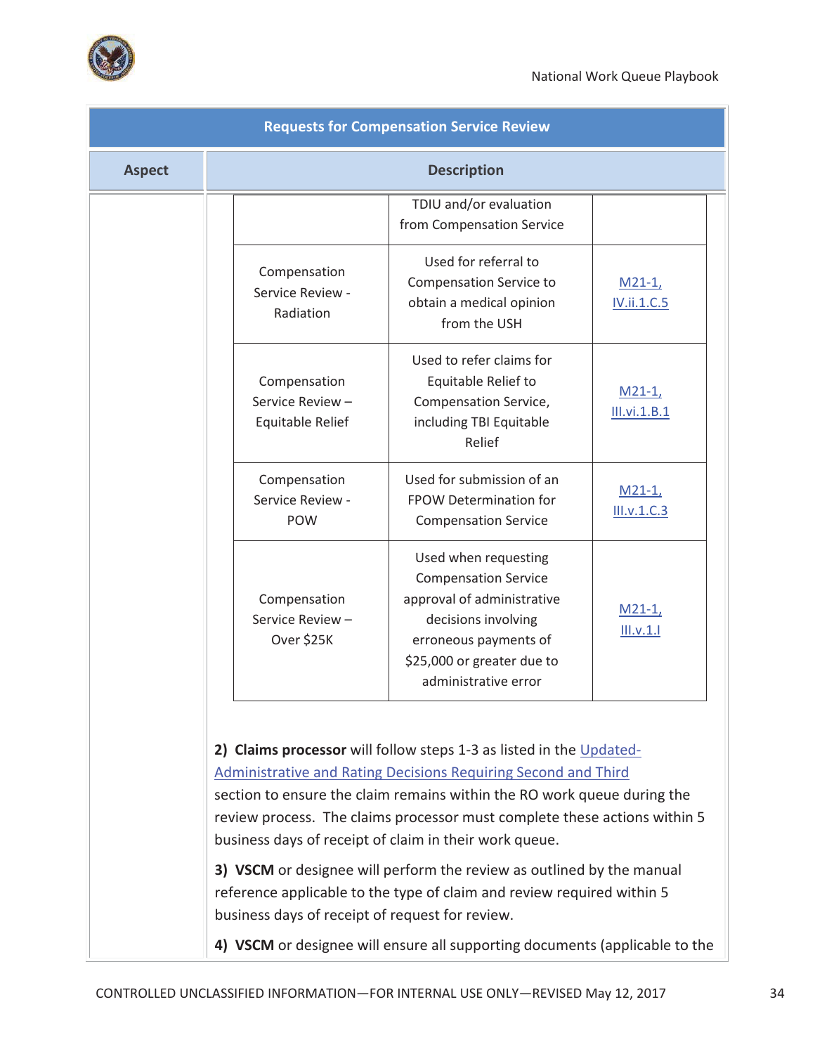| Requests for Compensation Service Review | |
|---|---|
| **Aspect** | **Description** |

| | | |
|---|---|---|
| | TDIU and/or evaluation from Compensation Service | |
| Compensation Service Review - Radiation | Used for referral to Compensation Service to obtain a medical opinion from the USH | M21-1, IV.ii.1.C.5 |
| Compensation Service Review – Equitable Relief | Used to refer claims for Equitable Relief to Compensation Service, including TBI Equitable Relief | M21-1, III.vi.1.B.1 |
| Compensation Service Review - POW | Used for submission of an FPOW Determination for Compensation Service | M21-1, III.v.1.C.3 |
| Compensation Service Review – Over $25K | Used when requesting Compensation Service approval of administrative decisions involving erroneous payments of $25,000 or greater due to administrative error | M21-1, III.v.1.I |

**2) Claims processor** will follow steps 1-3 as listed in the Updated-Administrative and Rating Decisions Requiring Second and Third section to ensure the claim remains within the RO work queue during the review process. The claims processor must complete these actions within 5 business days of receipt of claim in their work queue.

**3) VSCM** or designee will perform the review as outlined by the manual reference applicable to the type of claim and review required within 5 business days of receipt of request for review.

**4) VSCM** or designee will ensure all supporting documents (applicable to the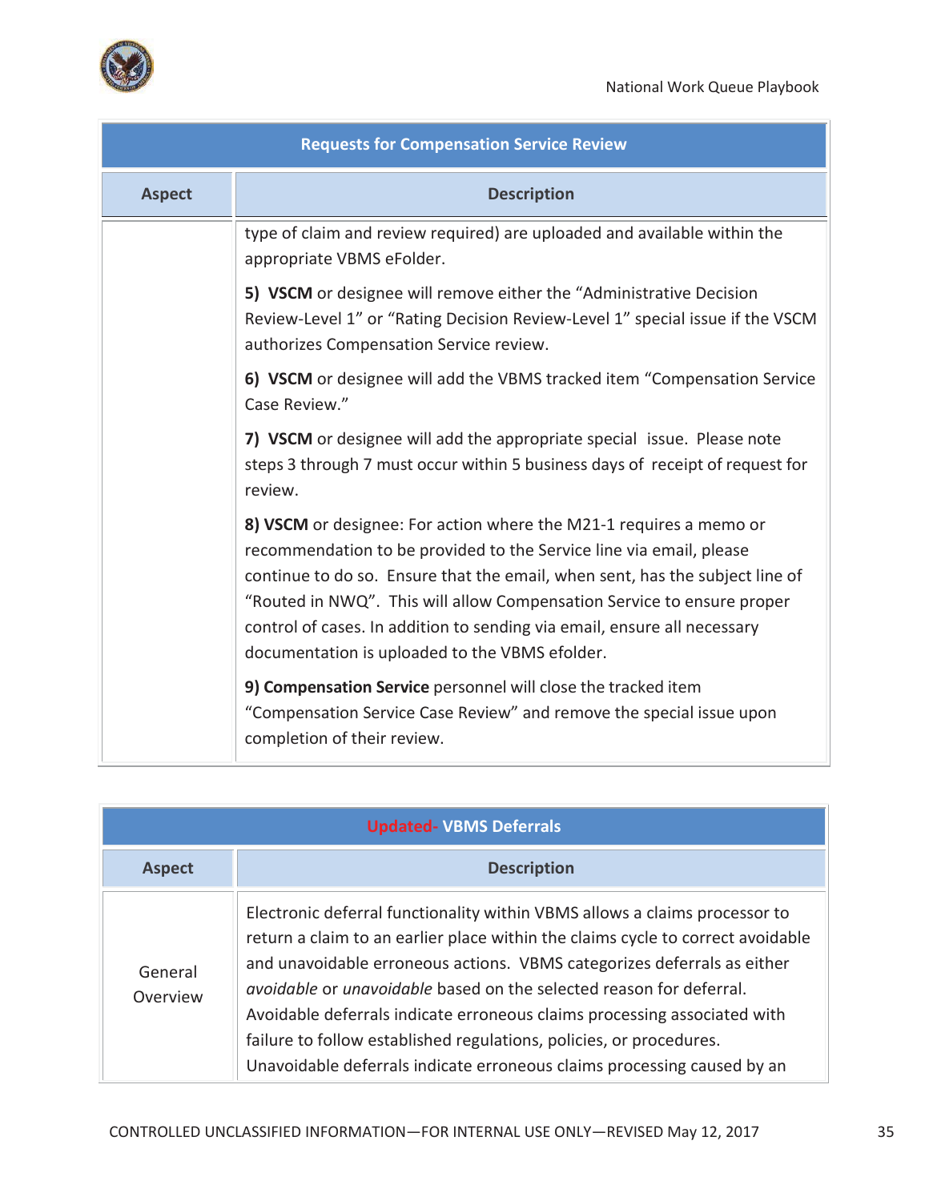| Requests for Compensation Service Review | |
|---|---|
| **Aspect** | **Description** |
| | type of claim and review required) are uploaded and available within the appropriate VBMS eFolder.<br><br>**5) VSCM** or designee will remove either the "Administrative Decision Review-Level 1" or "Rating Decision Review-Level 1" special issue if the VSCM authorizes Compensation Service review.<br><br>**6) VSCM** or designee will add the VBMS tracked item "Compensation Service Case Review."<br><br>**7) VSCM** or designee will add the appropriate special issue. Please note steps 3 through 7 must occur within 5 business days of receipt of request for review.<br><br>**8) VSCM** or designee: For action where the M21-1 requires a memo or recommendation to be provided to the Service line via email, please continue to do so. Ensure that the email, when sent, has the subject line of "Routed in NWQ". This will allow Compensation Service to ensure proper control of cases. In addition to sending via email, ensure all necessary documentation is uploaded to the VBMS efolder.<br><br>**9) Compensation Service** personnel will close the tracked item "Compensation Service Case Review" and remove the special issue upon completion of their review. |

| Updated- VBMS Deferrals | |
|---|---|
| **Aspect** | **Description** |
| General Overview | Electronic deferral functionality within VBMS allows a claims processor to return a claim to an earlier place within the claims cycle to correct avoidable and unavoidable erroneous actions. VBMS categorizes deferrals as either *avoidable* or *unavoidable* based on the selected reason for deferral. Avoidable deferrals indicate erroneous claims processing associated with failure to follow established regulations, policies, or procedures. Unavoidable deferrals indicate erroneous claims processing caused by an |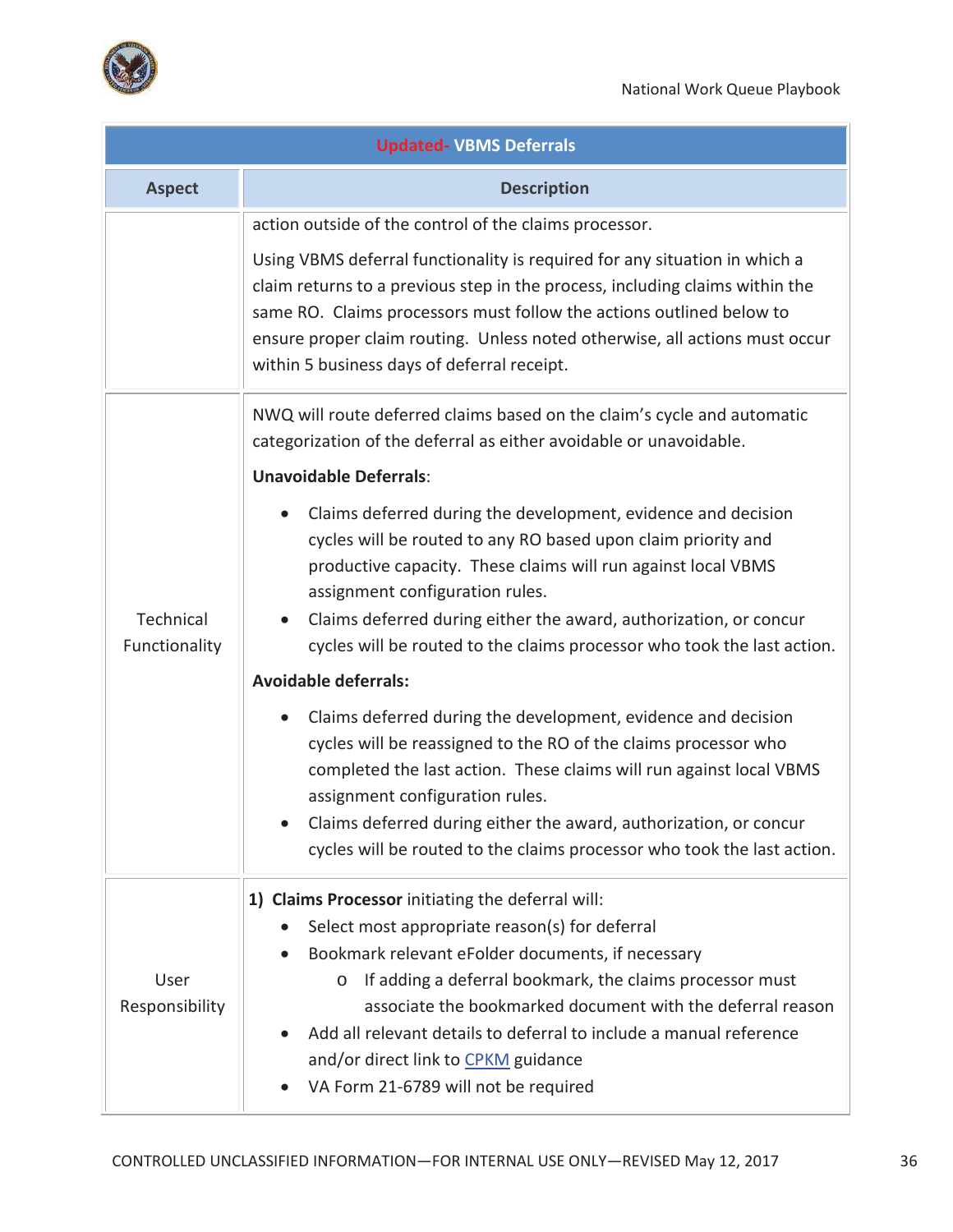| Updated- VBMS Deferrals | |
|---|---|
| **Aspect** | **Description** |
| | action outside of the control of the claims processor.<br><br>Using VBMS deferral functionality is required for any situation in which a claim returns to a previous step in the process, including claims within the same RO. Claims processors must follow the actions outlined below to ensure proper claim routing. Unless noted otherwise, all actions must occur within 5 business days of deferral receipt. |
| Technical Functionality | NWQ will route deferred claims based on the claim's cycle and automatic categorization of the deferral as either avoidable or unavoidable.<br><br>**Unavoidable Deferrals**:<br>• Claims deferred during the development, evidence and decision cycles will be routed to any RO based upon claim priority and productive capacity. These claims will run against local VBMS assignment configuration rules.<br>• Claims deferred during either the award, authorization, or concur cycles will be routed to the claims processor who took the last action.<br><br>**Avoidable deferrals:**<br>• Claims deferred during the development, evidence and decision cycles will be reassigned to the RO of the claims processor who completed the last action. These claims will run against local VBMS assignment configuration rules.<br>• Claims deferred during either the award, authorization, or concur cycles will be routed to the claims processor who took the last action. |
| User Responsibility | **1) Claims Processor** initiating the deferral will:<br>• Select most appropriate reason(s) for deferral<br>• Bookmark relevant eFolder documents, if necessary<br>  o If adding a deferral bookmark, the claims processor must associate the bookmarked document with the deferral reason<br>• Add all relevant details to deferral to include a manual reference and/or direct link to CPKM guidance<br>• VA Form 21-6789 will not be required |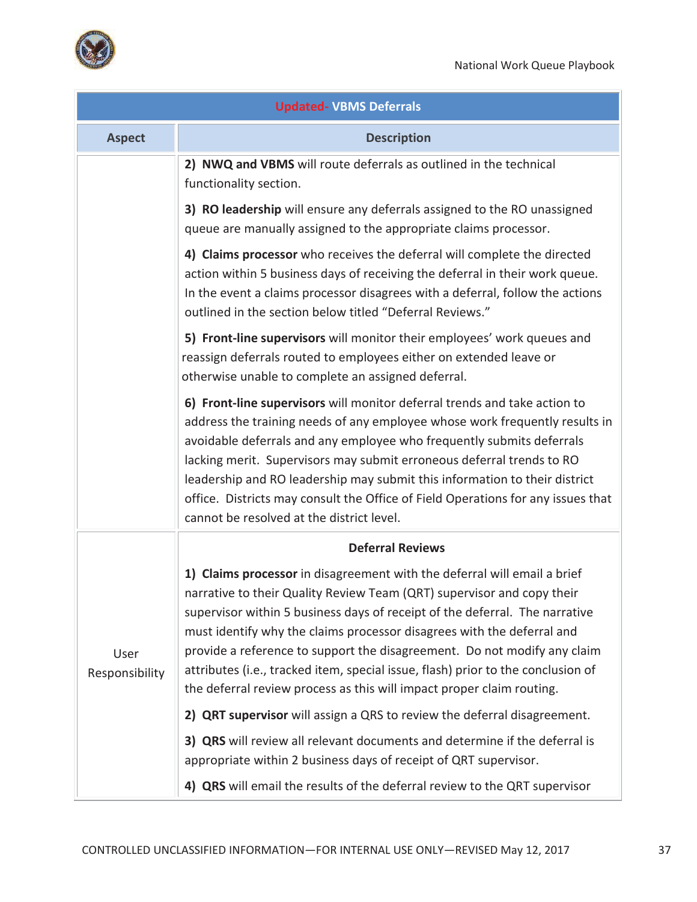| Updated- VBMS Deferrals | |
|---|---|
| **Aspect** | **Description** |
| | **2) NWQ and VBMS** will route deferrals as outlined in the technical functionality section.<br><br>**3) RO leadership** will ensure any deferrals assigned to the RO unassigned queue are manually assigned to the appropriate claims processor.<br><br>**4) Claims processor** who receives the deferral will complete the directed action within 5 business days of receiving the deferral in their work queue. In the event a claims processor disagrees with a deferral, follow the actions outlined in the section below titled "Deferral Reviews."<br><br>**5) Front-line supervisors** will monitor their employees' work queues and reassign deferrals routed to employees either on extended leave or otherwise unable to complete an assigned deferral.<br><br>**6) Front-line supervisors** will monitor deferral trends and take action to address the training needs of any employee whose work frequently results in avoidable deferrals and any employee who frequently submits deferrals lacking merit. Supervisors may submit erroneous deferral trends to RO leadership and RO leadership may submit this information to their district office. Districts may consult the Office of Field Operations for any issues that cannot be resolved at the district level. |
| User Responsibility | **Deferral Reviews**<br><br>**1) Claims processor** in disagreement with the deferral will email a brief narrative to their Quality Review Team (QRT) supervisor and copy their supervisor within 5 business days of receipt of the deferral. The narrative must identify why the claims processor disagrees with the deferral and provide a reference to support the disagreement. Do not modify any claim attributes (i.e., tracked item, special issue, flash) prior to the conclusion of the deferral review process as this will impact proper claim routing.<br><br>**2) QRT supervisor** will assign a QRS to review the deferral disagreement.<br><br>**3) QRS** will review all relevant documents and determine if the deferral is appropriate within 2 business days of receipt of QRT supervisor.<br><br>**4) QRS** will email the results of the deferral review to the QRT supervisor |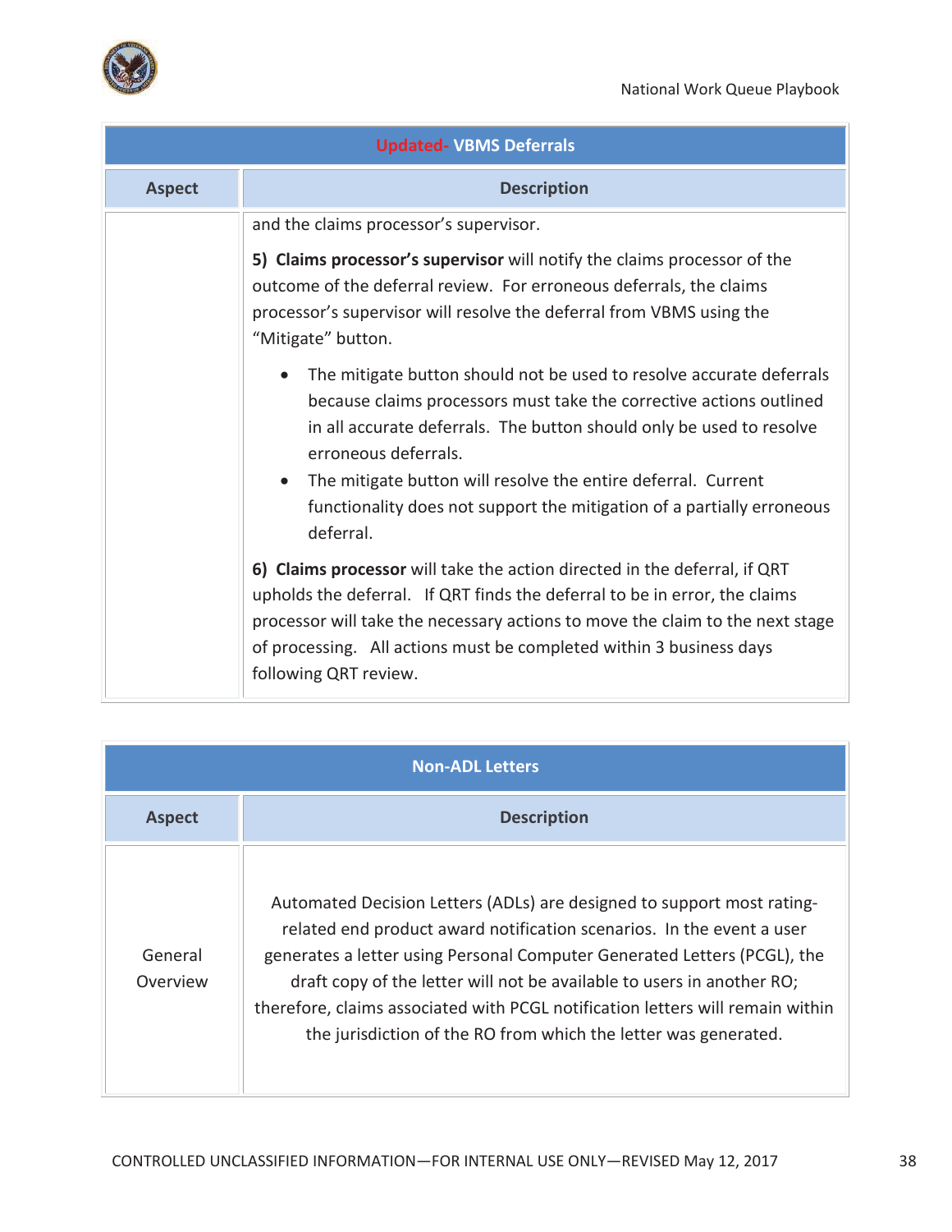| Updated- VBMS Deferrals | |
|---|---|
| **Aspect** | **Description** |
| | and the claims processor's supervisor.<br><br>**5) Claims processor's supervisor** will notify the claims processor of the outcome of the deferral review. For erroneous deferrals, the claims processor's supervisor will resolve the deferral from VBMS using the "Mitigate" button.<br><br>• The mitigate button should not be used to resolve accurate deferrals because claims processors must take the corrective actions outlined in all accurate deferrals. The button should only be used to resolve erroneous deferrals.<br>• The mitigate button will resolve the entire deferral. Current functionality does not support the mitigation of a partially erroneous deferral.<br><br>**6) Claims processor** will take the action directed in the deferral, if QRT upholds the deferral. If QRT finds the deferral to be in error, the claims processor will take the necessary actions to move the claim to the next stage of processing. All actions must be completed within 3 business days following QRT review. |

| Non-ADL Letters | |
|---|---|
| **Aspect** | **Description** |
| General Overview | Automated Decision Letters (ADLs) are designed to support most rating-related end product award notification scenarios. In the event a user generates a letter using Personal Computer Generated Letters (PCGL), the draft copy of the letter will not be available to users in another RO; therefore, claims associated with PCGL notification letters will remain within the jurisdiction of the RO from which the letter was generated. |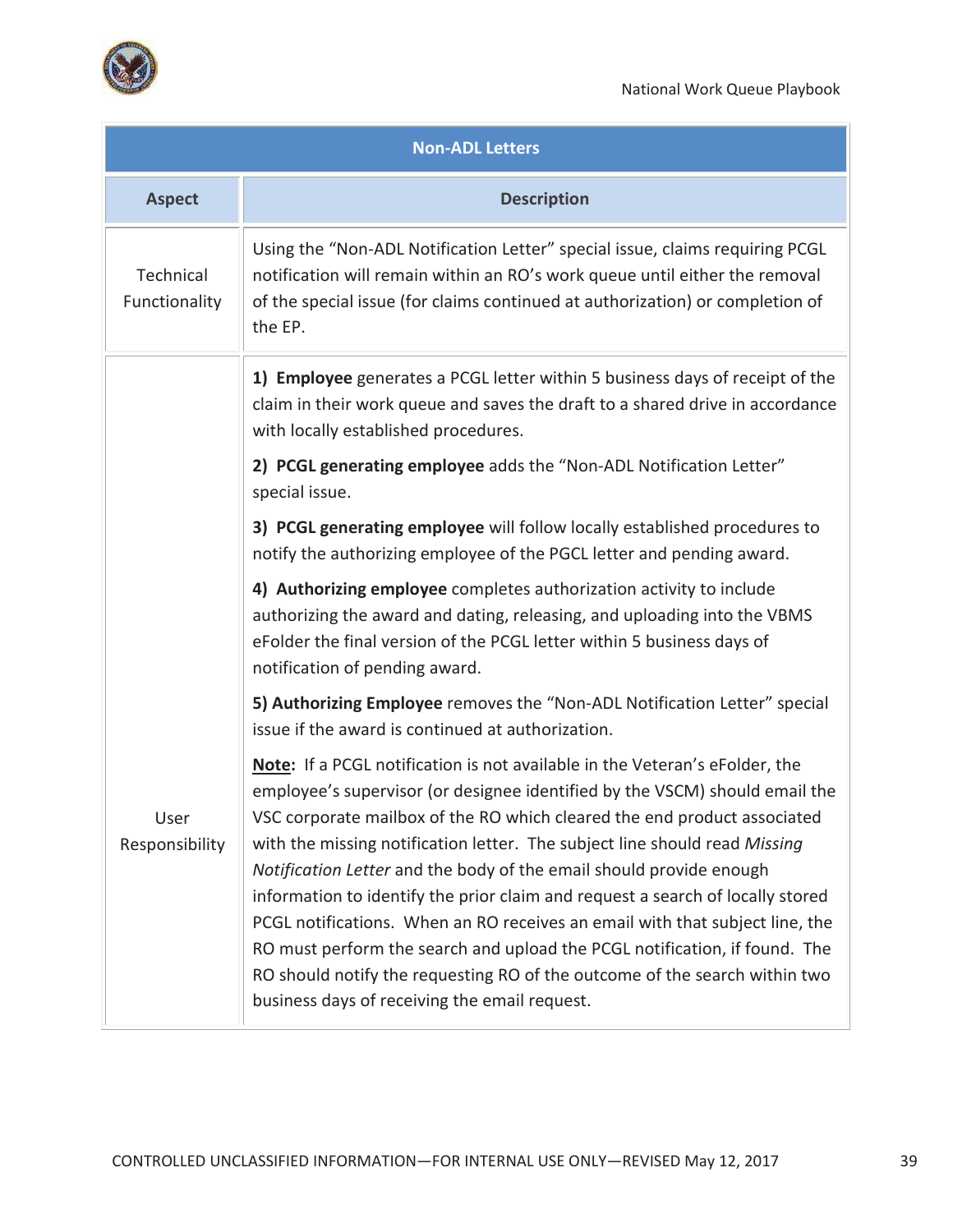| Non-ADL Letters | |
|---|---|
| **Aspect** | **Description** |
| Technical Functionality | Using the "Non-ADL Notification Letter" special issue, claims requiring PCGL notification will remain within an RO's work queue until either the removal of the special issue (for claims continued at authorization) or completion of the EP. |
| User Responsibility | **1) Employee** generates a PCGL letter within 5 business days of receipt of the claim in their work queue and saves the draft to a shared drive in accordance with locally established procedures.<br><br>**2) PCGL generating employee** adds the "Non-ADL Notification Letter" special issue.<br><br>**3) PCGL generating employee** will follow locally established procedures to notify the authorizing employee of the PGCL letter and pending award.<br><br>**4) Authorizing employee** completes authorization activity to include authorizing the award and dating, releasing, and uploading into the VBMS eFolder the final version of the PCGL letter within 5 business days of notification of pending award.<br><br>**5) Authorizing Employee** removes the "Non-ADL Notification Letter" special issue if the award is continued at authorization.<br><br>**Note:** If a PCGL notification is not available in the Veteran's eFolder, the employee's supervisor (or designee identified by the VSCM) should email the VSC corporate mailbox of the RO which cleared the end product associated with the missing notification letter. The subject line should read *Missing Notification Letter* and the body of the email should provide enough information to identify the prior claim and request a search of locally stored PCGL notifications. When an RO receives an email with that subject line, the RO must perform the search and upload the PCGL notification, if found. The RO should notify the requesting RO of the outcome of the search within two business days of receiving the email request. |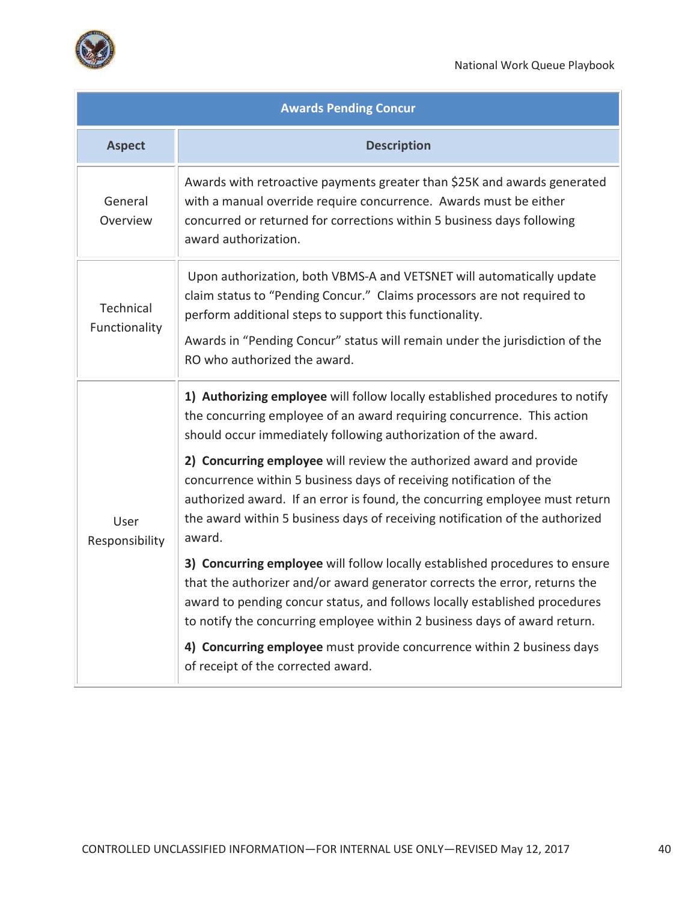| Awards Pending Concur | |
|---|---|
| **Aspect** | **Description** |
| General Overview | Awards with retroactive payments greater than $25K and awards generated with a manual override require concurrence. Awards must be either concurred or returned for corrections within 5 business days following award authorization. |
| Technical Functionality | Upon authorization, both VBMS-A and VETSNET will automatically update claim status to "Pending Concur." Claims processors are not required to perform additional steps to support this functionality.<br><br>Awards in "Pending Concur" status will remain under the jurisdiction of the RO who authorized the award. |
| User Responsibility | **1) Authorizing employee** will follow locally established procedures to notify the concurring employee of an award requiring concurrence. This action should occur immediately following authorization of the award.<br><br>**2) Concurring employee** will review the authorized award and provide concurrence within 5 business days of receiving notification of the authorized award. If an error is found, the concurring employee must return the award within 5 business days of receiving notification of the authorized award.<br><br>**3) Concurring employee** will follow locally established procedures to ensure that the authorizer and/or award generator corrects the error, returns the award to pending concur status, and follows locally established procedures to notify the concurring employee within 2 business days of award return.<br><br>**4) Concurring employee** must provide concurrence within 2 business days of receipt of the corrected award. |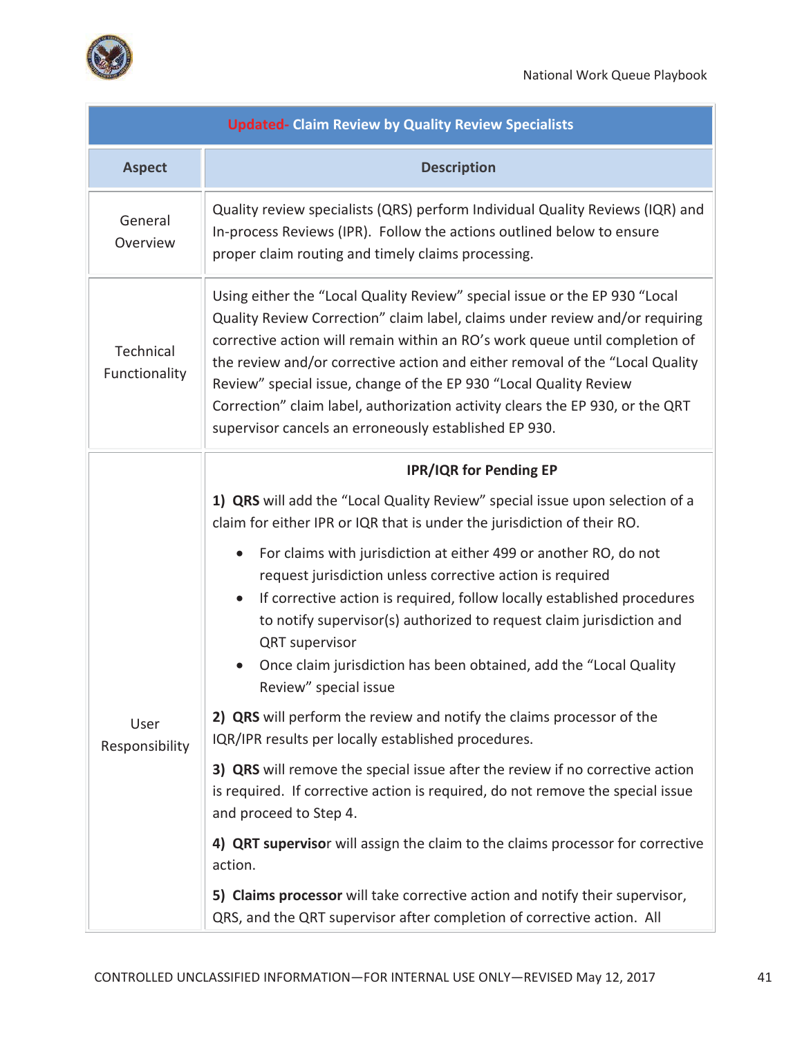| Updated- Claim Review by Quality Review Specialists | |
|---|---|
| **Aspect** | **Description** |
| General Overview | Quality review specialists (QRS) perform Individual Quality Reviews (IQR) and In-process Reviews (IPR). Follow the actions outlined below to ensure proper claim routing and timely claims processing. |
| Technical Functionality | Using either the "Local Quality Review" special issue or the EP 930 "Local Quality Review Correction" claim label, claims under review and/or requiring corrective action will remain within an RO's work queue until completion of the review and/or corrective action and either removal of the "Local Quality Review" special issue, change of the EP 930 "Local Quality Review Correction" claim label, authorization activity clears the EP 930, or the QRT supervisor cancels an erroneously established EP 930. |
| User Responsibility | **IPR/IQR for Pending EP**<br><br>**1) QRS** will add the "Local Quality Review" special issue upon selection of a claim for either IPR or IQR that is under the jurisdiction of their RO.<br>• For claims with jurisdiction at either 499 or another RO, do not request jurisdiction unless corrective action is required<br>• If corrective action is required, follow locally established procedures to notify supervisor(s) authorized to request claim jurisdiction and QRT supervisor<br>• Once claim jurisdiction has been obtained, add the "Local Quality Review" special issue<br><br>**2) QRS** will perform the review and notify the claims processor of the IQR/IPR results per locally established procedures.<br><br>**3) QRS** will remove the special issue after the review if no corrective action is required. If corrective action is required, do not remove the special issue and proceed to Step 4.<br><br>**4) QRT supervisor** will assign the claim to the claims processor for corrective action.<br><br>**5) Claims processor** will take corrective action and notify their supervisor, QRS, and the QRT supervisor after completion of corrective action. All |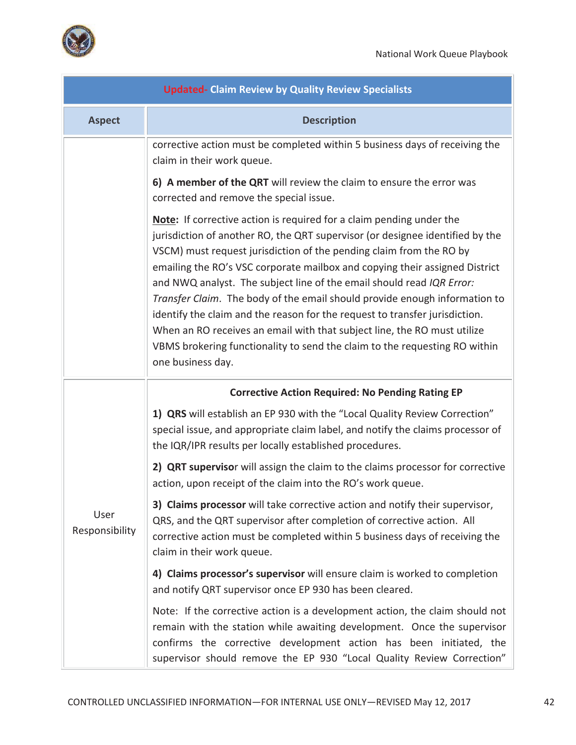| Updated- Claim Review by Quality Review Specialists | |
|---|---|
| **Aspect** | **Description** |
| | corrective action must be completed within 5 business days of receiving the claim in their work queue.<br><br>**6) A member of the QRT** will review the claim to ensure the error was corrected and remove the special issue.<br><br>**Note:** If corrective action is required for a claim pending under the jurisdiction of another RO, the QRT supervisor (or designee identified by the VSCM) must request jurisdiction of the pending claim from the RO by emailing the RO's VSC corporate mailbox and copying their assigned District and NWQ analyst. The subject line of the email should read *IQR Error: Transfer Claim*. The body of the email should provide enough information to identify the claim and the reason for the request to transfer jurisdiction. When an RO receives an email with that subject line, the RO must utilize VBMS brokering functionality to send the claim to the requesting RO within one business day. |
| User Responsibility | **Corrective Action Required: No Pending Rating EP**<br><br>**1) QRS** will establish an EP 930 with the "Local Quality Review Correction" special issue, and appropriate claim label, and notify the claims processor of the IQR/IPR results per locally established procedures.<br><br>**2) QRT supervisor** will assign the claim to the claims processor for corrective action, upon receipt of the claim into the RO's work queue.<br><br>**3) Claims processor** will take corrective action and notify their supervisor, QRS, and the QRT supervisor after completion of corrective action. All corrective action must be completed within 5 business days of receiving the claim in their work queue.<br><br>**4) Claims processor's supervisor** will ensure claim is worked to completion and notify QRT supervisor once EP 930 has been cleared.<br><br>Note: If the corrective action is a development action, the claim should not remain with the station while awaiting development. Once the supervisor confirms the corrective development action has been initiated, the supervisor should remove the EP 930 "Local Quality Review Correction" |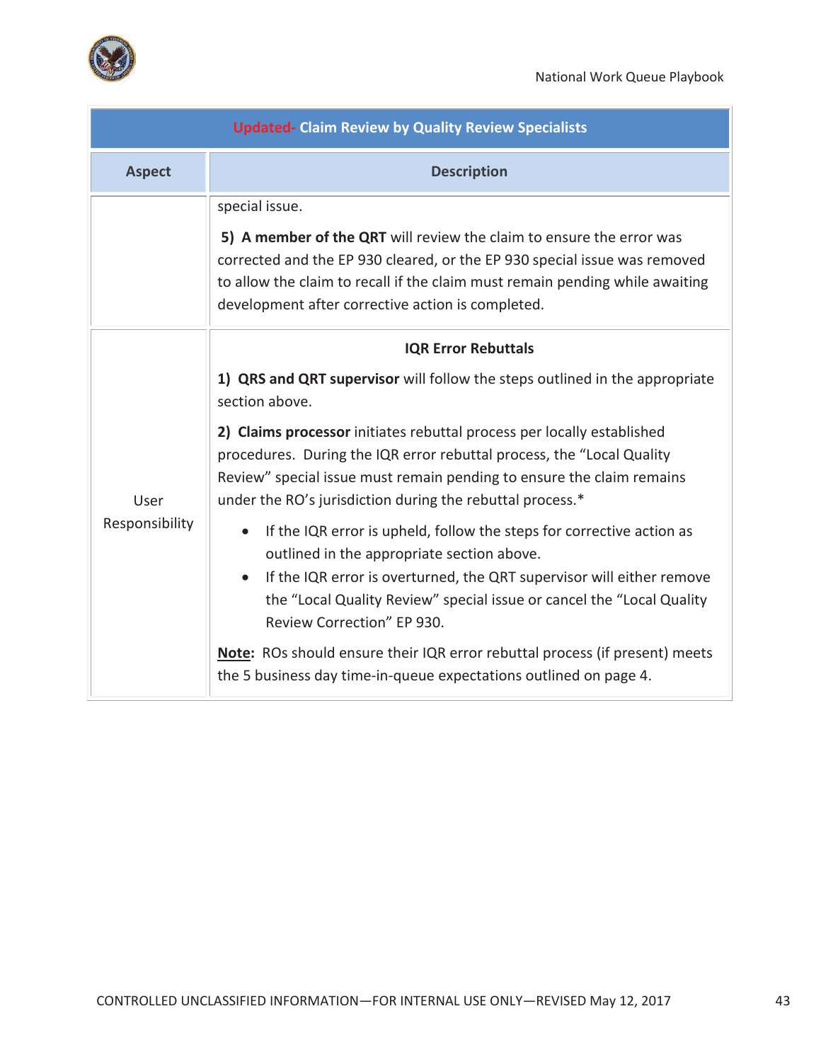| Updated- Claim Review by Quality Review Specialists | |
|---|---|
| **Aspect** | **Description** |
| | special issue.<br><br>**5) A member of the QRT** will review the claim to ensure the error was corrected and the EP 930 cleared, or the EP 930 special issue was removed to allow the claim to recall if the claim must remain pending while awaiting development after corrective action is completed. |
| User Responsibility | **IQR Error Rebuttals**<br><br>**1) QRS and QRT supervisor** will follow the steps outlined in the appropriate section above.<br><br>**2) Claims processor** initiates rebuttal process per locally established procedures. During the IQR error rebuttal process, the "Local Quality Review" special issue must remain pending to ensure the claim remains under the RO's jurisdiction during the rebuttal process.*<br><br>• If the IQR error is upheld, follow the steps for corrective action as outlined in the appropriate section above.<br>• If the IQR error is overturned, the QRT supervisor will either remove the "Local Quality Review" special issue or cancel the "Local Quality Review Correction" EP 930.<br><br>**Note**: ROs should ensure their IQR error rebuttal process (if present) meets the 5 business day time-in-queue expectations outlined on page 4. |

CONTROLLED UNCLASSIFIED INFORMATION—FOR INTERNAL USE ONLY—REVISED May 12, 2017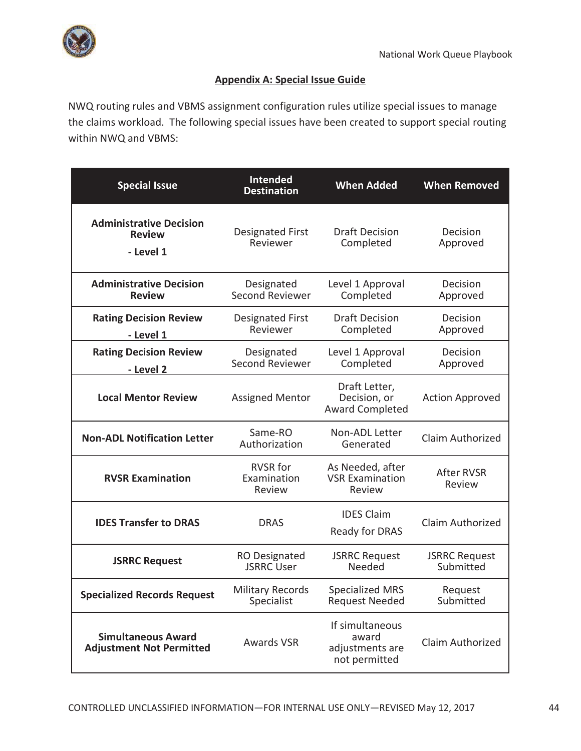## Appendix A: Special Issue Guide

NWQ routing rules and VBMS assignment configuration rules utilize special issues to manage the claims workload. The following special issues have been created to support special routing within NWQ and VBMS:

| Special Issue | Intended Destination | When Added | When Removed |
|---|---|---|---|
| **Administrative Decision Review - Level 1** | Designated First Reviewer | Draft Decision Completed | Decision Approved |
| **Administrative Decision Review** | Designated Second Reviewer | Level 1 Approval Completed | Decision Approved |
| **Rating Decision Review - Level 1** | Designated First Reviewer | Draft Decision Completed | Decision Approved |
| **Rating Decision Review - Level 2** | Designated Second Reviewer | Level 1 Approval Completed | Decision Approved |
| **Local Mentor Review** | Assigned Mentor | Draft Letter, Decision, or Award Completed | Action Approved |
| **Non-ADL Notification Letter** | Same-RO Authorization | Non-ADL Letter Generated | Claim Authorized |
| **RVSR Examination** | RVSR for Examination Review | As Needed, after VSR Examination Review | After RVSR Review |
| **IDES Transfer to DRAS** | DRAS | IDES Claim Ready for DRAS | Claim Authorized |
| **JSRRC Request** | RO Designated JSRRC User | JSRRC Request Needed | JSRRC Request Submitted |
| **Specialized Records Request** | Military Records Specialist | Specialized MRS Request Needed | Request Submitted |
| **Simultaneous Award Adjustment Not Permitted** | Awards VSR | If simultaneous award adjustments are not permitted | Claim Authorized |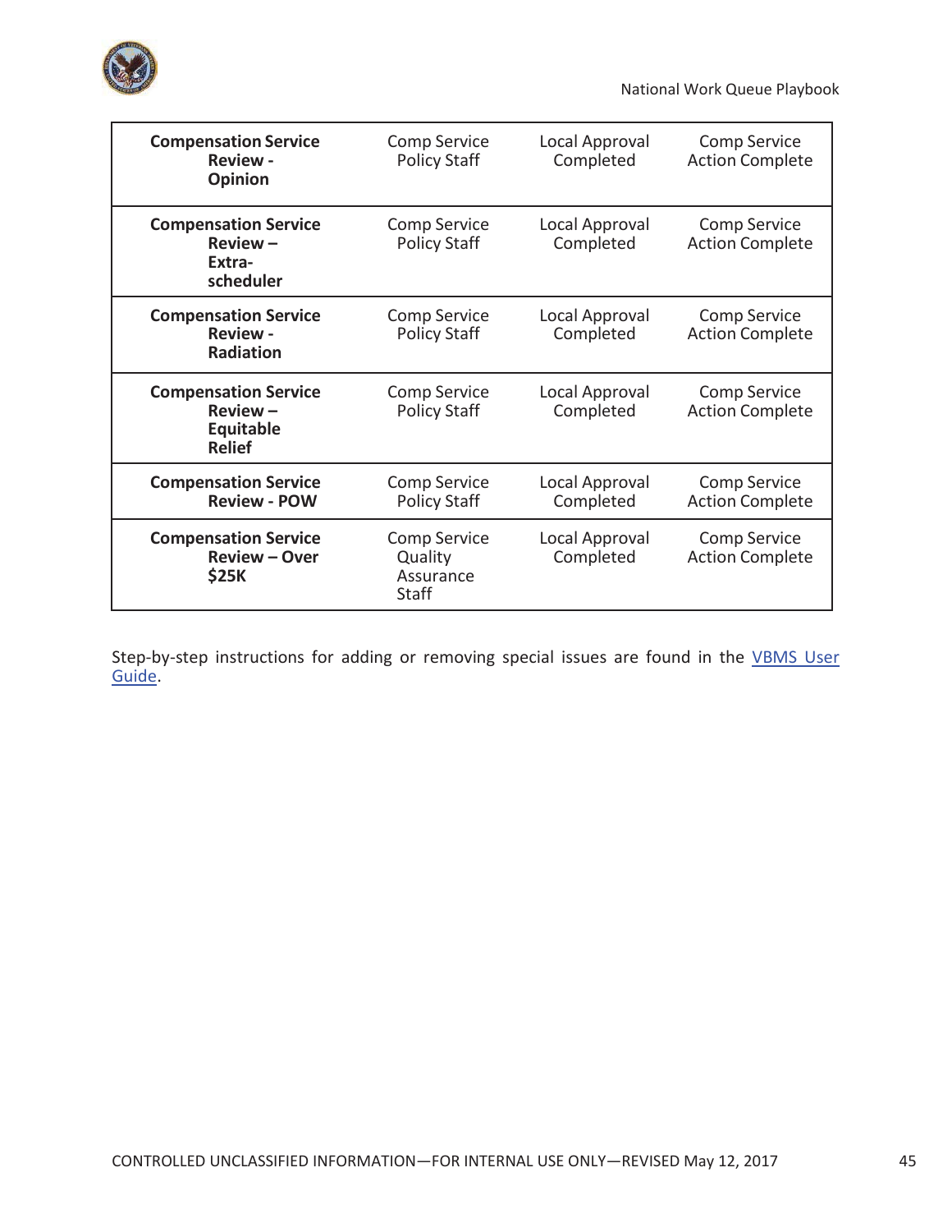| **Compensation Service Review - Opinion** | Comp Service Policy Staff | Local Approval Completed | Comp Service Action Complete |
|---|---|---|---|
| **Compensation Service Review – Extra-scheduler** | Comp Service Policy Staff | Local Approval Completed | Comp Service Action Complete |
| **Compensation Service Review - Radiation** | Comp Service Policy Staff | Local Approval Completed | Comp Service Action Complete |
| **Compensation Service Review – Equitable Relief** | Comp Service Policy Staff | Local Approval Completed | Comp Service Action Complete |
| **Compensation Service Review - POW** | Comp Service Policy Staff | Local Approval Completed | Comp Service Action Complete |
| **Compensation Service Review – Over $25K** | Comp Service Quality Assurance Staff | Local Approval Completed | Comp Service Action Complete |

Step-by-step instructions for adding or removing special issues are found in the VBMS User Guide.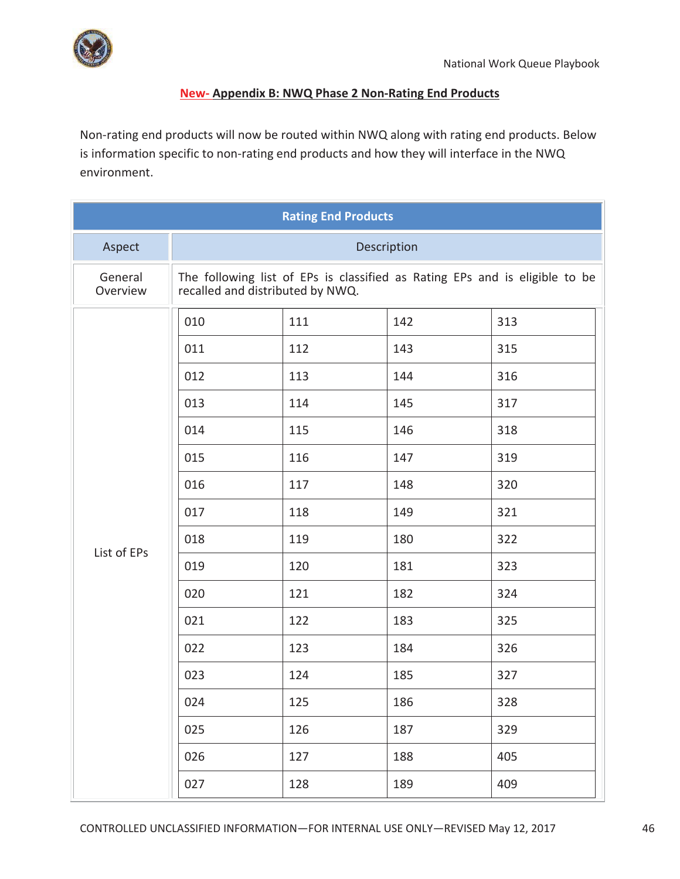## New- Appendix B: NWQ Phase 2 Non-Rating End Products

Non-rating end products will now be routed within NWQ along with rating end products. Below is information specific to non-rating end products and how they will interface in the NWQ environment.

| Rating End Products | | | | |
|---|---|---|---|---|
| **Aspect** | **Description** | | | |
| General Overview | The following list of EPs is classified as Rating EPs and is eligible to be recalled and distributed by NWQ. | | | |
| List of EPs | 010 | 111 | 142 | 313 |
| | 011 | 112 | 143 | 315 |
| | 012 | 113 | 144 | 316 |
| | 013 | 114 | 145 | 317 |
| | 014 | 115 | 146 | 318 |
| | 015 | 116 | 147 | 319 |
| | 016 | 117 | 148 | 320 |
| | 017 | 118 | 149 | 321 |
| | 018 | 119 | 180 | 322 |
| | 019 | 120 | 181 | 323 |
| | 020 | 121 | 182 | 324 |
| | 021 | 122 | 183 | 325 |
| | 022 | 123 | 184 | 326 |
| | 023 | 124 | 185 | 327 |
| | 024 | 125 | 186 | 328 |
| | 025 | 126 | 187 | 329 |
| | 026 | 127 | 188 | 405 |
| | 027 | 128 | 189 | 409 |

CONTROLLED UNCLASSIFIED INFORMATION—FOR INTERNAL USE ONLY—REVISED May 12, 2017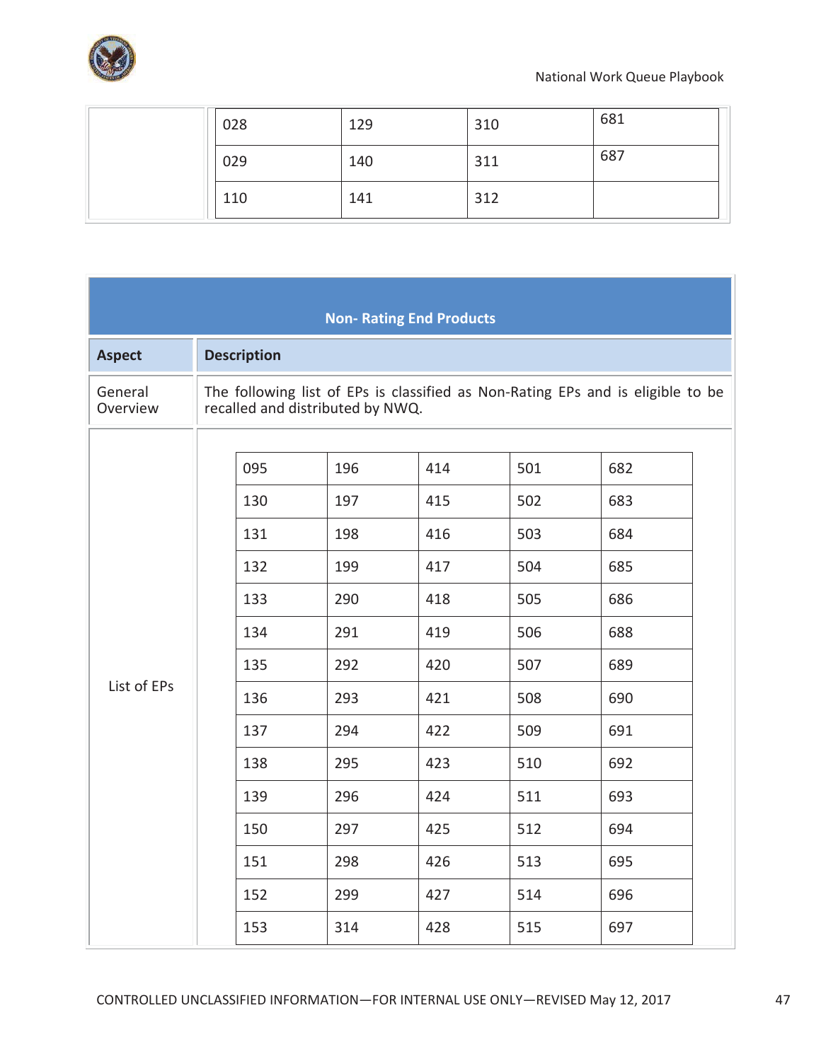| | 028 | 129 | 310 | 681 |
|---|---|---|---|---|
| | 029 | 140 | 311 | 687 |
| | 110 | 141 | 312 | |

| Non- Rating End Products | |
|---|---|
| **Aspect** | **Description** |
| General Overview | The following list of EPs is classified as Non-Rating EPs and is eligible to be recalled and distributed by NWQ. |
| List of EPs | (see table below) |

| | | | | |
|---|---|---|---|---|
| 095 | 196 | 414 | 501 | 682 |
| 130 | 197 | 415 | 502 | 683 |
| 131 | 198 | 416 | 503 | 684 |
| 132 | 199 | 417 | 504 | 685 |
| 133 | 290 | 418 | 505 | 686 |
| 134 | 291 | 419 | 506 | 688 |
| 135 | 292 | 420 | 507 | 689 |
| 136 | 293 | 421 | 508 | 690 |
| 137 | 294 | 422 | 509 | 691 |
| 138 | 295 | 423 | 510 | 692 |
| 139 | 296 | 424 | 511 | 693 |
| 150 | 297 | 425 | 512 | 694 |
| 151 | 298 | 426 | 513 | 695 |
| 152 | 299 | 427 | 514 | 696 |
| 153 | 314 | 428 | 515 | 697 |

CONTROLLED UNCLASSIFIED INFORMATION—FOR INTERNAL USE ONLY—REVISED May 12, 2017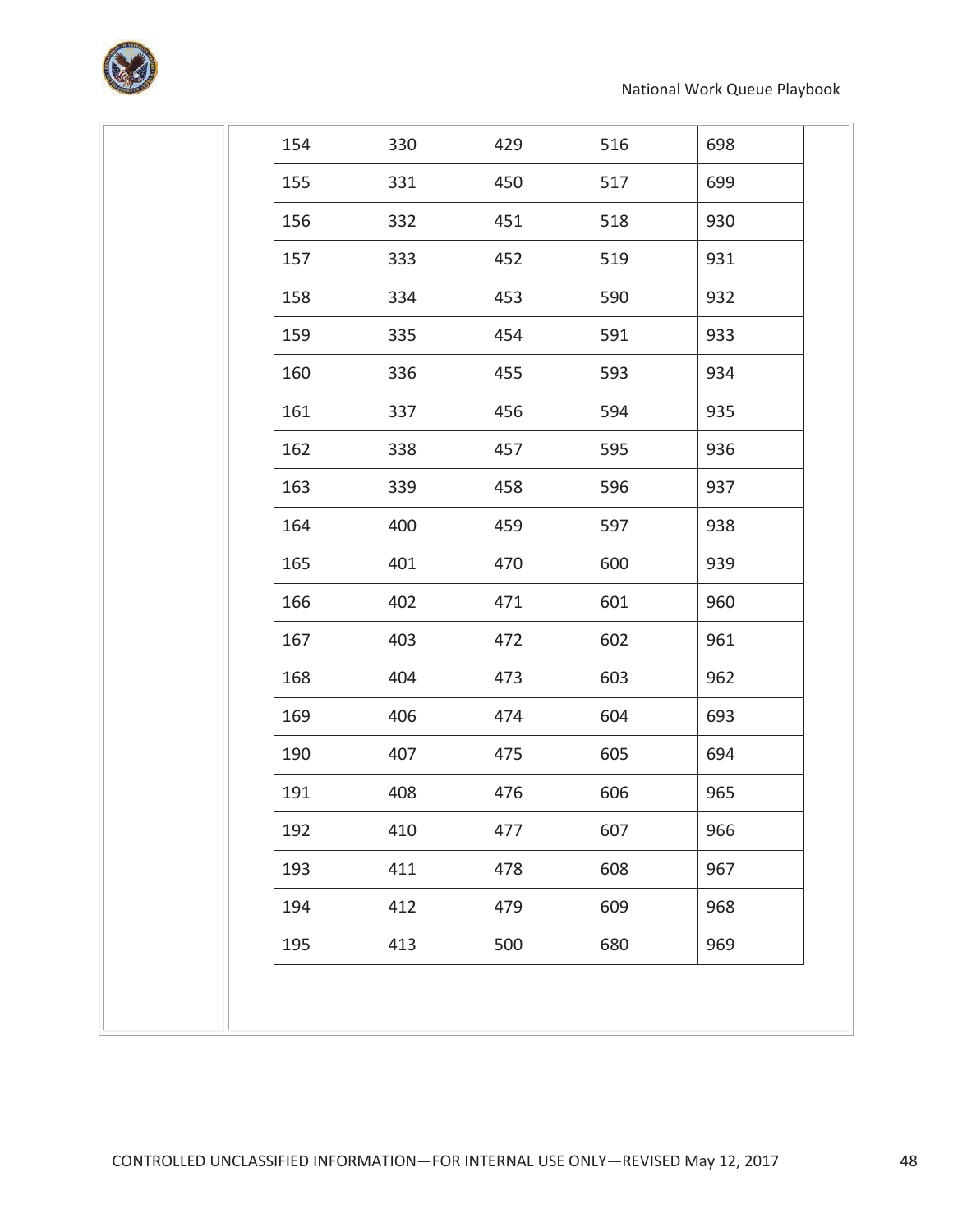| | | | | |
|---|---|---|---|---|
| 154 | 330 | 429 | 516 | 698 |
| 155 | 331 | 450 | 517 | 699 |
| 156 | 332 | 451 | 518 | 930 |
| 157 | 333 | 452 | 519 | 931 |
| 158 | 334 | 453 | 590 | 932 |
| 159 | 335 | 454 | 591 | 933 |
| 160 | 336 | 455 | 593 | 934 |
| 161 | 337 | 456 | 594 | 935 |
| 162 | 338 | 457 | 595 | 936 |
| 163 | 339 | 458 | 596 | 937 |
| 164 | 400 | 459 | 597 | 938 |
| 165 | 401 | 470 | 600 | 939 |
| 166 | 402 | 471 | 601 | 960 |
| 167 | 403 | 472 | 602 | 961 |
| 168 | 404 | 473 | 603 | 962 |
| 169 | 406 | 474 | 604 | 693 |
| 190 | 407 | 475 | 605 | 694 |
| 191 | 408 | 476 | 606 | 965 |
| 192 | 410 | 477 | 607 | 966 |
| 193 | 411 | 478 | 608 | 967 |
| 194 | 412 | 479 | 609 | 968 |
| 195 | 413 | 500 | 680 | 969 |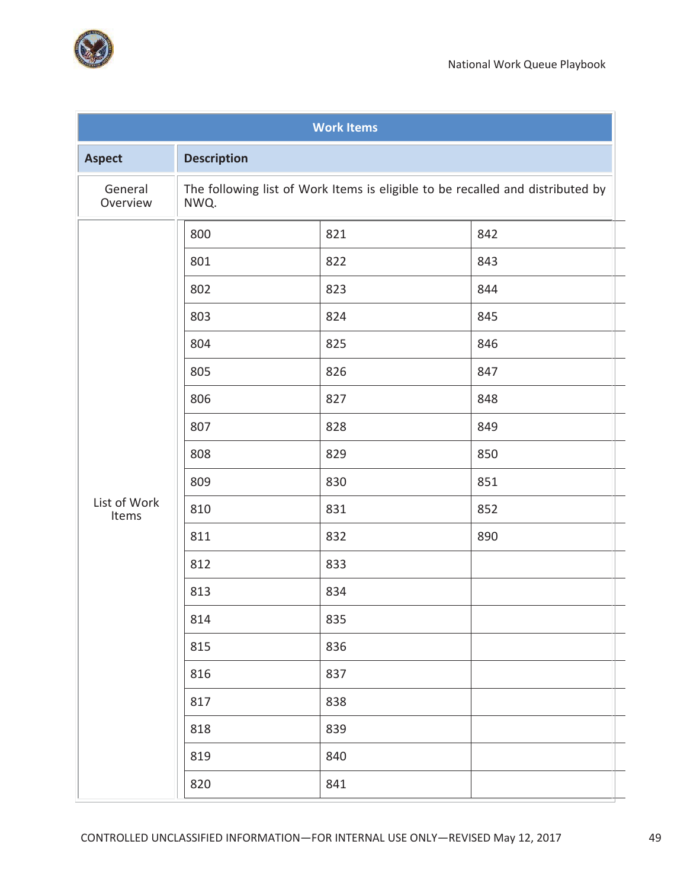| Work Items | | | |
|---|---|---|---|
| **Aspect** | **Description** | | |
| General Overview | The following list of Work Items is eligible to be recalled and distributed by NWQ. | | |
| List of Work Items | 800 | 821 | 842 |
| | 801 | 822 | 843 |
| | 802 | 823 | 844 |
| | 803 | 824 | 845 |
| | 804 | 825 | 846 |
| | 805 | 826 | 847 |
| | 806 | 827 | 848 |
| | 807 | 828 | 849 |
| | 808 | 829 | 850 |
| | 809 | 830 | 851 |
| | 810 | 831 | 852 |
| | 811 | 832 | 890 |
| | 812 | 833 | |
| | 813 | 834 | |
| | 814 | 835 | |
| | 815 | 836 | |
| | 816 | 837 | |
| | 817 | 838 | |
| | 818 | 839 | |
| | 819 | 840 | |
| | 820 | 841 | |

CONTROLLED UNCLASSIFIED INFORMATION—FOR INTERNAL USE ONLY—REVISED May 12, 2017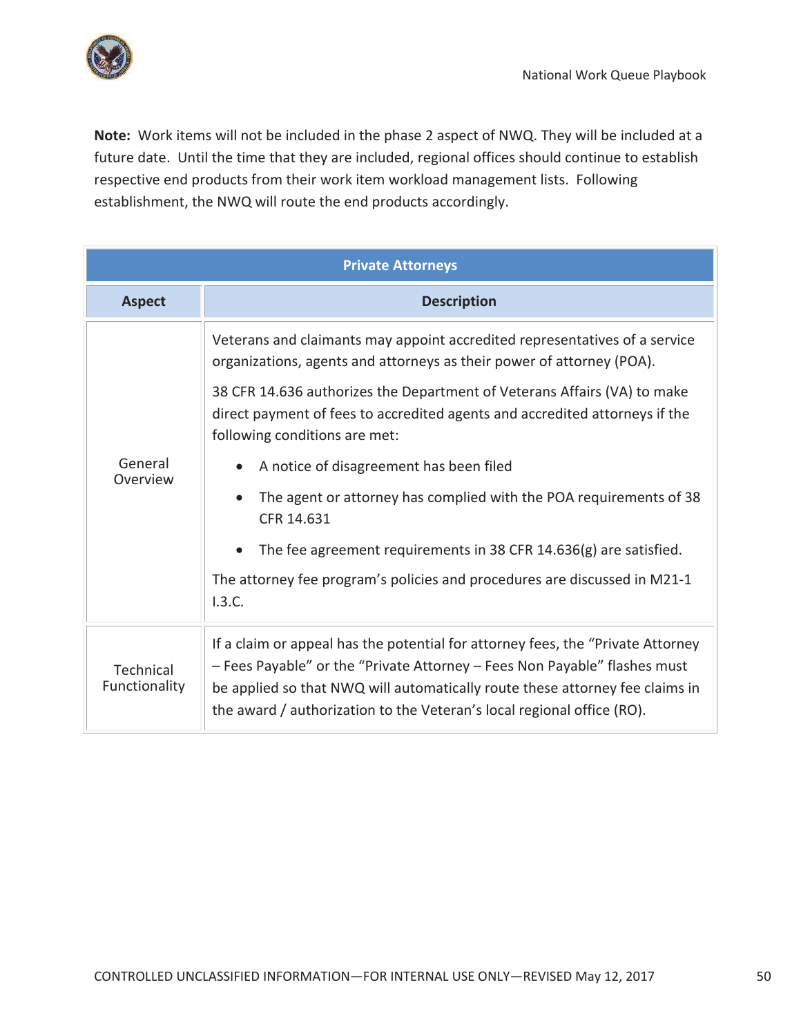**Note:** Work items will not be included in the phase 2 aspect of NWQ. They will be included at a future date. Until the time that they are included, regional offices should continue to establish respective end products from their work item workload management lists. Following establishment, the NWQ will route the end products accordingly.

| Private Attorneys | |
|---|---|
| **Aspect** | **Description** |
| General Overview | Veterans and claimants may appoint accredited representatives of a service organizations, agents and attorneys as their power of attorney (POA).<br><br>38 CFR 14.636 authorizes the Department of Veterans Affairs (VA) to make direct payment of fees to accredited agents and accredited attorneys if the following conditions are met:<br><br>• A notice of disagreement has been filed<br>• The agent or attorney has complied with the POA requirements of 38 CFR 14.631<br>• The fee agreement requirements in 38 CFR 14.636(g) are satisfied.<br><br>The attorney fee program's policies and procedures are discussed in M21-1 I.3.C. |
| Technical Functionality | If a claim or appeal has the potential for attorney fees, the "Private Attorney – Fees Payable" or the "Private Attorney – Fees Non Payable" flashes must be applied so that NWQ will automatically route these attorney fee claims in the award / authorization to the Veteran's local regional office (RO). |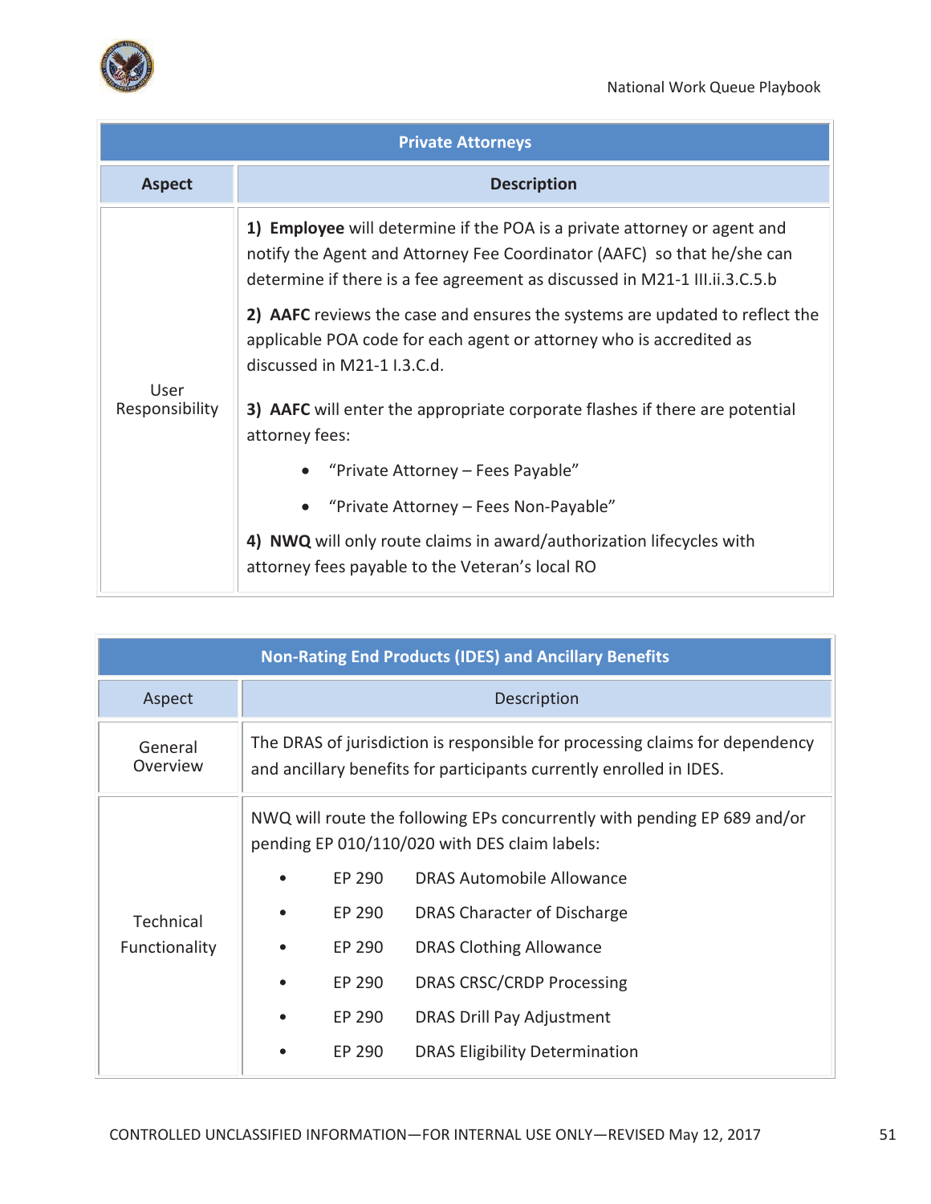| Private Attorneys | |
|---|---|
| **Aspect** | **Description** |
| User Responsibility | **1) Employee** will determine if the POA is a private attorney or agent and notify the Agent and Attorney Fee Coordinator (AAFC) so that he/she can determine if there is a fee agreement as discussed in M21-1 III.ii.3.C.5.b<br><br>**2) AAFC** reviews the case and ensures the systems are updated to reflect the applicable POA code for each agent or attorney who is accredited as discussed in M21-1 I.3.C.d.<br><br>**3) AAFC** will enter the appropriate corporate flashes if there are potential attorney fees:<br>• "Private Attorney – Fees Payable"<br>• "Private Attorney – Fees Non-Payable"<br><br>**4) NWQ** will only route claims in award/authorization lifecycles with attorney fees payable to the Veteran's local RO |

| Non-Rating End Products (IDES) and Ancillary Benefits | |
|---|---|
| Aspect | Description |
| General Overview | The DRAS of jurisdiction is responsible for processing claims for dependency and ancillary benefits for participants currently enrolled in IDES. |
| Technical Functionality | NWQ will route the following EPs concurrently with pending EP 689 and/or pending EP 010/110/020 with DES claim labels:<br>• EP 290 DRAS Automobile Allowance<br>• EP 290 DRAS Character of Discharge<br>• EP 290 DRAS Clothing Allowance<br>• EP 290 DRAS CRSC/CRDP Processing<br>• EP 290 DRAS Drill Pay Adjustment<br>• EP 290 DRAS Eligibility Determination |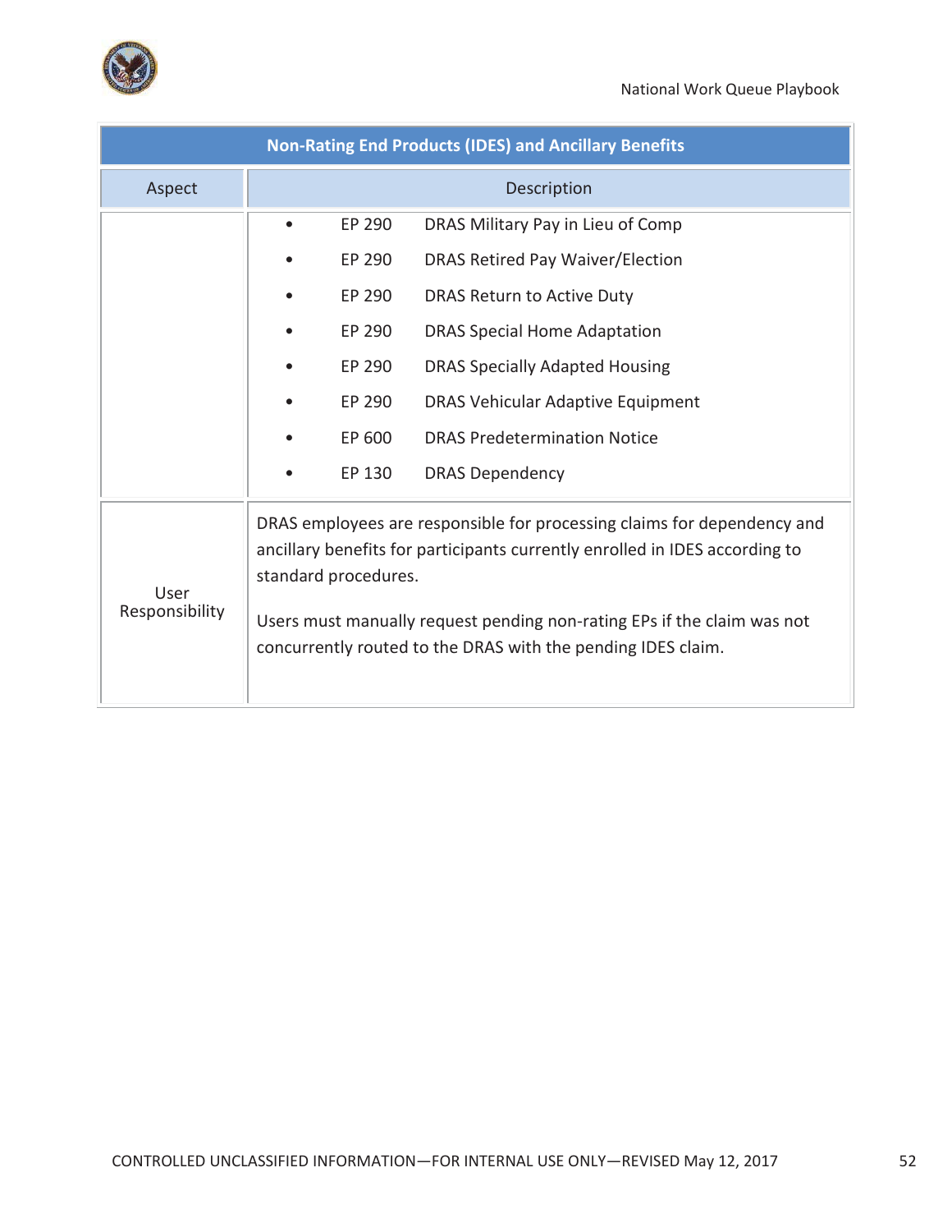| Non-Rating End Products (IDES) and Ancillary Benefits | |
|---|---|
| Aspect | Description |
| | • EP 290 DRAS Military Pay in Lieu of Comp<br>• EP 290 DRAS Retired Pay Waiver/Election<br>• EP 290 DRAS Return to Active Duty<br>• EP 290 DRAS Special Home Adaptation<br>• EP 290 DRAS Specially Adapted Housing<br>• EP 290 DRAS Vehicular Adaptive Equipment<br>• EP 600 DRAS Predetermination Notice<br>• EP 130 DRAS Dependency |
| User Responsibility | DRAS employees are responsible for processing claims for dependency and ancillary benefits for participants currently enrolled in IDES according to standard procedures.<br><br>Users must manually request pending non-rating EPs if the claim was not concurrently routed to the DRAS with the pending IDES claim. |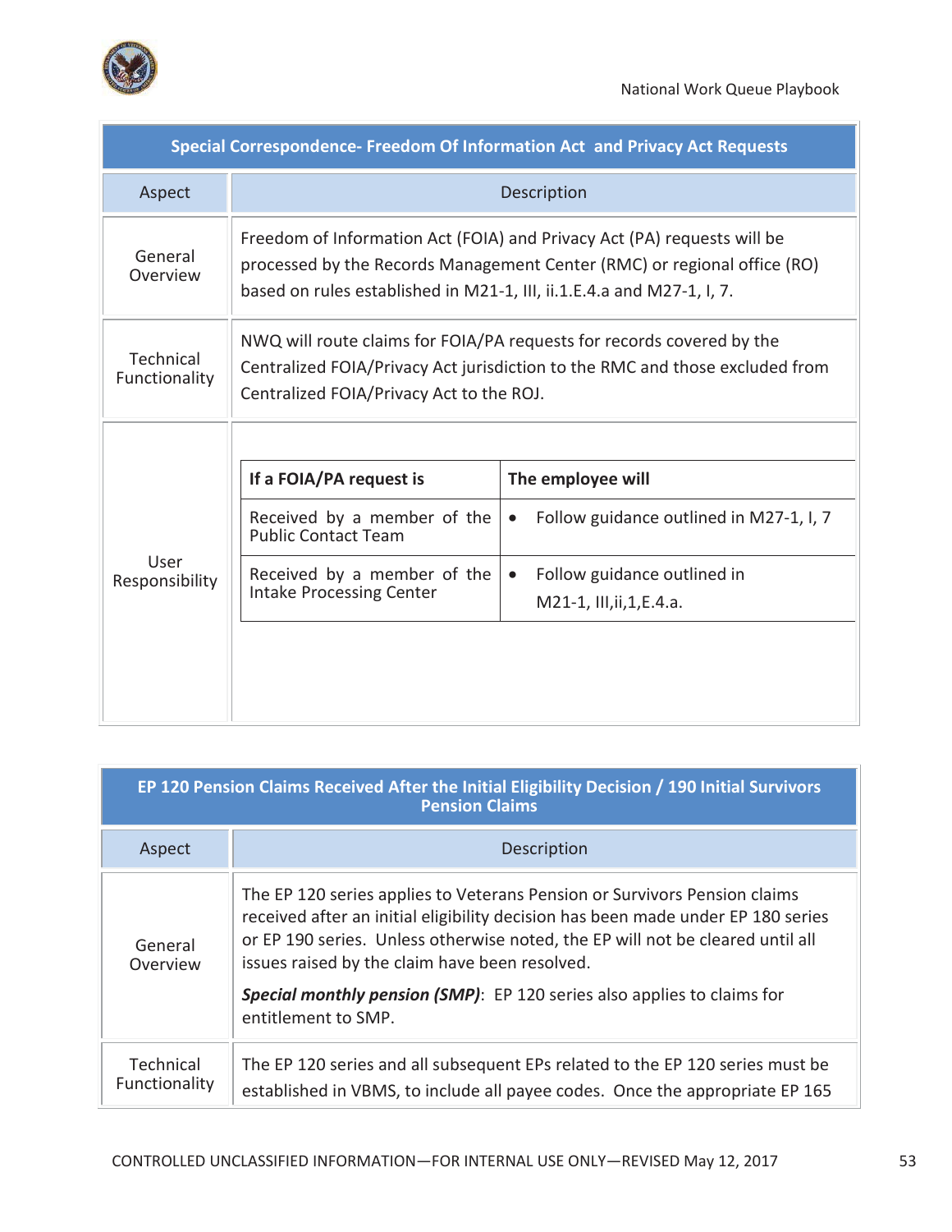| Special Correspondence- Freedom Of Information Act and Privacy Act Requests | |
|---|---|
| Aspect | Description |
| General Overview | Freedom of Information Act (FOIA) and Privacy Act (PA) requests will be processed by the Records Management Center (RMC) or regional office (RO) based on rules established in M21-1, III, ii.1.E.4.a and M27-1, I, 7. |
| Technical Functionality | NWQ will route claims for FOIA/PA requests for records covered by the Centralized FOIA/Privacy Act jurisdiction to the RMC and those excluded from Centralized FOIA/Privacy Act to the ROJ. |
| User Responsibility | **If a FOIA/PA request is** / **The employee will**<br>Received by a member of the Public Contact Team → • Follow guidance outlined in M27-1, I, 7<br>Received by a member of the Intake Processing Center → • Follow guidance outlined in M21-1, III,ii,1,E.4.a. |

| EP 120 Pension Claims Received After the Initial Eligibility Decision / 190 Initial Survivors Pension Claims | |
|---|---|
| Aspect | Description |
| General Overview | The EP 120 series applies to Veterans Pension or Survivors Pension claims received after an initial eligibility decision has been made under EP 180 series or EP 190 series. Unless otherwise noted, the EP will not be cleared until all issues raised by the claim have been resolved.<br><br>***Special monthly pension (SMP)***: EP 120 series also applies to claims for entitlement to SMP. |
| Technical Functionality | The EP 120 series and all subsequent EPs related to the EP 120 series must be established in VBMS, to include all payee codes. Once the appropriate EP 165 |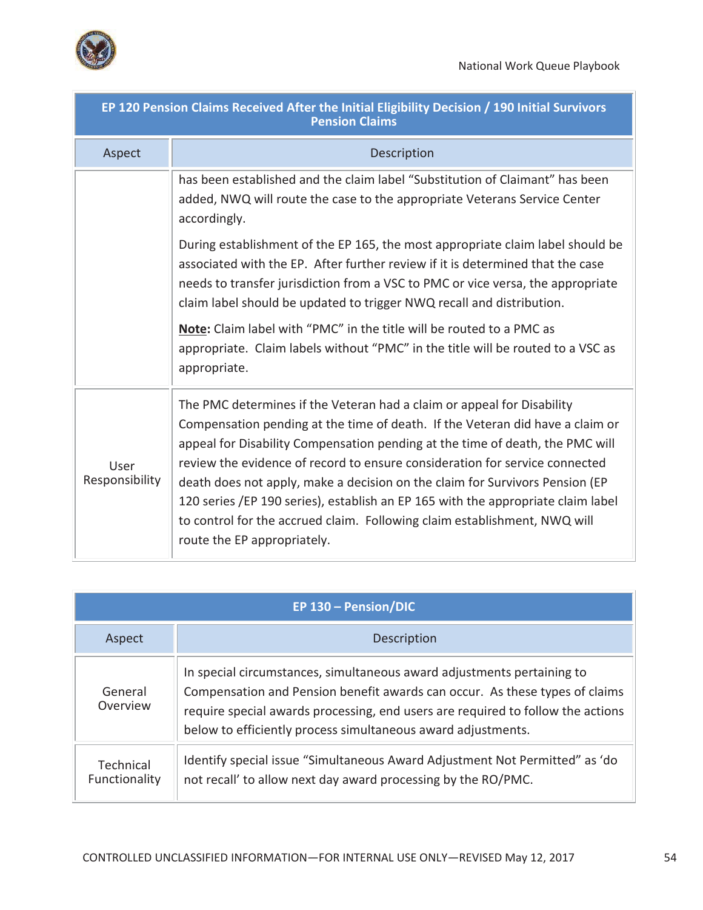| EP 120 Pension Claims Received After the Initial Eligibility Decision / 190 Initial Survivors Pension Claims | |
|---|---|
| **Aspect** | **Description** |
| | has been established and the claim label "Substitution of Claimant" has been added, NWQ will route the case to the appropriate Veterans Service Center accordingly.<br><br>During establishment of the EP 165, the most appropriate claim label should be associated with the EP. After further review if it is determined that the case needs to transfer jurisdiction from a VSC to PMC or vice versa, the appropriate claim label should be updated to trigger NWQ recall and distribution.<br><br>**Note:** Claim label with "PMC" in the title will be routed to a PMC as appropriate. Claim labels without "PMC" in the title will be routed to a VSC as appropriate. |
| User Responsibility | The PMC determines if the Veteran had a claim or appeal for Disability Compensation pending at the time of death. If the Veteran did have a claim or appeal for Disability Compensation pending at the time of death, the PMC will review the evidence of record to ensure consideration for service connected death does not apply, make a decision on the claim for Survivors Pension (EP 120 series /EP 190 series), establish an EP 165 with the appropriate claim label to control for the accrued claim. Following claim establishment, NWQ will route the EP appropriately. |

| EP 130 – Pension/DIC | |
|---|---|
| **Aspect** | **Description** |
| General Overview | In special circumstances, simultaneous award adjustments pertaining to Compensation and Pension benefit awards can occur. As these types of claims require special awards processing, end users are required to follow the actions below to efficiently process simultaneous award adjustments. |
| Technical Functionality | Identify special issue "Simultaneous Award Adjustment Not Permitted" as 'do not recall' to allow next day award processing by the RO/PMC. |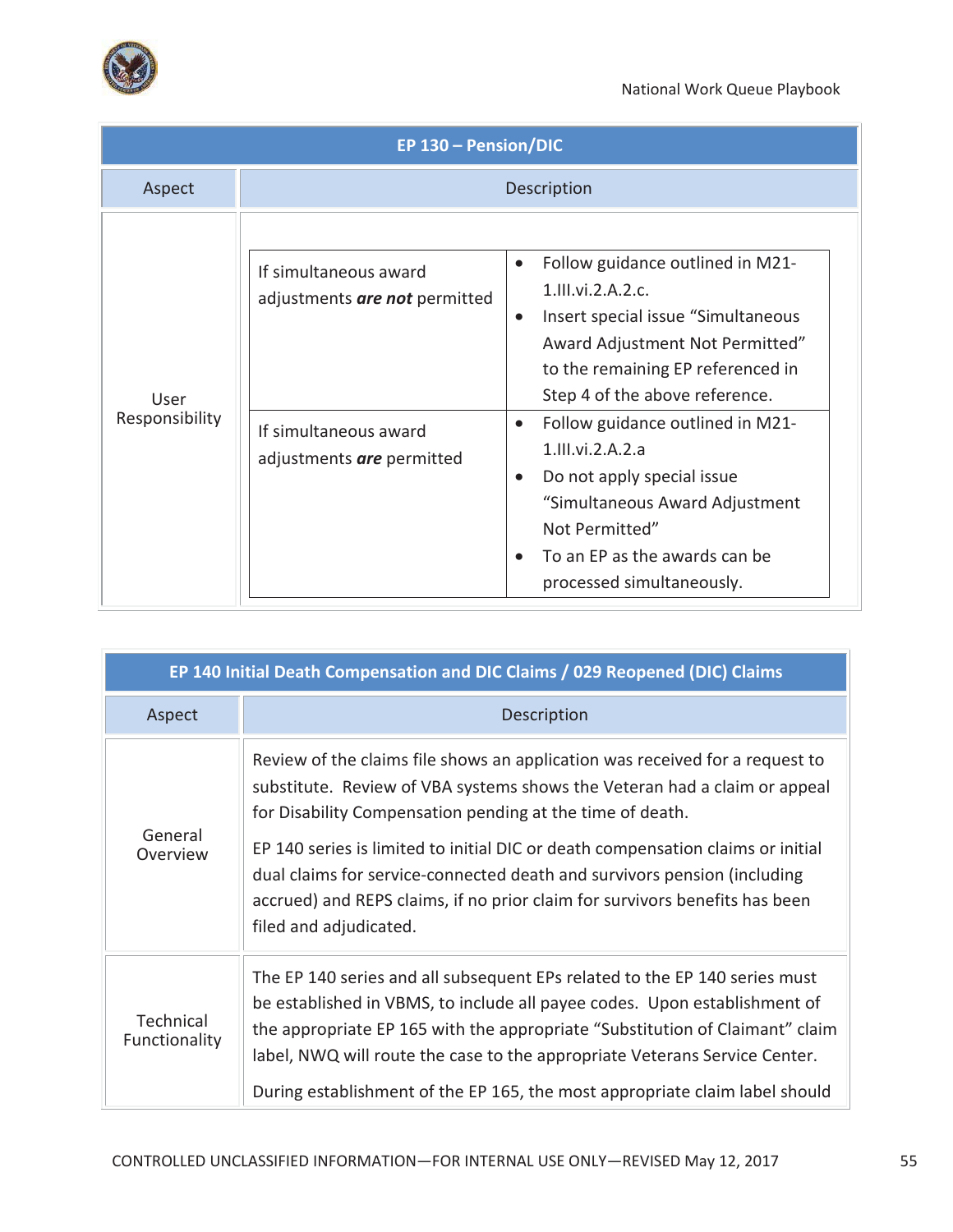| EP 130 – Pension/DIC | |
|---|---|
| **Aspect** | **Description** |
| User Responsibility | If simultaneous award adjustments ***are not*** permitted: • Follow guidance outlined in M21-1.III.vi.2.A.2.c. • Insert special issue "Simultaneous Award Adjustment Not Permitted" to the remaining EP referenced in Step 4 of the above reference. <br> If simultaneous award adjustments ***are*** permitted: • Follow guidance outlined in M21-1.III.vi.2.A.2.a • Do not apply special issue "Simultaneous Award Adjustment Not Permitted" • To an EP as the awards can be processed simultaneously. |

| EP 140 Initial Death Compensation and DIC Claims / 029 Reopened (DIC) Claims | |
|---|---|
| **Aspect** | **Description** |
| General Overview | Review of the claims file shows an application was received for a request to substitute. Review of VBA systems shows the Veteran had a claim or appeal for Disability Compensation pending at the time of death. <br> EP 140 series is limited to initial DIC or death compensation claims or initial dual claims for service-connected death and survivors pension (including accrued) and REPS claims, if no prior claim for survivors benefits has been filed and adjudicated. |
| Technical Functionality | The EP 140 series and all subsequent EPs related to the EP 140 series must be established in VBMS, to include all payee codes. Upon establishment of the appropriate EP 165 with the appropriate "Substitution of Claimant" claim label, NWQ will route the case to the appropriate Veterans Service Center. <br> During establishment of the EP 165, the most appropriate claim label should |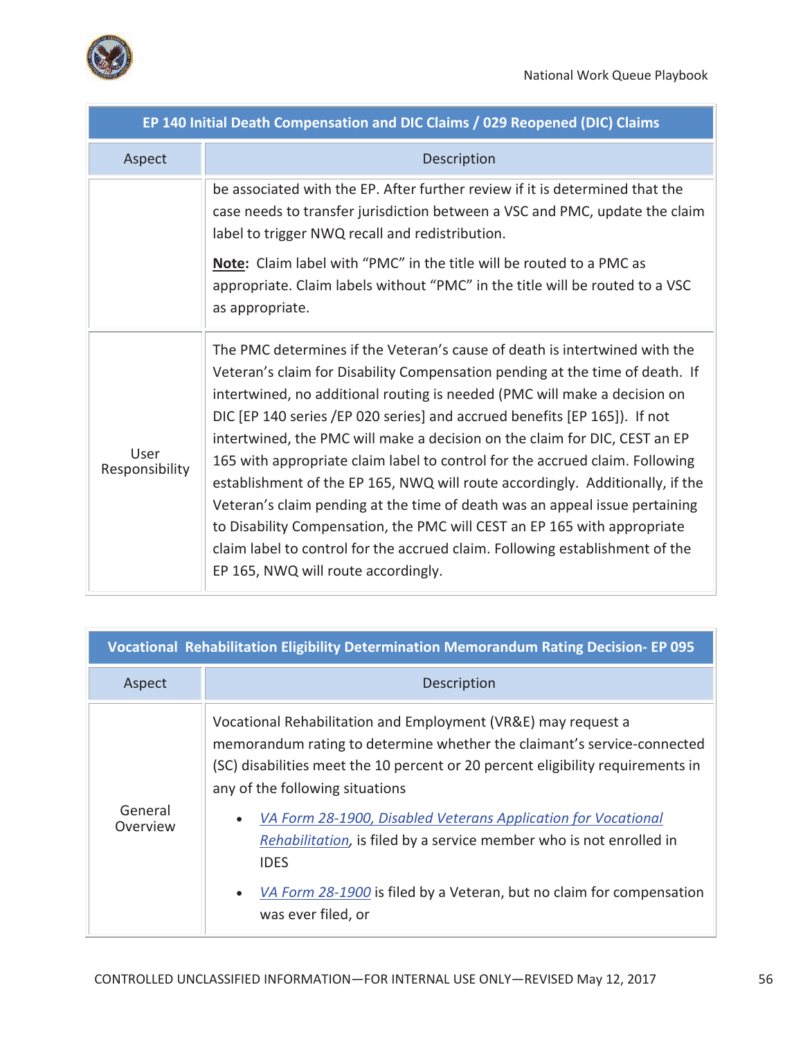| EP 140 Initial Death Compensation and DIC Claims / 029 Reopened (DIC) Claims | |
|---|---|
| Aspect | Description |
| | be associated with the EP. After further review if it is determined that the case needs to transfer jurisdiction between a VSC and PMC, update the claim label to trigger NWQ recall and redistribution.<br><br>**<u>Note</u>:** Claim label with "PMC" in the title will be routed to a PMC as appropriate. Claim labels without "PMC" in the title will be routed to a VSC as appropriate. |
| User Responsibility | The PMC determines if the Veteran's cause of death is intertwined with the Veteran's claim for Disability Compensation pending at the time of death. If intertwined, no additional routing is needed (PMC will make a decision on DIC [EP 140 series /EP 020 series] and accrued benefits [EP 165]). If not intertwined, the PMC will make a decision on the claim for DIC, CEST an EP 165 with appropriate claim label to control for the accrued claim. Following establishment of the EP 165, NWQ will route accordingly. Additionally, if the Veteran's claim pending at the time of death was an appeal issue pertaining to Disability Compensation, the PMC will CEST an EP 165 with appropriate claim label to control for the accrued claim. Following establishment of the EP 165, NWQ will route accordingly. |

| Vocational Rehabilitation Eligibility Determination Memorandum Rating Decision- EP 095 | |
|---|---|
| Aspect | Description |
| General Overview | Vocational Rehabilitation and Employment (VR&E) may request a memorandum rating to determine whether the claimant's service-connected (SC) disabilities meet the 10 percent or 20 percent eligibility requirements in any of the following situations<br><br>• *VA Form 28-1900, Disabled Veterans Application for Vocational Rehabilitation*, is filed by a service member who is not enrolled in IDES<br>• *VA Form 28-1900* is filed by a Veteran, but no claim for compensation was ever filed, or |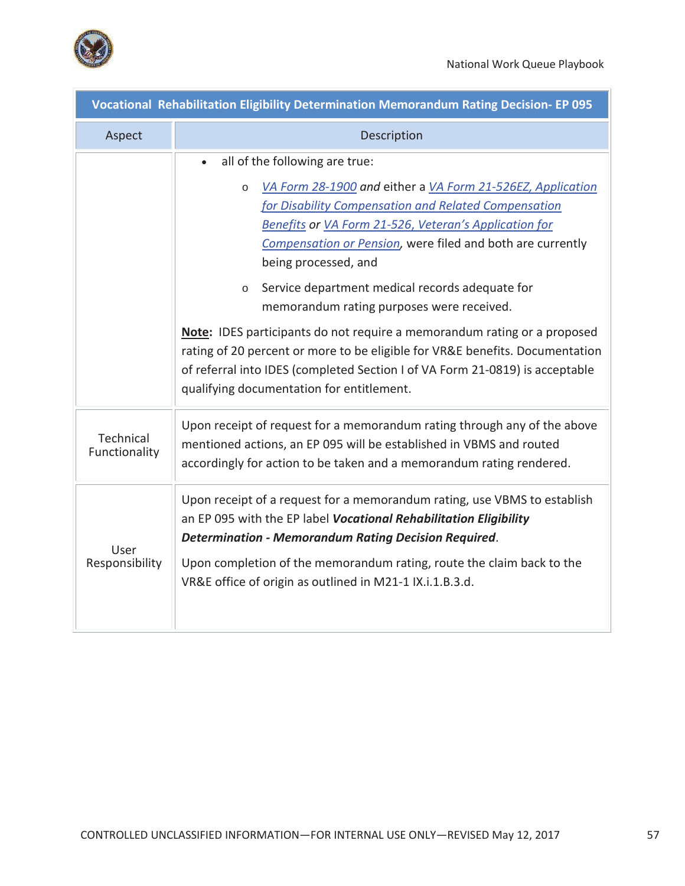| Vocational Rehabilitation Eligibility Determination Memorandum Rating Decision- EP 095 | |
|---|---|
| Aspect | Description |
| | • all of the following are true:<br>  o *VA Form 28-1900* *and* either a *VA Form 21-526EZ, Application for Disability Compensation and Related Compensation Benefits* *or* *VA Form 21-526, Veteran's Application for Compensation or Pension*, were filed and both are currently being processed, and<br>  o Service department medical records adequate for memorandum rating purposes were received.<br><br>**Note:** IDES participants do not require a memorandum rating or a proposed rating of 20 percent or more to be eligible for VR&E benefits. Documentation of referral into IDES (completed Section I of VA Form 21-0819) is acceptable qualifying documentation for entitlement. |
| Technical Functionality | Upon receipt of request for a memorandum rating through any of the above mentioned actions, an EP 095 will be established in VBMS and routed accordingly for action to be taken and a memorandum rating rendered. |
| User Responsibility | Upon receipt of a request for a memorandum rating, use VBMS to establish an EP 095 with the EP label ***Vocational Rehabilitation Eligibility Determination - Memorandum Rating Decision Required***.<br><br>Upon completion of the memorandum rating, route the claim back to the VR&E office of origin as outlined in M21-1 IX.i.1.B.3.d. |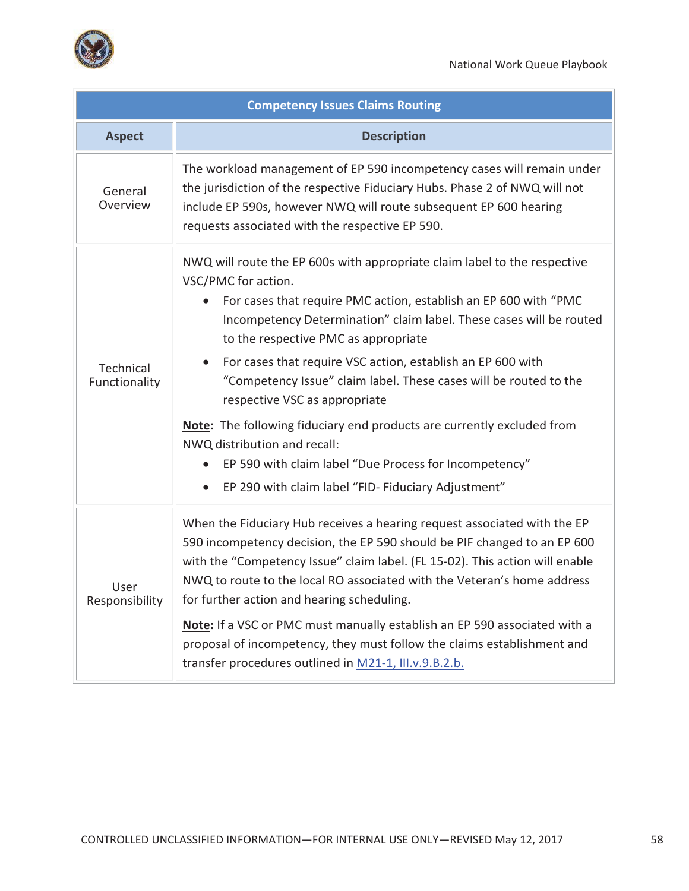| Competency Issues Claims Routing | |
|---|---|
| **Aspect** | **Description** |
| General Overview | The workload management of EP 590 incompetency cases will remain under the jurisdiction of the respective Fiduciary Hubs. Phase 2 of NWQ will not include EP 590s, however NWQ will route subsequent EP 600 hearing requests associated with the respective EP 590. |
| Technical Functionality | NWQ will route the EP 600s with appropriate claim label to the respective VSC/PMC for action.<br>• For cases that require PMC action, establish an EP 600 with "PMC Incompetency Determination" claim label. These cases will be routed to the respective PMC as appropriate<br>• For cases that require VSC action, establish an EP 600 with "Competency Issue" claim label. These cases will be routed to the respective VSC as appropriate<br><br>**Note**: The following fiduciary end products are currently excluded from NWQ distribution and recall:<br>• EP 590 with claim label "Due Process for Incompetency"<br>• EP 290 with claim label "FID- Fiduciary Adjustment" |
| User Responsibility | When the Fiduciary Hub receives a hearing request associated with the EP 590 incompetency decision, the EP 590 should be PIF changed to an EP 600 with the "Competency Issue" claim label. (FL 15-02). This action will enable NWQ to route to the local RO associated with the Veteran's home address for further action and hearing scheduling.<br><br>**Note:** If a VSC or PMC must manually establish an EP 590 associated with a proposal of incompetency, they must follow the claims establishment and transfer procedures outlined in M21-1, III.v.9.B.2.b. |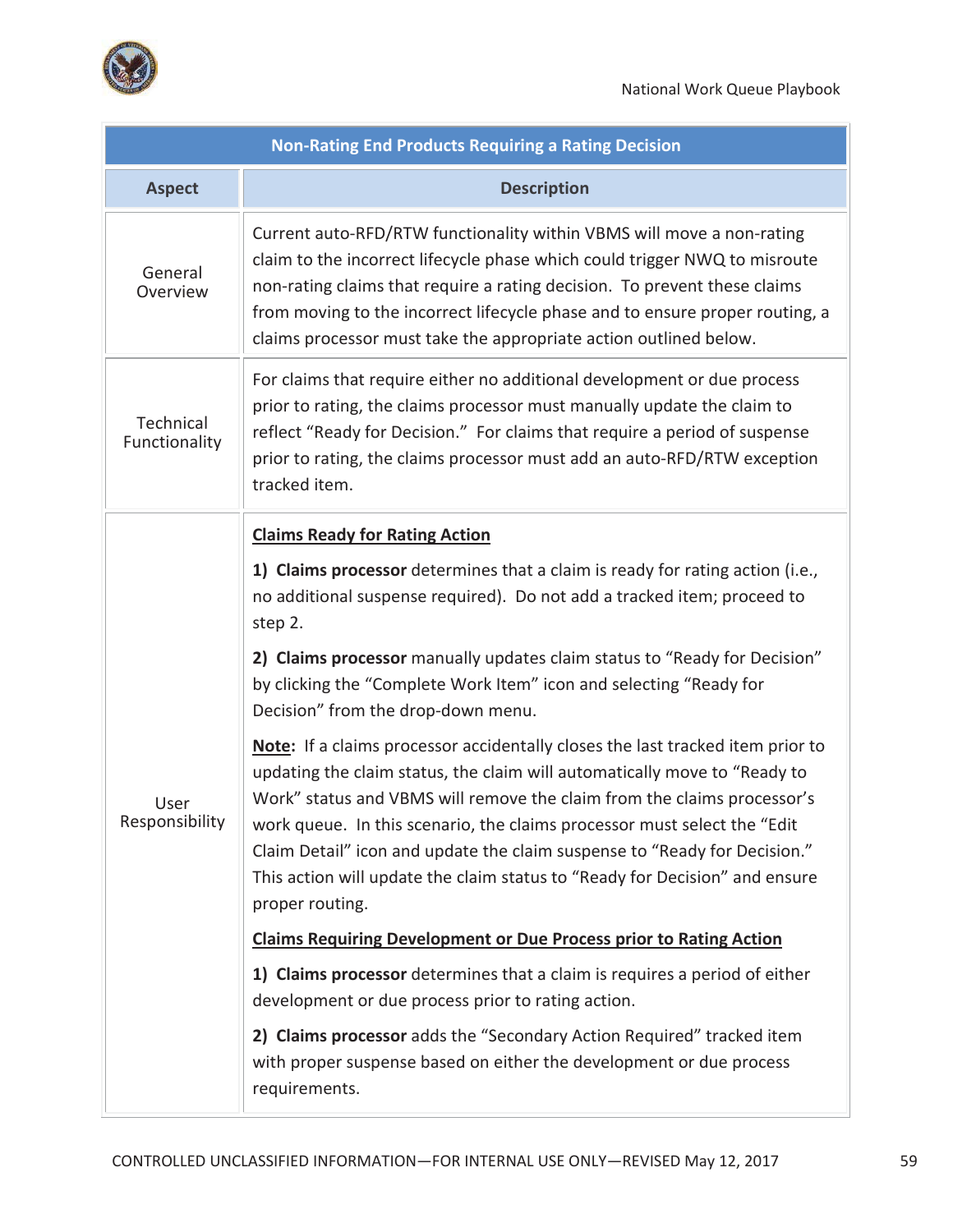| Non-Rating End Products Requiring a Rating Decision | |
|---|---|
| **Aspect** | **Description** |
| General Overview | Current auto-RFD/RTW functionality within VBMS will move a non-rating claim to the incorrect lifecycle phase which could trigger NWQ to misroute non-rating claims that require a rating decision. To prevent these claims from moving to the incorrect lifecycle phase and to ensure proper routing, a claims processor must take the appropriate action outlined below. |
| Technical Functionality | For claims that require either no additional development or due process prior to rating, the claims processor must manually update the claim to reflect "Ready for Decision." For claims that require a period of suspense prior to rating, the claims processor must add an auto-RFD/RTW exception tracked item. |
| User Responsibility | **Claims Ready for Rating Action**<br><br>**1) Claims processor** determines that a claim is ready for rating action (i.e., no additional suspense required). Do not add a tracked item; proceed to step 2.<br><br>**2) Claims processor** manually updates claim status to "Ready for Decision" by clicking the "Complete Work Item" icon and selecting "Ready for Decision" from the drop-down menu.<br><br>**Note:** If a claims processor accidentally closes the last tracked item prior to updating the claim status, the claim will automatically move to "Ready to Work" status and VBMS will remove the claim from the claims processor's work queue. In this scenario, the claims processor must select the "Edit Claim Detail" icon and update the claim suspense to "Ready for Decision." This action will update the claim status to "Ready for Decision" and ensure proper routing.<br><br>**Claims Requiring Development or Due Process prior to Rating Action**<br><br>**1) Claims processor** determines that a claim is requires a period of either development or due process prior to rating action.<br><br>**2) Claims processor** adds the "Secondary Action Required" tracked item with proper suspense based on either the development or due process requirements. |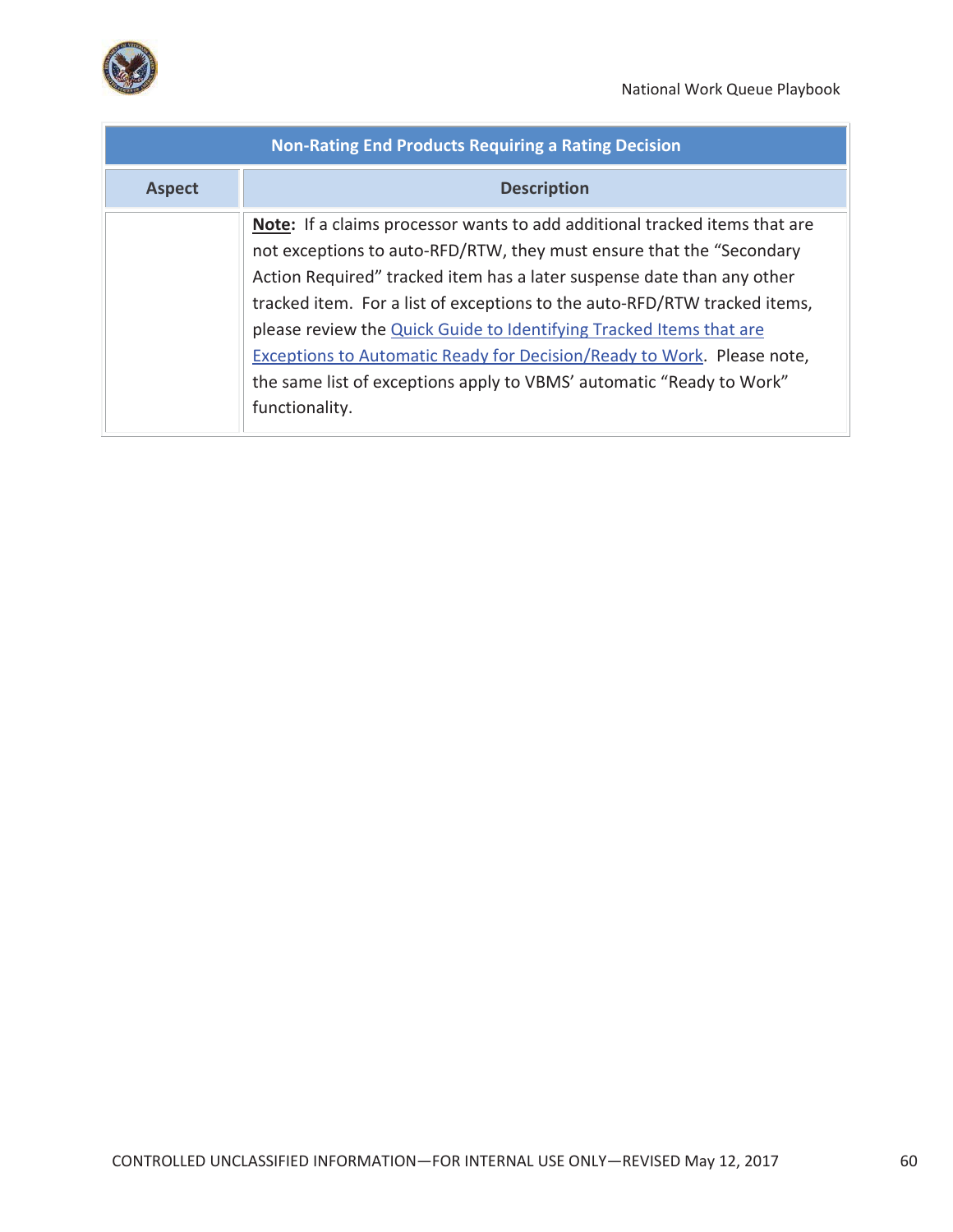| Non-Rating End Products Requiring a Rating Decision | |
|---|---|
| **Aspect** | **Description** |
| | **Note:** If a claims processor wants to add additional tracked items that are not exceptions to auto-RFD/RTW, they must ensure that the "Secondary Action Required" tracked item has a later suspense date than any other tracked item. For a list of exceptions to the auto-RFD/RTW tracked items, please review the Quick Guide to Identifying Tracked Items that are Exceptions to Automatic Ready for Decision/Ready to Work. Please note, the same list of exceptions apply to VBMS' automatic "Ready to Work" functionality. |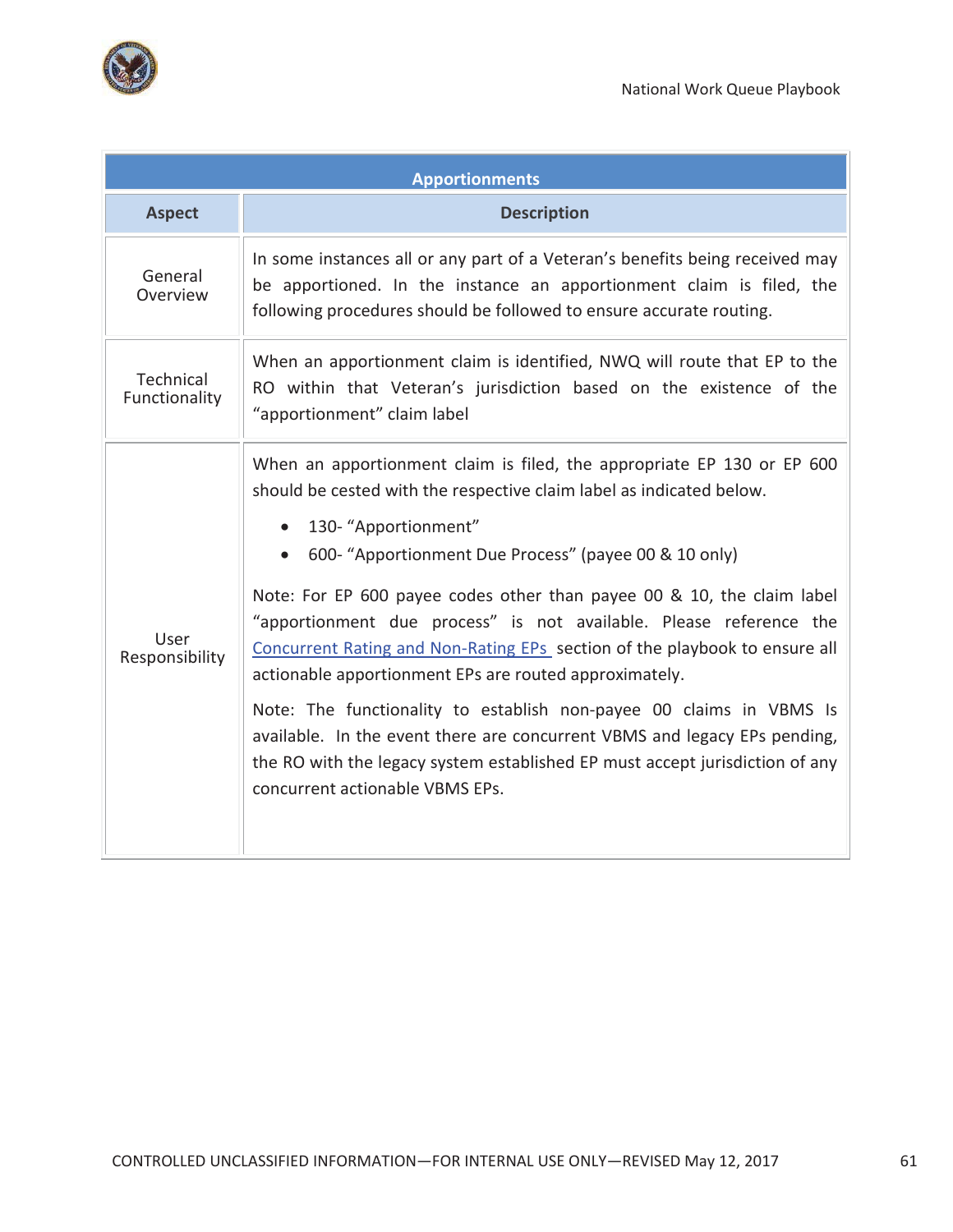| Apportionments | |
|---|---|
| **Aspect** | **Description** |
| General Overview | In some instances all or any part of a Veteran's benefits being received may be apportioned. In the instance an apportionment claim is filed, the following procedures should be followed to ensure accurate routing. |
| Technical Functionality | When an apportionment claim is identified, NWQ will route that EP to the RO within that Veteran's jurisdiction based on the existence of the "apportionment" claim label |
| User Responsibility | When an apportionment claim is filed, the appropriate EP 130 or EP 600 should be cested with the respective claim label as indicated below.<br><br>• 130- "Apportionment"<br>• 600- "Apportionment Due Process" (payee 00 & 10 only)<br><br>Note: For EP 600 payee codes other than payee 00 & 10, the claim label "apportionment due process" is not available. Please reference the Concurrent Rating and Non-Rating EPs section of the playbook to ensure all actionable apportionment EPs are routed approximately.<br><br>Note: The functionality to establish non-payee 00 claims in VBMS Is available. In the event there are concurrent VBMS and legacy EPs pending, the RO with the legacy system established EP must accept jurisdiction of any concurrent actionable VBMS EPs. |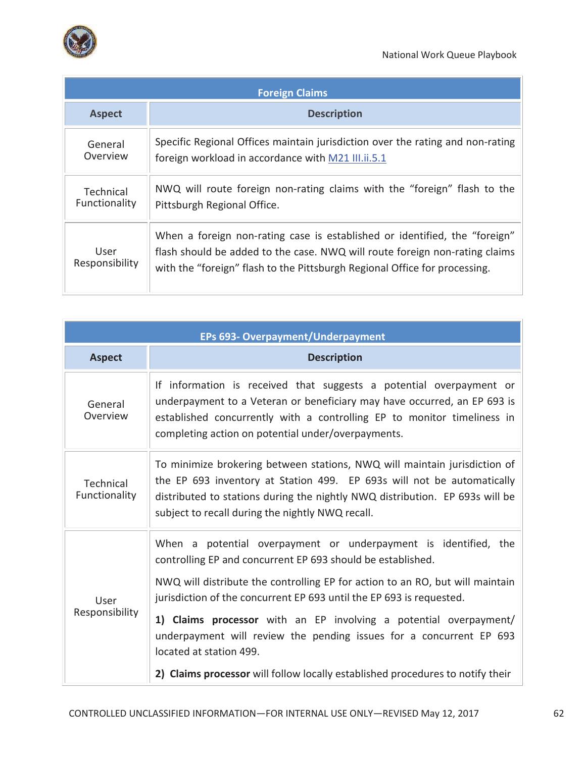| Foreign Claims | |
|---|---|
| **Aspect** | **Description** |
| General Overview | Specific Regional Offices maintain jurisdiction over the rating and non-rating foreign workload in accordance with M21 III.ii.5.1 |
| Technical Functionality | NWQ will route foreign non-rating claims with the "foreign" flash to the Pittsburgh Regional Office. |
| User Responsibility | When a foreign non-rating case is established or identified, the "foreign" flash should be added to the case. NWQ will route foreign non-rating claims with the "foreign" flash to the Pittsburgh Regional Office for processing. |

| EPs 693- Overpayment/Underpayment | |
|---|---|
| **Aspect** | **Description** |
| General Overview | If information is received that suggests a potential overpayment or underpayment to a Veteran or beneficiary may have occurred, an EP 693 is established concurrently with a controlling EP to monitor timeliness in completing action on potential under/overpayments. |
| Technical Functionality | To minimize brokering between stations, NWQ will maintain jurisdiction of the EP 693 inventory at Station 499. EP 693s will not be automatically distributed to stations during the nightly NWQ distribution. EP 693s will be subject to recall during the nightly NWQ recall. |
| User Responsibility | When a potential overpayment or underpayment is identified, the controlling EP and concurrent EP 693 should be established. <br><br> NWQ will distribute the controlling EP for action to an RO, but will maintain jurisdiction of the concurrent EP 693 until the EP 693 is requested. <br><br> **1) Claims processor** with an EP involving a potential overpayment/ underpayment will review the pending issues for a concurrent EP 693 located at station 499. <br><br> **2) Claims processor** will follow locally established procedures to notify their |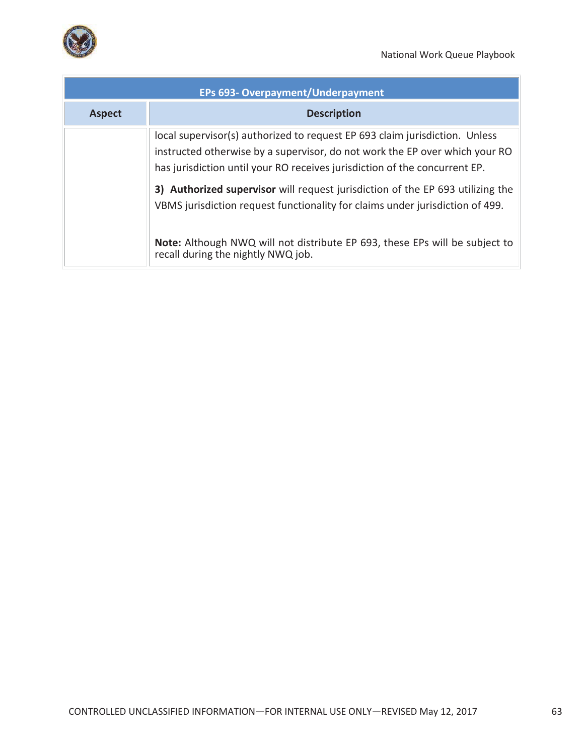| EPs 693- Overpayment/Underpayment | |
|---|---|
| **Aspect** | **Description** |
| | local supervisor(s) authorized to request EP 693 claim jurisdiction. Unless instructed otherwise by a supervisor, do not work the EP over which your RO has jurisdiction until your RO receives jurisdiction of the concurrent EP.<br><br>**3) Authorized supervisor** will request jurisdiction of the EP 693 utilizing the VBMS jurisdiction request functionality for claims under jurisdiction of 499.<br><br>**Note:** Although NWQ will not distribute EP 693, these EPs will be subject to recall during the nightly NWQ job. |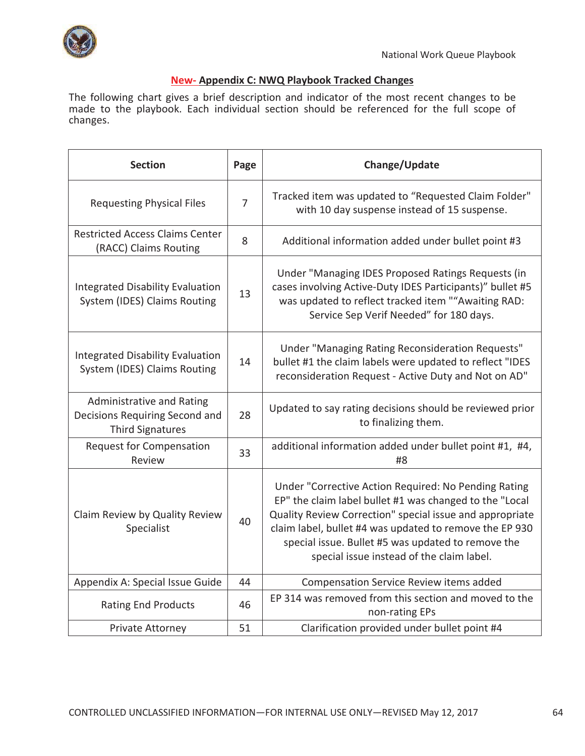## New- Appendix C: NWQ Playbook Tracked Changes

The following chart gives a brief description and indicator of the most recent changes to be made to the playbook. Each individual section should be referenced for the full scope of changes.

| Section | Page | Change/Update |
|---|---|---|
| Requesting Physical Files | 7 | Tracked item was updated to "Requested Claim Folder" with 10 day suspense instead of 15 suspense. |
| Restricted Access Claims Center (RACC) Claims Routing | 8 | Additional information added under bullet point #3 |
| Integrated Disability Evaluation System (IDES) Claims Routing | 13 | Under "Managing IDES Proposed Ratings Requests (in cases involving Active-Duty IDES Participants)" bullet #5 was updated to reflect tracked item ""Awaiting RAD: Service Sep Verif Needed" for 180 days. |
| Integrated Disability Evaluation System (IDES) Claims Routing | 14 | Under "Managing Rating Reconsideration Requests" bullet #1 the claim labels were updated to reflect "IDES reconsideration Request - Active Duty and Not on AD" |
| Administrative and Rating Decisions Requiring Second and Third Signatures | 28 | Updated to say rating decisions should be reviewed prior to finalizing them. |
| Request for Compensation Review | 33 | additional information added under bullet point #1, #4, #8 |
| Claim Review by Quality Review Specialist | 40 | Under "Corrective Action Required: No Pending Rating EP" the claim label bullet #1 was changed to the "Local Quality Review Correction" special issue and appropriate claim label, bullet #4 was updated to remove the EP 930 special issue. Bullet #5 was updated to remove the special issue instead of the claim label. |
| Appendix A: Special Issue Guide | 44 | Compensation Service Review items added |
| Rating End Products | 46 | EP 314 was removed from this section and moved to the non-rating EPs |
| Private Attorney | 51 | Clarification provided under bullet point #4 |